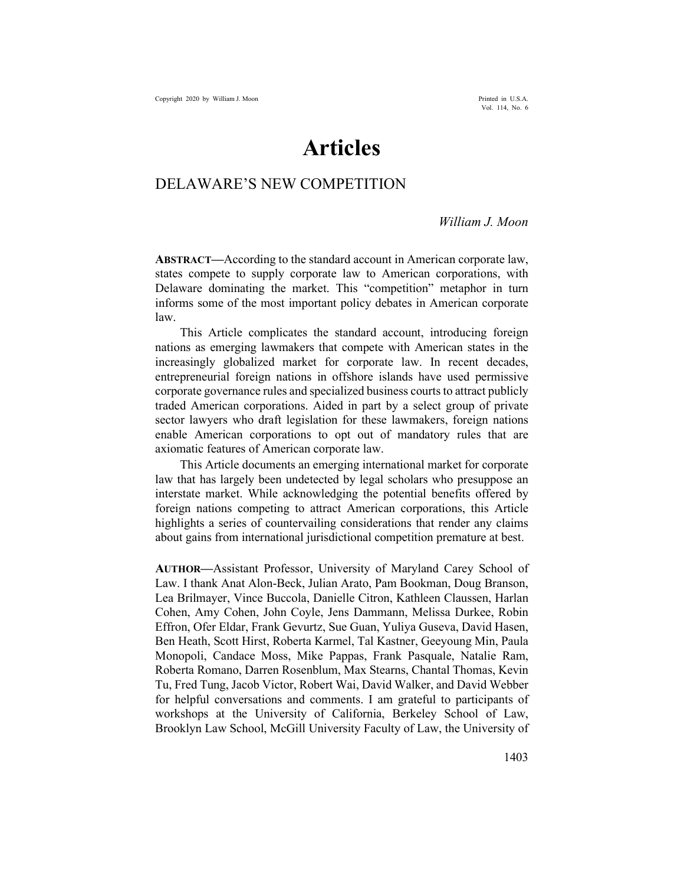# Articles

## DELAWARE'S NEW COMPETITION

*William J. Moon*

**ABSTRACT—**According to the standard account in American corporate law, states compete to supply corporate law to American corporations, with Delaware dominating the market. This "competition" metaphor in turn informs some of the most important policy debates in American corporate law.

This Article complicates the standard account, introducing foreign nations as emerging lawmakers that compete with American states in the increasingly globalized market for corporate law. In recent decades, entrepreneurial foreign nations in offshore islands have used permissive corporate governance rules and specialized business courts to attract publicly traded American corporations. Aided in part by a select group of private sector lawyers who draft legislation for these lawmakers, foreign nations enable American corporations to opt out of mandatory rules that are axiomatic features of American corporate law.

This Article documents an emerging international market for corporate law that has largely been undetected by legal scholars who presuppose an interstate market. While acknowledging the potential benefits offered by foreign nations competing to attract American corporations, this Article highlights a series of countervailing considerations that render any claims about gains from international jurisdictional competition premature at best.

**AUTHOR—**Assistant Professor, University of Maryland Carey School of Law. I thank Anat Alon-Beck, Julian Arato, Pam Bookman, Doug Branson, Lea Brilmayer, Vince Buccola, Danielle Citron, Kathleen Claussen, Harlan Cohen, Amy Cohen, John Coyle, Jens Dammann, Melissa Durkee, Robin Effron, Ofer Eldar, Frank Gevurtz, Sue Guan, Yuliya Guseva, David Hasen, Ben Heath, Scott Hirst, Roberta Karmel, Tal Kastner, Geeyoung Min, Paula Monopoli, Candace Moss, Mike Pappas, Frank Pasquale, Natalie Ram, Roberta Romano, Darren Rosenblum, Max Stearns, Chantal Thomas, Kevin Tu, Fred Tung, Jacob Victor, Robert Wai, David Walker, and David Webber for helpful conversations and comments. I am grateful to participants of workshops at the University of California, Berkeley School of Law, Brooklyn Law School, McGill University Faculty of Law, the University of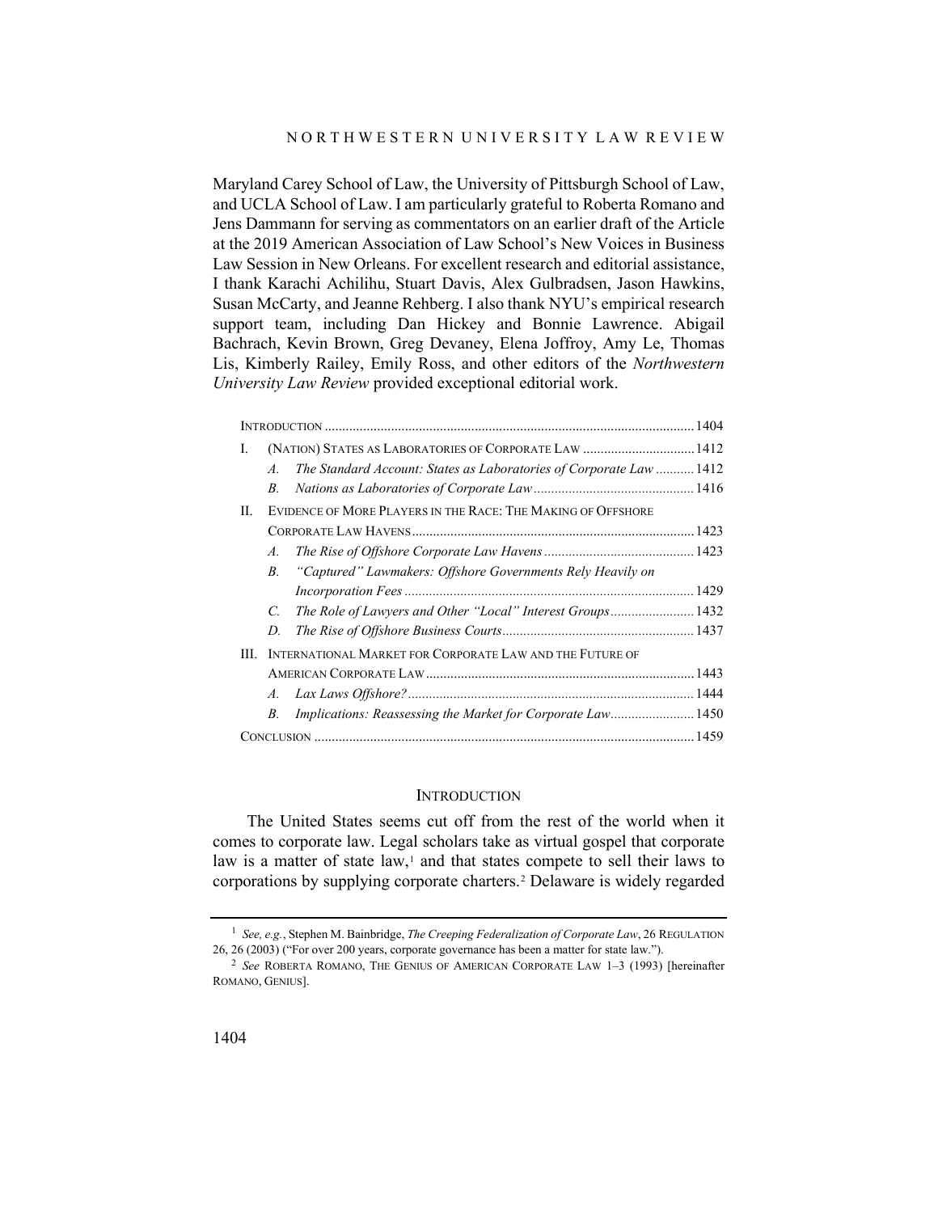Maryland Carey School of Law, the University of Pittsburgh School of Law, and UCLA School of Law. I am particularly grateful to Roberta Romano and Jens Dammann for serving as commentators on an earlier draft of the Article at the 2019 American Association of Law School's New Voices in Business Law Session in New Orleans. For excellent research and editorial assistance, I thank Karachi Achilihu, Stuart Davis, Alex Gulbradsen, Jason Hawkins, Susan McCarty, and Jeanne Rehberg. I also thank NYU's empirical research support team, including Dan Hickey and Bonnie Lawrence. Abigail Bachrach, Kevin Brown, Greg Devaney, Elena Joffroy, Amy Le, Thomas Lis, Kimberly Railey, Emily Ross, and other editors of the *Northwestern University Law Review* provided exceptional editorial work.

| | |
|---|---|
| INTRODUCTION | 1404 |
| I. (NATION) STATES AS LABORATORIES OF CORPORATE LAW | 1412 |
| *A. The Standard Account: States as Laboratories of Corporate Law* | 1412 |
| *B. Nations as Laboratories of Corporate Law* | 1416 |
| II. EVIDENCE OF MORE PLAYERS IN THE RACE: THE MAKING OF OFFSHORE CORPORATE LAW HAVENS | 1423 |
| *A. The Rise of Offshore Corporate Law Havens* | 1423 |
| *B. "Captured" Lawmakers: Offshore Governments Rely Heavily on Incorporation Fees* | 1429 |
| *C. The Role of Lawyers and Other "Local" Interest Groups* | 1432 |
| *D. The Rise of Offshore Business Courts* | 1437 |
| III. INTERNATIONAL MARKET FOR CORPORATE LAW AND THE FUTURE OF AMERICAN CORPORATE LAW | 1443 |
| *A. Lax Laws Offshore?* | 1444 |
| *B. Implications: Reassessing the Market for Corporate Law* | 1450 |
| CONCLUSION | 1459 |

## INTRODUCTION

The United States seems cut off from the rest of the world when it comes to corporate law. Legal scholars take as virtual gospel that corporate law is a matter of state law,[1] and that states compete to sell their laws to corporations by supplying corporate charters.[2] Delaware is widely regarded

---

[1] *See, e.g.*, Stephen M. Bainbridge, *The Creeping Federalization of Corporate Law*, 26 REGULATION 26, 26 (2003) ("For over 200 years, corporate governance has been a matter for state law.").

[2] *See* ROBERTA ROMANO, THE GENIUS OF AMERICAN CORPORATE LAW 1–3 (1993) [hereinafter ROMANO, GENIUS].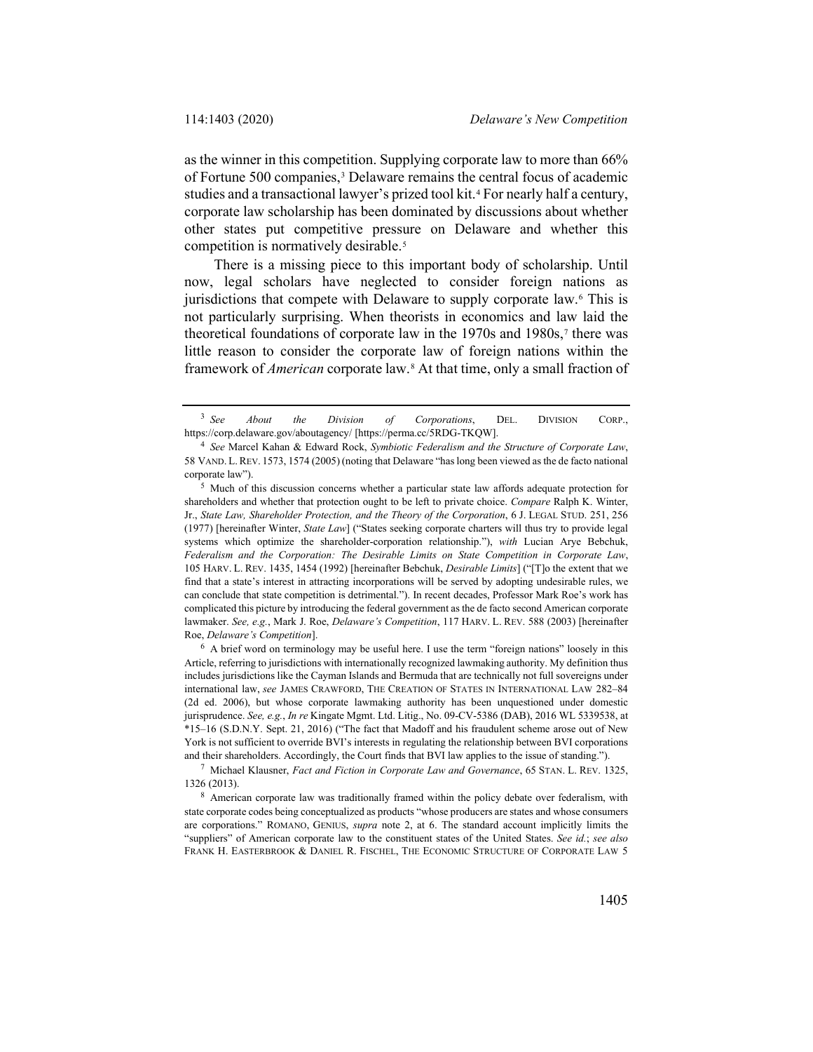as the winner in this competition. Supplying corporate law to more than 66% of Fortune 500 companies,[3] Delaware remains the central focus of academic studies and a transactional lawyer's prized tool kit.[4] For nearly half a century, corporate law scholarship has been dominated by discussions about whether other states put competitive pressure on Delaware and whether this competition is normatively desirable.[5]

There is a missing piece to this important body of scholarship. Until now, legal scholars have neglected to consider foreign nations as jurisdictions that compete with Delaware to supply corporate law.[6] This is not particularly surprising. When theorists in economics and law laid the theoretical foundations of corporate law in the 1970s and 1980s,[7] there was little reason to consider the corporate law of foreign nations within the framework of *American* corporate law.[8] At that time, only a small fraction of

---

[3] *See About the Division of Corporations*, DEL. DIVISION CORP., https://corp.delaware.gov/aboutagency/ [https://perma.cc/5RDG-TKQW].

[4] *See* Marcel Kahan & Edward Rock, *Symbiotic Federalism and the Structure of Corporate Law*, 58 VAND. L. REV. 1573, 1574 (2005) (noting that Delaware "has long been viewed as the de facto national corporate law").

[5] Much of this discussion concerns whether a particular state law affords adequate protection for shareholders and whether that protection ought to be left to private choice. *Compare* Ralph K. Winter, Jr., *State Law, Shareholder Protection, and the Theory of the Corporation*, 6 J. LEGAL STUD. 251, 256 (1977) [hereinafter Winter, *State Law*] ("States seeking corporate charters will thus try to provide legal systems which optimize the shareholder-corporation relationship."), *with* Lucian Arye Bebchuk, *Federalism and the Corporation: The Desirable Limits on State Competition in Corporate Law*, 105 HARV. L. REV. 1435, 1454 (1992) [hereinafter Bebchuk, *Desirable Limits*] ("[T]o the extent that we find that a state's interest in attracting incorporations will be served by adopting undesirable rules, we can conclude that state competition is detrimental."). In recent decades, Professor Mark Roe's work has complicated this picture by introducing the federal government as the de facto second American corporate lawmaker. *See, e.g.*, Mark J. Roe, *Delaware's Competition*, 117 HARV. L. REV. 588 (2003) [hereinafter Roe, *Delaware's Competition*].

[6] A brief word on terminology may be useful here. I use the term "foreign nations" loosely in this Article, referring to jurisdictions with internationally recognized lawmaking authority. My definition thus includes jurisdictions like the Cayman Islands and Bermuda that are technically not full sovereigns under international law, *see* JAMES CRAWFORD, THE CREATION OF STATES IN INTERNATIONAL LAW 282–84 (2d ed. 2006), but whose corporate lawmaking authority has been unquestioned under domestic jurisprudence. *See, e.g.*, *In re* Kingate Mgmt. Ltd. Litig., No. 09-CV-5386 (DAB), 2016 WL 5339538, at *15–16 (S.D.N.Y. Sept. 21, 2016) ("The fact that Madoff and his fraudulent scheme arose out of New York is not sufficient to override BVI's interests in regulating the relationship between BVI corporations and their shareholders. Accordingly, the Court finds that BVI law applies to the issue of standing.").

[7] Michael Klausner, *Fact and Fiction in Corporate Law and Governance*, 65 STAN. L. REV. 1325, 1326 (2013).

[8] American corporate law was traditionally framed within the policy debate over federalism, with state corporate codes being conceptualized as products "whose producers are states and whose consumers are corporations." ROMANO, GENIUS, *supra* note 2, at 6. The standard account implicitly limits the "suppliers" of American corporate law to the constituent states of the United States. *See id.*; *see also* FRANK H. EASTERBROOK & DANIEL R. FISCHEL, THE ECONOMIC STRUCTURE OF CORPORATE LAW 5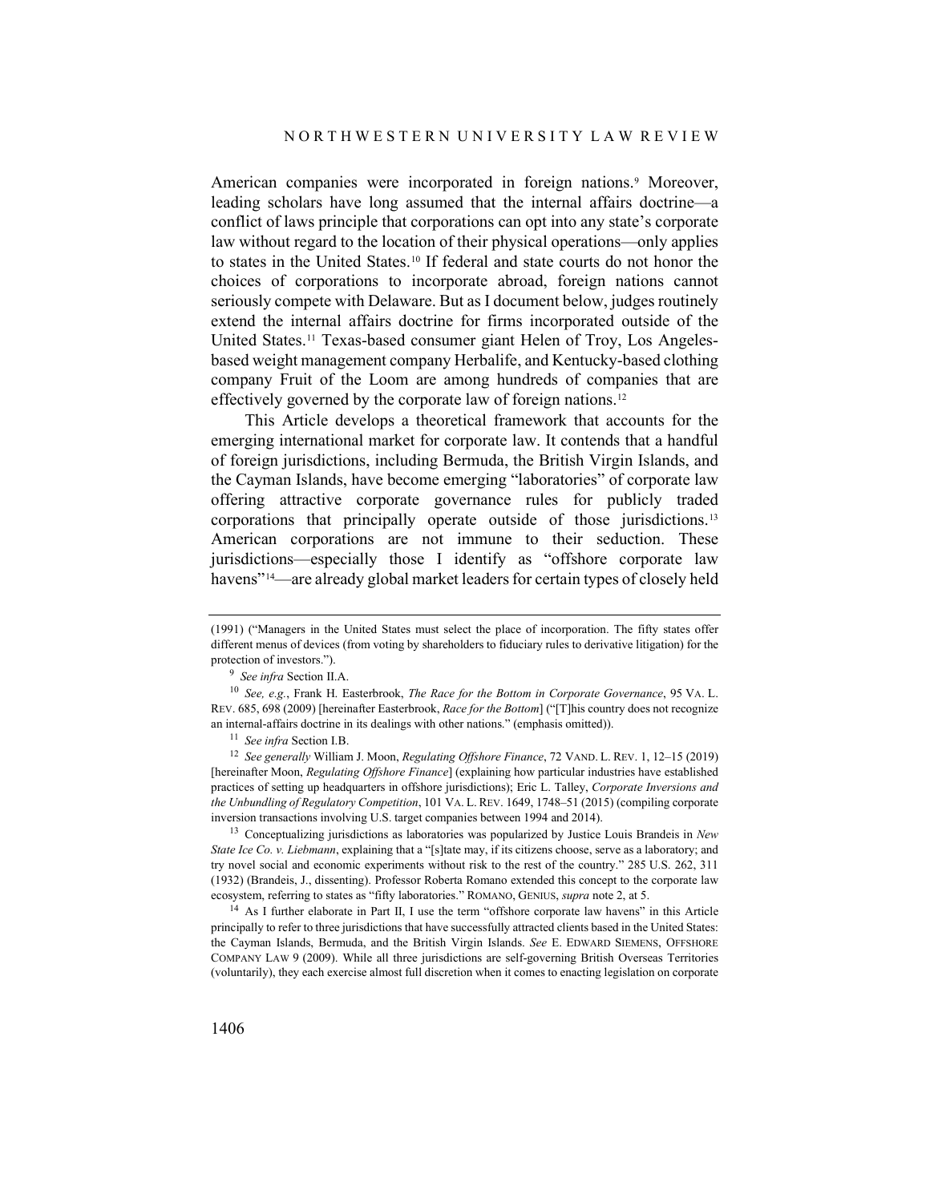American companies were incorporated in foreign nations.[9] Moreover, leading scholars have long assumed that the internal affairs doctrine—a conflict of laws principle that corporations can opt into any state's corporate law without regard to the location of their physical operations—only applies to states in the United States.[10] If federal and state courts do not honor the choices of corporations to incorporate abroad, foreign nations cannot seriously compete with Delaware. But as I document below, judges routinely extend the internal affairs doctrine for firms incorporated outside of the United States.[11] Texas-based consumer giant Helen of Troy, Los Angeles-based weight management company Herbalife, and Kentucky-based clothing company Fruit of the Loom are among hundreds of companies that are effectively governed by the corporate law of foreign nations.[12]

This Article develops a theoretical framework that accounts for the emerging international market for corporate law. It contends that a handful of foreign jurisdictions, including Bermuda, the British Virgin Islands, and the Cayman Islands, have become emerging "laboratories" of corporate law offering attractive corporate governance rules for publicly traded corporations that principally operate outside of those jurisdictions.[13] American corporations are not immune to their seduction. These jurisdictions—especially those I identify as "offshore corporate law havens"[14]—are already global market leaders for certain types of closely held

---

(1991) ("Managers in the United States must select the place of incorporation. The fifty states offer different menus of devices (from voting by shareholders to fiduciary rules to derivative litigation) for the protection of investors.").

[9] *See infra* Section II.A.

[10] *See, e.g.*, Frank H. Easterbrook, *The Race for the Bottom in Corporate Governance*, 95 VA. L. REV. 685, 698 (2009) [hereinafter Easterbrook, *Race for the Bottom*] ("[T]his country does not recognize an internal-affairs doctrine in its dealings with other nations." (emphasis omitted)).

[11] *See infra* Section I.B.

[12] *See generally* William J. Moon, *Regulating Offshore Finance*, 72 VAND. L. REV. 1, 12–15 (2019) [hereinafter Moon, *Regulating Offshore Finance*] (explaining how particular industries have established practices of setting up headquarters in offshore jurisdictions); Eric L. Talley, *Corporate Inversions and the Unbundling of Regulatory Competition*, 101 VA. L. REV. 1649, 1748–51 (2015) (compiling corporate inversion transactions involving U.S. target companies between 1994 and 2014).

[13] Conceptualizing jurisdictions as laboratories was popularized by Justice Louis Brandeis in *New State Ice Co. v. Liebmann*, explaining that a "[s]tate may, if its citizens choose, serve as a laboratory; and try novel social and economic experiments without risk to the rest of the country." 285 U.S. 262, 311 (1932) (Brandeis, J., dissenting). Professor Roberta Romano extended this concept to the corporate law ecosystem, referring to states as "fifty laboratories." ROMANO, GENIUS, *supra* note 2, at 5.

[14] As I further elaborate in Part II, I use the term "offshore corporate law havens" in this Article principally to refer to three jurisdictions that have successfully attracted clients based in the United States: the Cayman Islands, Bermuda, and the British Virgin Islands. *See* E. EDWARD SIEMENS, OFFSHORE COMPANY LAW 9 (2009). While all three jurisdictions are self-governing British Overseas Territories (voluntarily), they each exercise almost full discretion when it comes to enacting legislation on corporate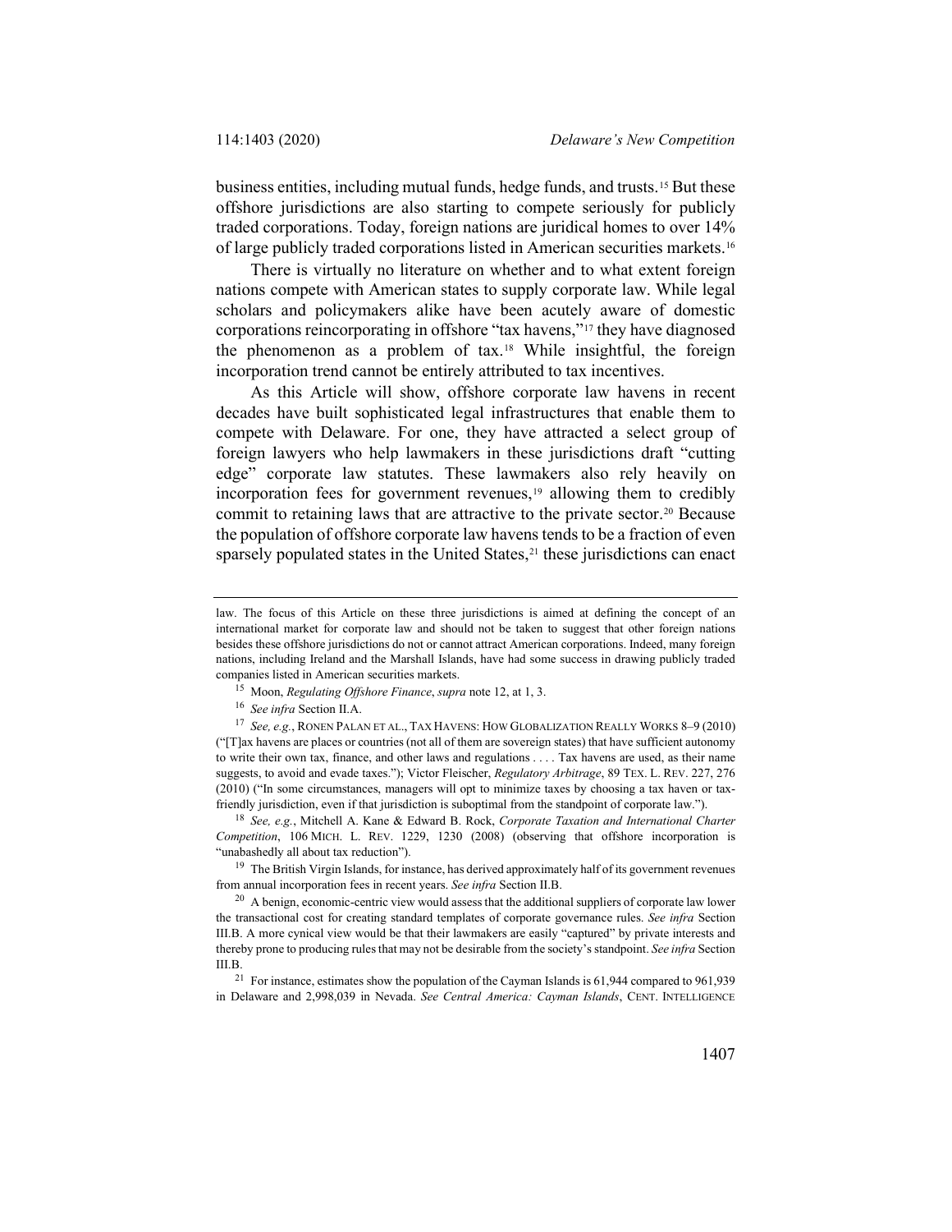business entities, including mutual funds, hedge funds, and trusts.[15] But these offshore jurisdictions are also starting to compete seriously for publicly traded corporations. Today, foreign nations are juridical homes to over 14% of large publicly traded corporations listed in American securities markets.[16]

There is virtually no literature on whether and to what extent foreign nations compete with American states to supply corporate law. While legal scholars and policymakers alike have been acutely aware of domestic corporations reincorporating in offshore "tax havens,"[17] they have diagnosed the phenomenon as a problem of tax.[18] While insightful, the foreign incorporation trend cannot be entirely attributed to tax incentives.

As this Article will show, offshore corporate law havens in recent decades have built sophisticated legal infrastructures that enable them to compete with Delaware. For one, they have attracted a select group of foreign lawyers who help lawmakers in these jurisdictions draft "cutting edge" corporate law statutes. These lawmakers also rely heavily on incorporation fees for government revenues,[19] allowing them to credibly commit to retaining laws that are attractive to the private sector.[20] Because the population of offshore corporate law havens tends to be a fraction of even sparsely populated states in the United States,[21] these jurisdictions can enact

---

law. The focus of this Article on these three jurisdictions is aimed at defining the concept of an international market for corporate law and should not be taken to suggest that other foreign nations besides these offshore jurisdictions do not or cannot attract American corporations. Indeed, many foreign nations, including Ireland and the Marshall Islands, have had some success in drawing publicly traded companies listed in American securities markets.

[15] Moon, *Regulating Offshore Finance*, *supra* note 12, at 1, 3.

[16] *See infra* Section II.A.

[17] *See, e.g.*, RONEN PALAN ET AL., TAX HAVENS: HOW GLOBALIZATION REALLY WORKS 8–9 (2010) ("[T]ax havens are places or countries (not all of them are sovereign states) that have sufficient autonomy to write their own tax, finance, and other laws and regulations . . . . Tax havens are used, as their name suggests, to avoid and evade taxes."); Victor Fleischer, *Regulatory Arbitrage*, 89 TEX. L. REV. 227, 276 (2010) ("In some circumstances, managers will opt to minimize taxes by choosing a tax haven or tax-friendly jurisdiction, even if that jurisdiction is suboptimal from the standpoint of corporate law.").

[18] *See, e.g.*, Mitchell A. Kane & Edward B. Rock, *Corporate Taxation and International Charter Competition*, 106 MICH. L. REV. 1229, 1230 (2008) (observing that offshore incorporation is "unabashedly all about tax reduction").

[19] The British Virgin Islands, for instance, has derived approximately half of its government revenues from annual incorporation fees in recent years. *See infra* Section II.B.

[20] A benign, economic-centric view would assess that the additional suppliers of corporate law lower the transactional cost for creating standard templates of corporate governance rules. *See infra* Section III.B. A more cynical view would be that their lawmakers are easily "captured" by private interests and thereby prone to producing rules that may not be desirable from the society's standpoint. *See infra* Section III.B.

[21] For instance, estimates show the population of the Cayman Islands is 61,944 compared to 961,939 in Delaware and 2,998,039 in Nevada. *See Central America: Cayman Islands*, CENT. INTELLIGENCE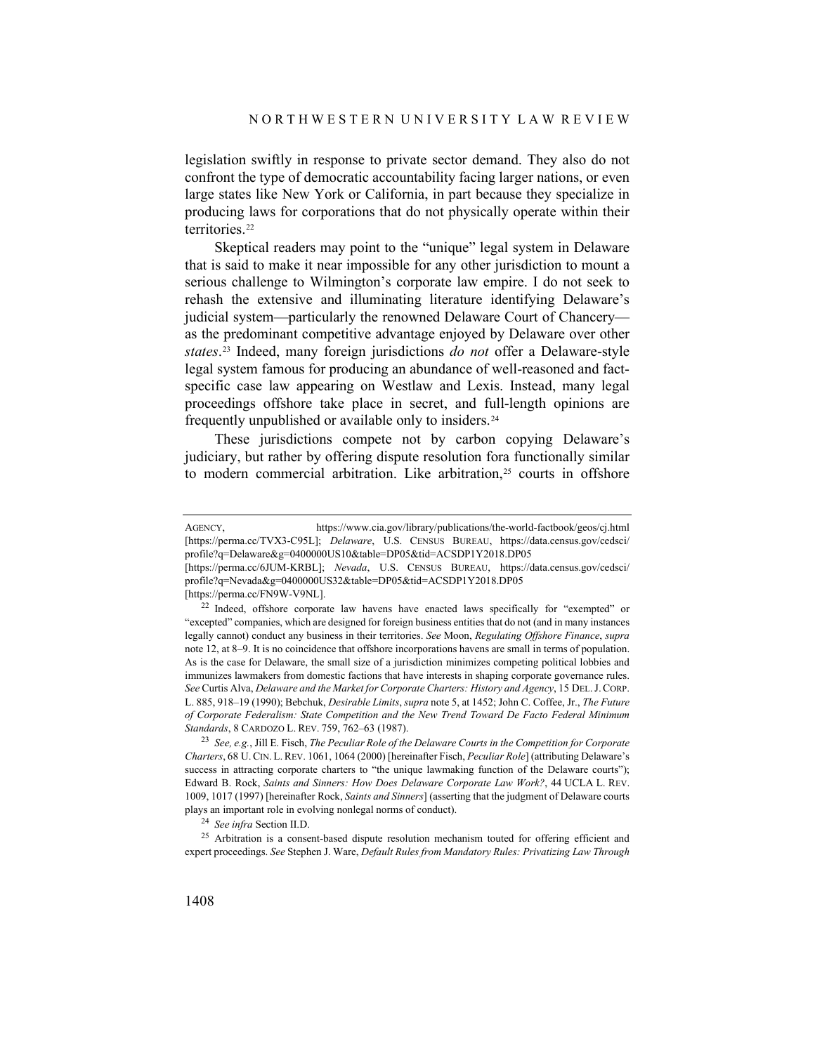legislation swiftly in response to private sector demand. They also do not confront the type of democratic accountability facing larger nations, or even large states like New York or California, in part because they specialize in producing laws for corporations that do not physically operate within their territories.[22]

Skeptical readers may point to the "unique" legal system in Delaware that is said to make it near impossible for any other jurisdiction to mount a serious challenge to Wilmington's corporate law empire. I do not seek to rehash the extensive and illuminating literature identifying Delaware's judicial system—particularly the renowned Delaware Court of Chancery—as the predominant competitive advantage enjoyed by Delaware over other *states*.[23] Indeed, many foreign jurisdictions *do not* offer a Delaware-style legal system famous for producing an abundance of well-reasoned and fact-specific case law appearing on Westlaw and Lexis. Instead, many legal proceedings offshore take place in secret, and full-length opinions are frequently unpublished or available only to insiders.[24]

These jurisdictions compete not by carbon copying Delaware's judiciary, but rather by offering dispute resolution fora functionally similar to modern commercial arbitration. Like arbitration,[25] courts in offshore

---

AGENCY, https://www.cia.gov/library/publications/the-world-factbook/geos/cj.html [https://perma.cc/TVX3-C95L]; *Delaware*, U.S. CENSUS BUREAU, https://data.census.gov/cedsci/profile?q=Delaware&g=0400000US10&table=DP05&tid=ACSDP1Y2018.DP05 [https://perma.cc/6JUM-KRBL]; *Nevada*, U.S. CENSUS BUREAU, https://data.census.gov/cedsci/profile?q=Nevada&g=0400000US32&table=DP05&tid=ACSDP1Y2018.DP05 [https://perma.cc/FN9W-V9NL].

[22] Indeed, offshore corporate law havens have enacted laws specifically for "exempted" or "excepted" companies, which are designed for foreign business entities that do not (and in many instances legally cannot) conduct any business in their territories. *See* Moon, *Regulating Offshore Finance*, *supra* note 12, at 8–9. It is no coincidence that offshore incorporations havens are small in terms of population. As is the case for Delaware, the small size of a jurisdiction minimizes competing political lobbies and immunizes lawmakers from domestic factions that have interests in shaping corporate governance rules. *See* Curtis Alva, *Delaware and the Market for Corporate Charters: History and Agency*, 15 DEL. J. CORP. L. 885, 918–19 (1990); Bebchuk, *Desirable Limits*, *supra* note 5, at 1452; John C. Coffee, Jr., *The Future of Corporate Federalism: State Competition and the New Trend Toward De Facto Federal Minimum Standards*, 8 CARDOZO L. REV. 759, 762–63 (1987).

[23] *See, e.g.*, Jill E. Fisch, *The Peculiar Role of the Delaware Courts in the Competition for Corporate Charters*, 68 U. CIN. L. REV. 1061, 1064 (2000) [hereinafter Fisch, *Peculiar Role*] (attributing Delaware's success in attracting corporate charters to "the unique lawmaking function of the Delaware courts"); Edward B. Rock, *Saints and Sinners: How Does Delaware Corporate Law Work?*, 44 UCLA L. REV. 1009, 1017 (1997) [hereinafter Rock, *Saints and Sinners*] (asserting that the judgment of Delaware courts plays an important role in evolving nonlegal norms of conduct).

[24] *See infra* Section II.D.

[25] Arbitration is a consent-based dispute resolution mechanism touted for offering efficient and expert proceedings. *See* Stephen J. Ware, *Default Rules from Mandatory Rules: Privatizing Law Through*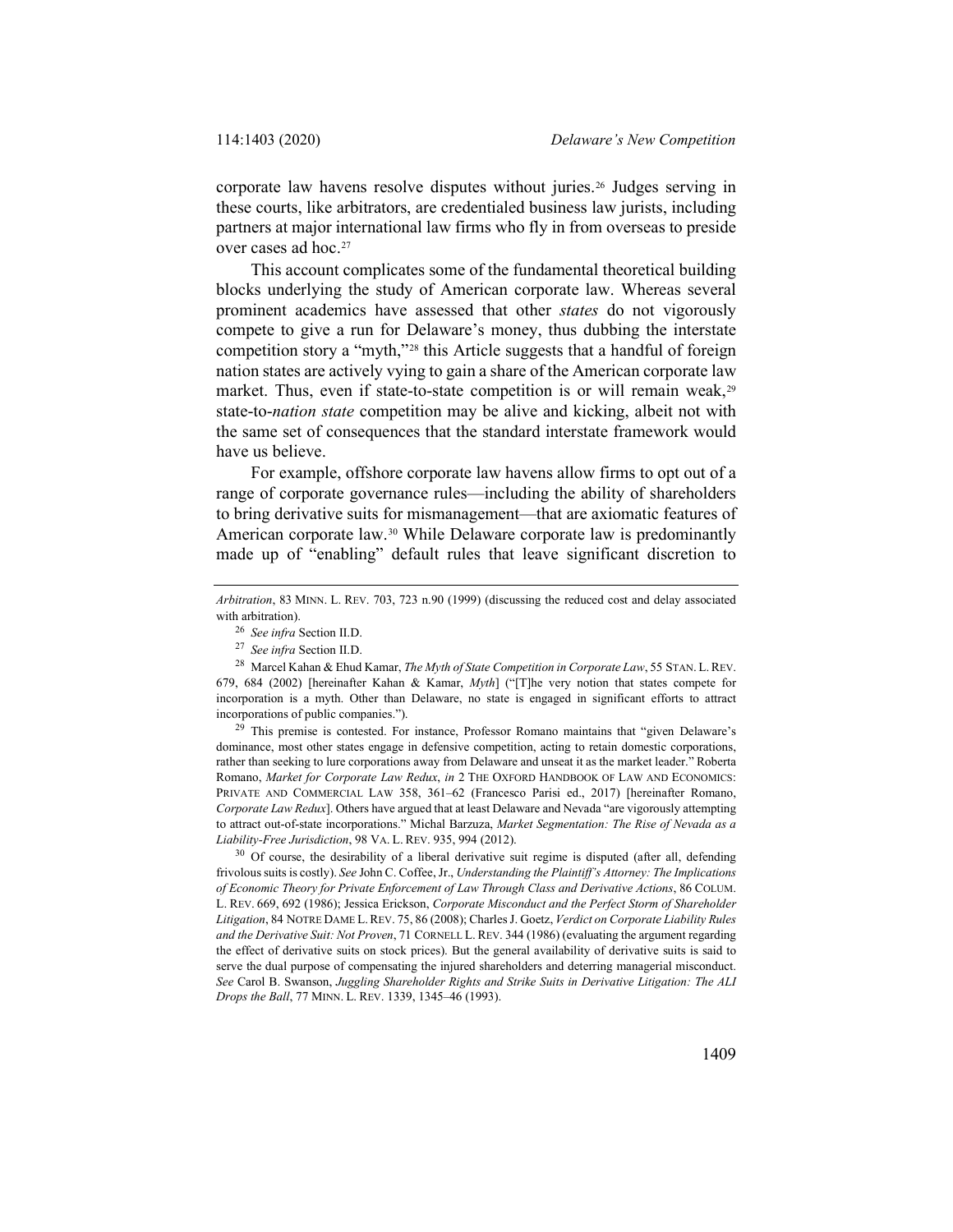corporate law havens resolve disputes without juries.[26] Judges serving in these courts, like arbitrators, are credentialed business law jurists, including partners at major international law firms who fly in from overseas to preside over cases ad hoc.[27]

This account complicates some of the fundamental theoretical building blocks underlying the study of American corporate law. Whereas several prominent academics have assessed that other *states* do not vigorously compete to give a run for Delaware's money, thus dubbing the interstate competition story a "myth,"[28] this Article suggests that a handful of foreign nation states are actively vying to gain a share of the American corporate law market. Thus, even if state-to-state competition is or will remain weak,[29] state-to-*nation state* competition may be alive and kicking, albeit not with the same set of consequences that the standard interstate framework would have us believe.

For example, offshore corporate law havens allow firms to opt out of a range of corporate governance rules—including the ability of shareholders to bring derivative suits for mismanagement—that are axiomatic features of American corporate law.[30] While Delaware corporate law is predominantly made up of "enabling" default rules that leave significant discretion to

---

*Arbitration*, 83 MINN. L. REV. 703, 723 n.90 (1999) (discussing the reduced cost and delay associated with arbitration).

[26] *See infra* Section II.D.

[27] *See infra* Section II.D.

[28] Marcel Kahan & Ehud Kamar, *The Myth of State Competition in Corporate Law*, 55 STAN. L. REV. 679, 684 (2002) [hereinafter Kahan & Kamar, *Myth*] ("[T]he very notion that states compete for incorporation is a myth. Other than Delaware, no state is engaged in significant efforts to attract incorporations of public companies.").

[29] This premise is contested. For instance, Professor Romano maintains that "given Delaware's dominance, most other states engage in defensive competition, acting to retain domestic corporations, rather than seeking to lure corporations away from Delaware and unseat it as the market leader." Roberta Romano, *Market for Corporate Law Redux*, *in* 2 THE OXFORD HANDBOOK OF LAW AND ECONOMICS: PRIVATE AND COMMERCIAL LAW 358, 361–62 (Francesco Parisi ed., 2017) [hereinafter Romano, *Corporate Law Redux*]. Others have argued that at least Delaware and Nevada "are vigorously attempting to attract out-of-state incorporations." Michal Barzuza, *Market Segmentation: The Rise of Nevada as a Liability-Free Jurisdiction*, 98 VA. L. REV. 935, 994 (2012).

[30] Of course, the desirability of a liberal derivative suit regime is disputed (after all, defending frivolous suits is costly). *See* John C. Coffee, Jr., *Understanding the Plaintiff's Attorney: The Implications of Economic Theory for Private Enforcement of Law Through Class and Derivative Actions*, 86 COLUM. L. REV. 669, 692 (1986); Jessica Erickson, *Corporate Misconduct and the Perfect Storm of Shareholder Litigation*, 84 NOTRE DAME L. REV. 75, 86 (2008); Charles J. Goetz, *Verdict on Corporate Liability Rules and the Derivative Suit: Not Proven*, 71 CORNELL L. REV. 344 (1986) (evaluating the argument regarding the effect of derivative suits on stock prices). But the general availability of derivative suits is said to serve the dual purpose of compensating the injured shareholders and deterring managerial misconduct. *See* Carol B. Swanson, *Juggling Shareholder Rights and Strike Suits in Derivative Litigation: The ALI Drops the Ball*, 77 MINN. L. REV. 1339, 1345–46 (1993).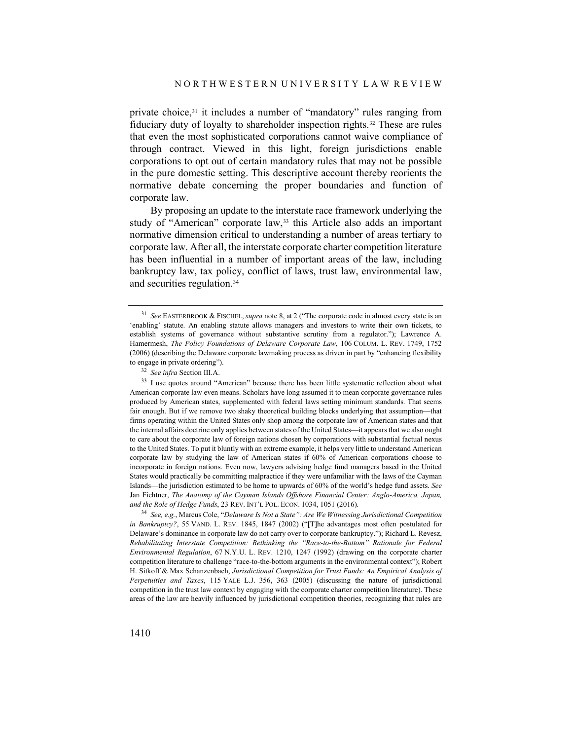private choice,[31] it includes a number of "mandatory" rules ranging from fiduciary duty of loyalty to shareholder inspection rights.[32] These are rules that even the most sophisticated corporations cannot waive compliance of through contract. Viewed in this light, foreign jurisdictions enable corporations to opt out of certain mandatory rules that may not be possible in the pure domestic setting. This descriptive account thereby reorients the normative debate concerning the proper boundaries and function of corporate law.

By proposing an update to the interstate race framework underlying the study of "American" corporate law,[33] this Article also adds an important normative dimension critical to understanding a number of areas tertiary to corporate law. After all, the interstate corporate charter competition literature has been influential in a number of important areas of the law, including bankruptcy law, tax policy, conflict of laws, trust law, environmental law, and securities regulation.[34]

---

[31] *See* EASTERBROOK & FISCHEL, *supra* note 8, at 2 ("The corporate code in almost every state is an 'enabling' statute. An enabling statute allows managers and investors to write their own tickets, to establish systems of governance without substantive scrutiny from a regulator."); Lawrence A. Hamermesh, *The Policy Foundations of Delaware Corporate Law*, 106 COLUM. L. REV. 1749, 1752 (2006) (describing the Delaware corporate lawmaking process as driven in part by "enhancing flexibility to engage in private ordering").

[32] *See infra* Section III.A.

[33] I use quotes around "American" because there has been little systematic reflection about what American corporate law even means. Scholars have long assumed it to mean corporate governance rules produced by American states, supplemented with federal laws setting minimum standards. That seems fair enough. But if we remove two shaky theoretical building blocks underlying that assumption—that firms operating within the United States only shop among the corporate law of American states and that the internal affairs doctrine only applies between states of the United States—it appears that we also ought to care about the corporate law of foreign nations chosen by corporations with substantial factual nexus to the United States. To put it bluntly with an extreme example, it helps very little to understand American corporate law by studying the law of American states if 60% of American corporations choose to incorporate in foreign nations. Even now, lawyers advising hedge fund managers based in the United States would practically be committing malpractice if they were unfamiliar with the laws of the Cayman Islands—the jurisdiction estimated to be home to upwards of 60% of the world's hedge fund assets. *See* Jan Fichtner, *The Anatomy of the Cayman Islands Offshore Financial Center: Anglo-America, Japan, and the Role of Hedge Funds*, 23 REV. INT'L POL. ECON. 1034, 1051 (2016).

[34] *See, e.g.*, Marcus Cole, *"Delaware Is Not a State": Are We Witnessing Jurisdictional Competition in Bankruptcy?*, 55 VAND. L. REV. 1845, 1847 (2002) ("[T]he advantages most often postulated for Delaware's dominance in corporate law do not carry over to corporate bankruptcy."); Richard L. Revesz, *Rehabilitating Interstate Competition: Rethinking the "Race-to-the-Bottom" Rationale for Federal Environmental Regulation*, 67 N.Y.U. L. REV. 1210, 1247 (1992) (drawing on the corporate charter competition literature to challenge "race-to-the-bottom arguments in the environmental context"); Robert H. Sitkoff & Max Schanzenbach, *Jurisdictional Competition for Trust Funds: An Empirical Analysis of Perpetuities and Taxes*, 115 YALE L.J. 356, 363 (2005) (discussing the nature of jurisdictional competition in the trust law context by engaging with the corporate charter competition literature). These areas of the law are heavily influenced by jurisdictional competition theories, recognizing that rules are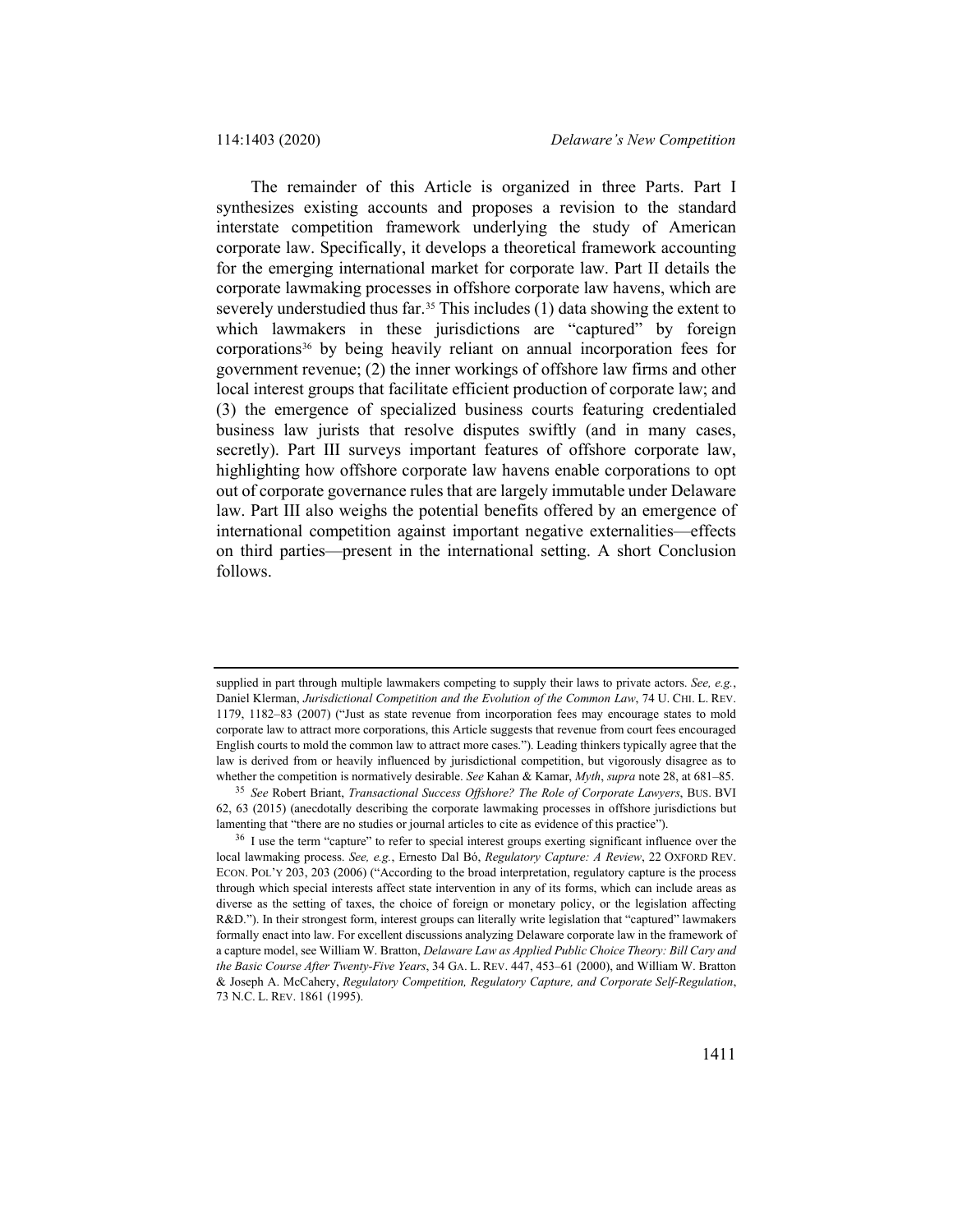The remainder of this Article is organized in three Parts. Part I synthesizes existing accounts and proposes a revision to the standard interstate competition framework underlying the study of American corporate law. Specifically, it develops a theoretical framework accounting for the emerging international market for corporate law. Part II details the corporate lawmaking processes in offshore corporate law havens, which are severely understudied thus far.[35] This includes (1) data showing the extent to which lawmakers in these jurisdictions are "captured" by foreign corporations[36] by being heavily reliant on annual incorporation fees for government revenue; (2) the inner workings of offshore law firms and other local interest groups that facilitate efficient production of corporate law; and (3) the emergence of specialized business courts featuring credentialed business law jurists that resolve disputes swiftly (and in many cases, secretly). Part III surveys important features of offshore corporate law, highlighting how offshore corporate law havens enable corporations to opt out of corporate governance rules that are largely immutable under Delaware law. Part III also weighs the potential benefits offered by an emergence of international competition against important negative externalities—effects on third parties—present in the international setting. A short Conclusion follows.

---

supplied in part through multiple lawmakers competing to supply their laws to private actors. *See, e.g.*, Daniel Klerman, *Jurisdictional Competition and the Evolution of the Common Law*, 74 U. CHI. L. REV. 1179, 1182–83 (2007) ("Just as state revenue from incorporation fees may encourage states to mold corporate law to attract more corporations, this Article suggests that revenue from court fees encouraged English courts to mold the common law to attract more cases."). Leading thinkers typically agree that the law is derived from or heavily influenced by jurisdictional competition, but vigorously disagree as to whether the competition is normatively desirable. *See* Kahan & Kamar, *Myth*, *supra* note 28, at 681–85.

[35] *See* Robert Briant, *Transactional Success Offshore? The Role of Corporate Lawyers*, BUS. BVI 62, 63 (2015) (anecdotally describing the corporate lawmaking processes in offshore jurisdictions but lamenting that "there are no studies or journal articles to cite as evidence of this practice").

[36] I use the term "capture" to refer to special interest groups exerting significant influence over the local lawmaking process. *See, e.g.*, Ernesto Dal Bó, *Regulatory Capture: A Review*, 22 OXFORD REV. ECON. POL'Y 203, 203 (2006) ("According to the broad interpretation, regulatory capture is the process through which special interests affect state intervention in any of its forms, which can include areas as diverse as the setting of taxes, the choice of foreign or monetary policy, or the legislation affecting R&D."). In their strongest form, interest groups can literally write legislation that "captured" lawmakers formally enact into law. For excellent discussions analyzing Delaware corporate law in the framework of a capture model, see William W. Bratton, *Delaware Law as Applied Public Choice Theory: Bill Cary and the Basic Course After Twenty-Five Years*, 34 GA. L. REV. 447, 453–61 (2000), and William W. Bratton & Joseph A. McCahery, *Regulatory Competition, Regulatory Capture, and Corporate Self-Regulation*, 73 N.C. L. REV. 1861 (1995).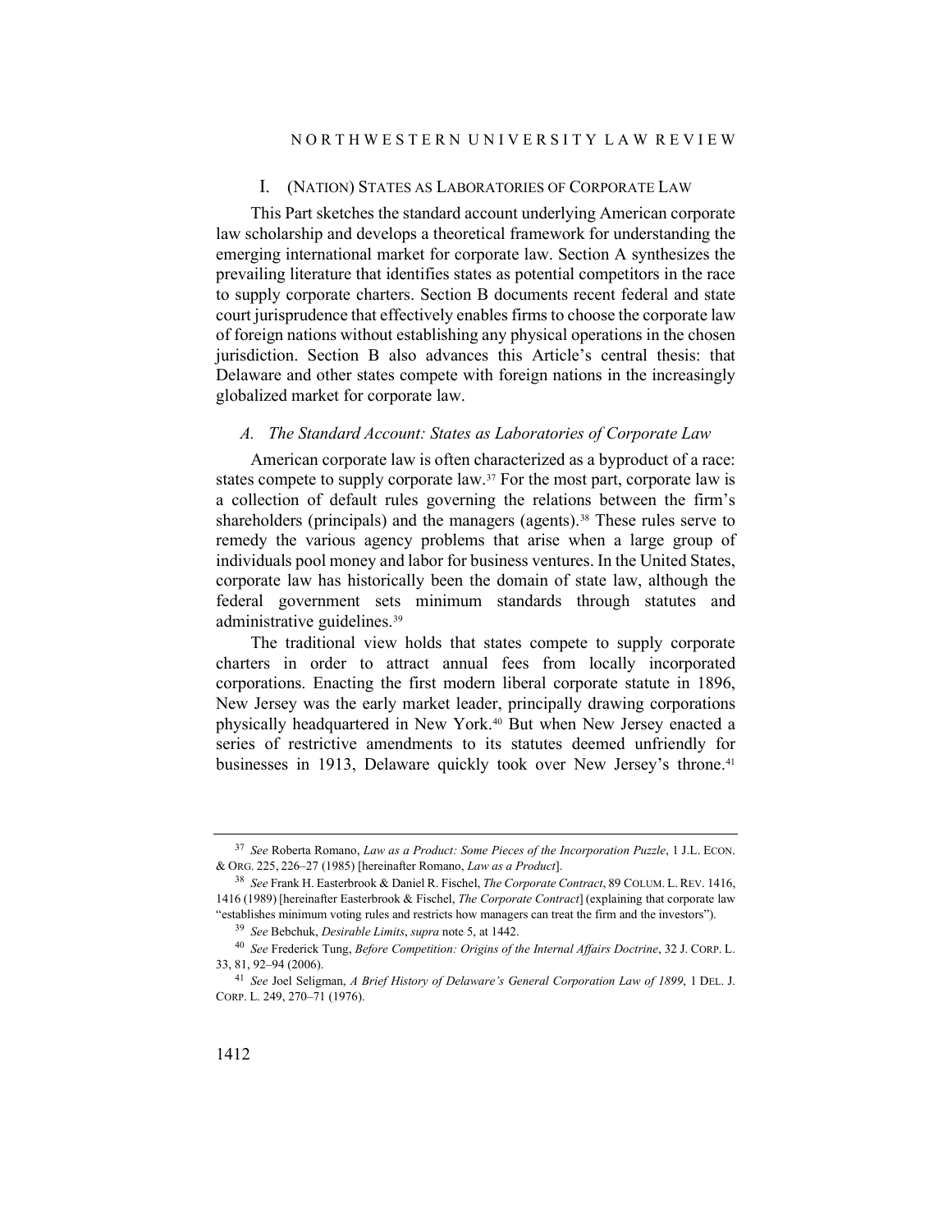## I. (NATION) STATES AS LABORATORIES OF CORPORATE LAW

This Part sketches the standard account underlying American corporate law scholarship and develops a theoretical framework for understanding the emerging international market for corporate law. Section A synthesizes the prevailing literature that identifies states as potential competitors in the race to supply corporate charters. Section B documents recent federal and state court jurisprudence that effectively enables firms to choose the corporate law of foreign nations without establishing any physical operations in the chosen jurisdiction. Section B also advances this Article's central thesis: that Delaware and other states compete with foreign nations in the increasingly globalized market for corporate law.

### *A. The Standard Account: States as Laboratories of Corporate Law*

American corporate law is often characterized as a byproduct of a race: states compete to supply corporate law.[37] For the most part, corporate law is a collection of default rules governing the relations between the firm's shareholders (principals) and the managers (agents).[38] These rules serve to remedy the various agency problems that arise when a large group of individuals pool money and labor for business ventures. In the United States, corporate law has historically been the domain of state law, although the federal government sets minimum standards through statutes and administrative guidelines.[39]

The traditional view holds that states compete to supply corporate charters in order to attract annual fees from locally incorporated corporations. Enacting the first modern liberal corporate statute in 1896, New Jersey was the early market leader, principally drawing corporations physically headquartered in New York.[40] But when New Jersey enacted a series of restrictive amendments to its statutes deemed unfriendly for businesses in 1913, Delaware quickly took over New Jersey's throne.[41]

---

[37] *See* Roberta Romano, *Law as a Product: Some Pieces of the Incorporation Puzzle*, 1 J.L. ECON. & ORG. 225, 226–27 (1985) [hereinafter Romano, *Law as a Product*].

[38] *See* Frank H. Easterbrook & Daniel R. Fischel, *The Corporate Contract*, 89 COLUM. L. REV. 1416, 1416 (1989) [hereinafter Easterbrook & Fischel, *The Corporate Contract*] (explaining that corporate law "establishes minimum voting rules and restricts how managers can treat the firm and the investors").

[39] *See* Bebchuk, *Desirable Limits*, *supra* note 5, at 1442.

[40] *See* Frederick Tung, *Before Competition: Origins of the Internal Affairs Doctrine*, 32 J. CORP. L. 33, 81, 92–94 (2006).

[41] *See* Joel Seligman, *A Brief History of Delaware's General Corporation Law of 1899*, 1 DEL. J. CORP. L. 249, 270–71 (1976).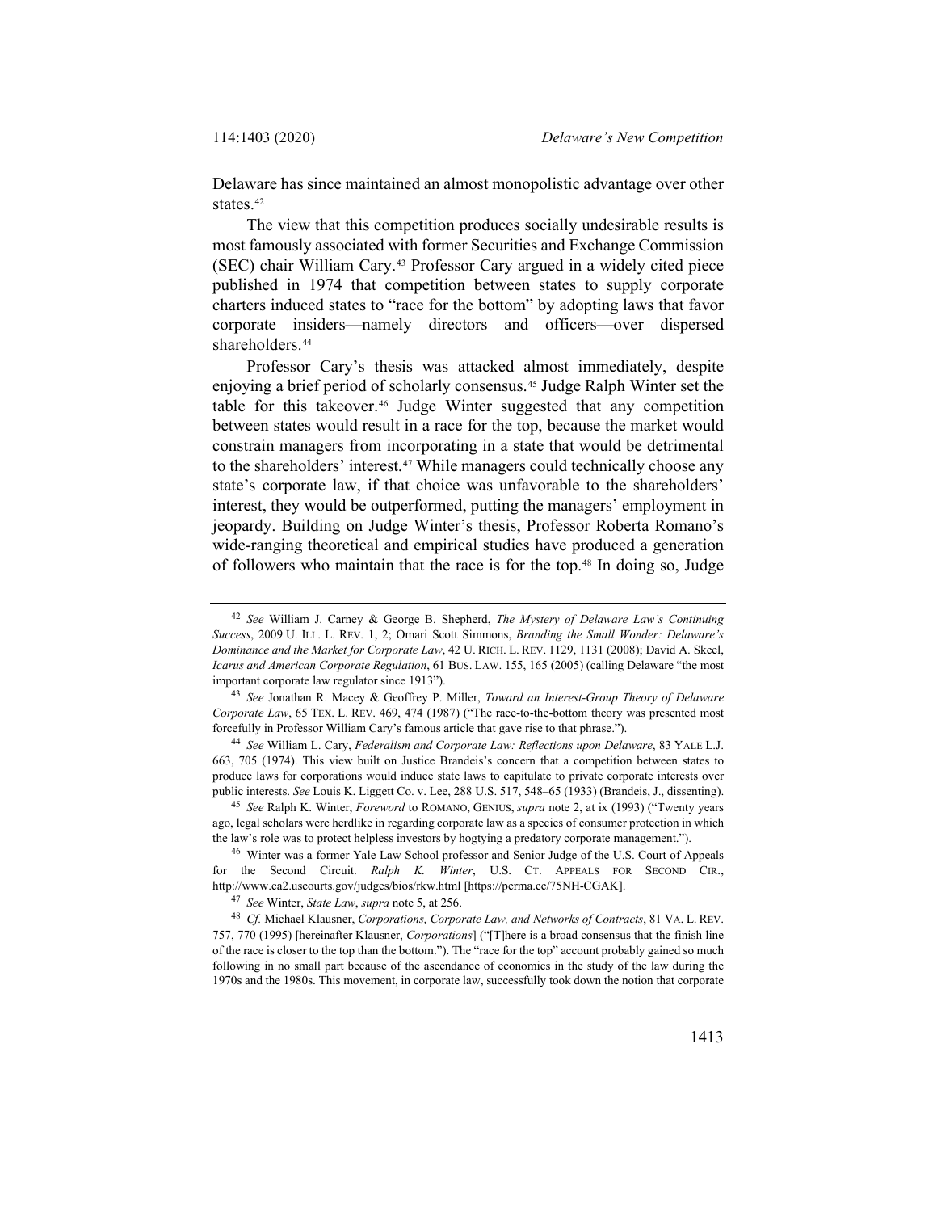Delaware has since maintained an almost monopolistic advantage over other states.[42]

The view that this competition produces socially undesirable results is most famously associated with former Securities and Exchange Commission (SEC) chair William Cary.[43] Professor Cary argued in a widely cited piece published in 1974 that competition between states to supply corporate charters induced states to "race for the bottom" by adopting laws that favor corporate insiders—namely directors and officers—over dispersed shareholders.[44]

Professor Cary's thesis was attacked almost immediately, despite enjoying a brief period of scholarly consensus.[45] Judge Ralph Winter set the table for this takeover.[46] Judge Winter suggested that any competition between states would result in a race for the top, because the market would constrain managers from incorporating in a state that would be detrimental to the shareholders' interest.[47] While managers could technically choose any state's corporate law, if that choice was unfavorable to the shareholders' interest, they would be outperformed, putting the managers' employment in jeopardy. Building on Judge Winter's thesis, Professor Roberta Romano's wide-ranging theoretical and empirical studies have produced a generation of followers who maintain that the race is for the top.[48] In doing so, Judge

---

[42] *See* William J. Carney & George B. Shepherd, *The Mystery of Delaware Law's Continuing Success*, 2009 U. ILL. L. REV. 1, 2; Omari Scott Simmons, *Branding the Small Wonder: Delaware's Dominance and the Market for Corporate Law*, 42 U. RICH. L. REV. 1129, 1131 (2008); David A. Skeel, *Icarus and American Corporate Regulation*, 61 BUS. LAW. 155, 165 (2005) (calling Delaware "the most important corporate law regulator since 1913").

[43] *See* Jonathan R. Macey & Geoffrey P. Miller, *Toward an Interest-Group Theory of Delaware Corporate Law*, 65 TEX. L. REV. 469, 474 (1987) ("The race-to-the-bottom theory was presented most forcefully in Professor William Cary's famous article that gave rise to that phrase.").

[44] *See* William L. Cary, *Federalism and Corporate Law: Reflections upon Delaware*, 83 YALE L.J. 663, 705 (1974). This view built on Justice Brandeis's concern that a competition between states to produce laws for corporations would induce state laws to capitulate to private corporate interests over public interests. *See* Louis K. Liggett Co. v. Lee, 288 U.S. 517, 548–65 (1933) (Brandeis, J., dissenting).

[45] *See* Ralph K. Winter, *Foreword* to ROMANO, GENIUS, *supra* note 2, at ix (1993) ("Twenty years ago, legal scholars were herdlike in regarding corporate law as a species of consumer protection in which the law's role was to protect helpless investors by hogtying a predatory corporate management.").

[46] Winter was a former Yale Law School professor and Senior Judge of the U.S. Court of Appeals for the Second Circuit. *Ralph K. Winter*, U.S. CT. APPEALS FOR SECOND CIR., http://www.ca2.uscourts.gov/judges/bios/rkw.html [https://perma.cc/75NH-CGAK].

[47] *See* Winter, *State Law*, *supra* note 5, at 256.

[48] *Cf.* Michael Klausner, *Corporations, Corporate Law, and Networks of Contracts*, 81 VA. L. REV. 757, 770 (1995) [hereinafter Klausner, *Corporations*] ("[T]here is a broad consensus that the finish line of the race is closer to the top than the bottom."). The "race for the top" account probably gained so much following in no small part because of the ascendance of economics in the study of the law during the 1970s and the 1980s. This movement, in corporate law, successfully took down the notion that corporate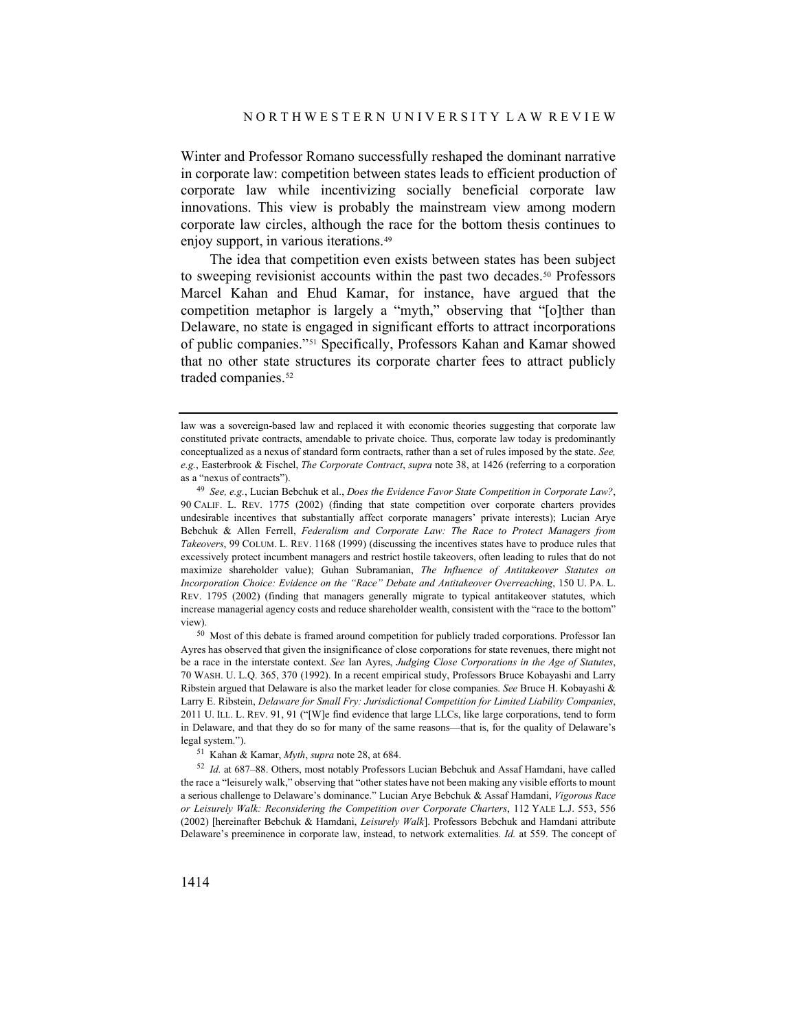Winter and Professor Romano successfully reshaped the dominant narrative in corporate law: competition between states leads to efficient production of corporate law while incentivizing socially beneficial corporate law innovations. This view is probably the mainstream view among modern corporate law circles, although the race for the bottom thesis continues to enjoy support, in various iterations.[49]

The idea that competition even exists between states has been subject to sweeping revisionist accounts within the past two decades.[50] Professors Marcel Kahan and Ehud Kamar, for instance, have argued that the competition metaphor is largely a "myth," observing that "[o]ther than Delaware, no state is engaged in significant efforts to attract incorporations of public companies."[51] Specifically, Professors Kahan and Kamar showed that no other state structures its corporate charter fees to attract publicly traded companies.[52]

---

law was a sovereign-based law and replaced it with economic theories suggesting that corporate law constituted private contracts, amendable to private choice. Thus, corporate law today is predominantly conceptualized as a nexus of standard form contracts, rather than a set of rules imposed by the state. *See, e.g.*, Easterbrook & Fischel, *The Corporate Contract*, *supra* note 38, at 1426 (referring to a corporation as a "nexus of contracts").

[49] *See, e.g.*, Lucian Bebchuk et al., *Does the Evidence Favor State Competition in Corporate Law?*, 90 CALIF. L. REV. 1775 (2002) (finding that state competition over corporate charters provides undesirable incentives that substantially affect corporate managers' private interests); Lucian Arye Bebchuk & Allen Ferrell, *Federalism and Corporate Law: The Race to Protect Managers from Takeovers*, 99 COLUM. L. REV. 1168 (1999) (discussing the incentives states have to produce rules that excessively protect incumbent managers and restrict hostile takeovers, often leading to rules that do not maximize shareholder value); Guhan Subramanian, *The Influence of Antitakeover Statutes on Incorporation Choice: Evidence on the "Race" Debate and Antitakeover Overreaching*, 150 U. PA. L. REV. 1795 (2002) (finding that managers generally migrate to typical antitakeover statutes, which increase managerial agency costs and reduce shareholder wealth, consistent with the "race to the bottom" view).

[50] Most of this debate is framed around competition for publicly traded corporations. Professor Ian Ayres has observed that given the insignificance of close corporations for state revenues, there might not be a race in the interstate context. *See* Ian Ayres, *Judging Close Corporations in the Age of Statutes*, 70 WASH. U. L.Q. 365, 370 (1992). In a recent empirical study, Professors Bruce Kobayashi and Larry Ribstein argued that Delaware is also the market leader for close companies. *See* Bruce H. Kobayashi & Larry E. Ribstein, *Delaware for Small Fry: Jurisdictional Competition for Limited Liability Companies*, 2011 U. ILL. L. REV. 91, 91 ("[W]e find evidence that large LLCs, like large corporations, tend to form in Delaware, and that they do so for many of the same reasons—that is, for the quality of Delaware's legal system.").

[51] Kahan & Kamar, *Myth*, *supra* note 28, at 684.

[52] *Id.* at 687–88. Others, most notably Professors Lucian Bebchuk and Assaf Hamdani, have called the race a "leisurely walk," observing that "other states have not been making any visible efforts to mount a serious challenge to Delaware's dominance." Lucian Arye Bebchuk & Assaf Hamdani, *Vigorous Race or Leisurely Walk: Reconsidering the Competition over Corporate Charters*, 112 YALE L.J. 553, 556 (2002) [hereinafter Bebchuk & Hamdani, *Leisurely Walk*]. Professors Bebchuk and Hamdani attribute Delaware's preeminence in corporate law, instead, to network externalities. *Id.* at 559. The concept of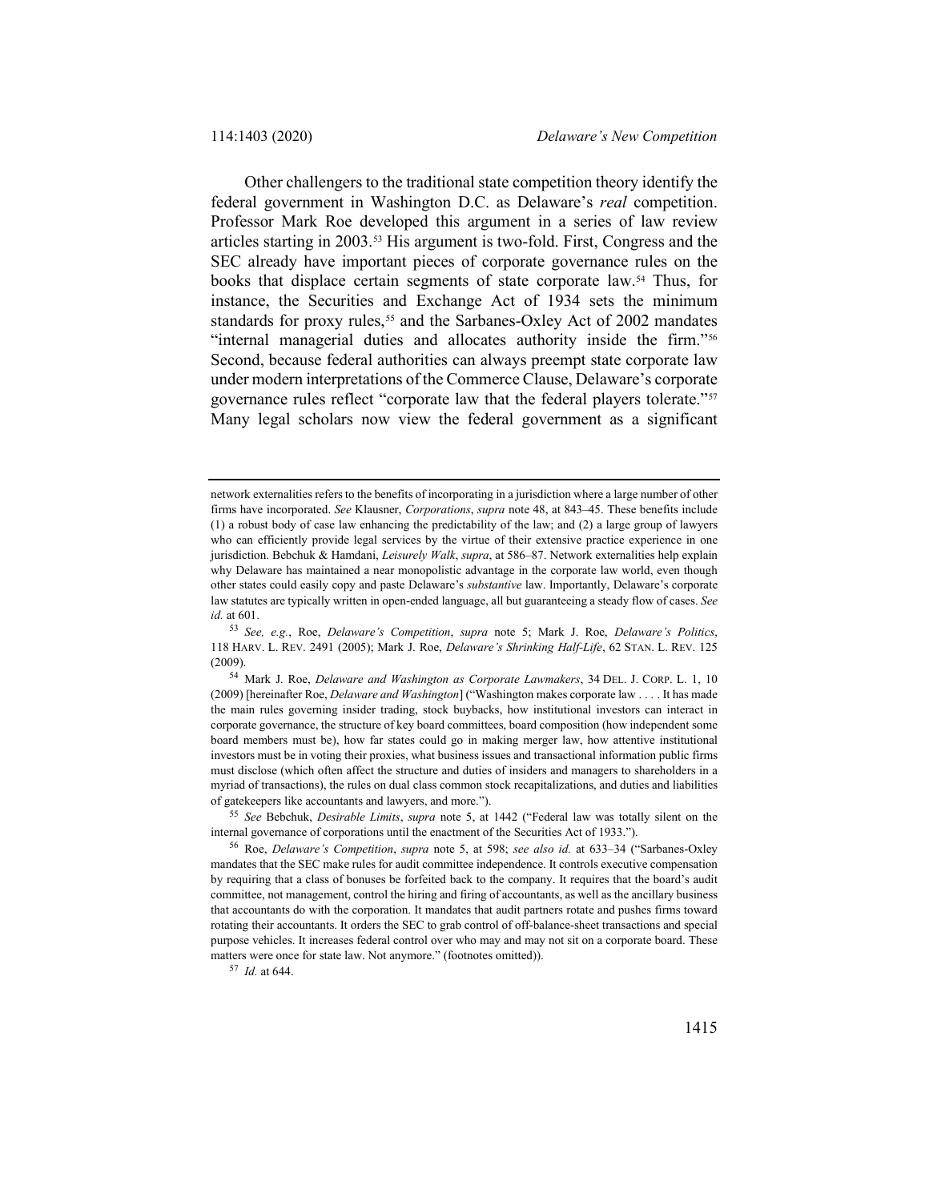Other challengers to the traditional state competition theory identify the federal government in Washington D.C. as Delaware's *real* competition. Professor Mark Roe developed this argument in a series of law review articles starting in 2003.[53] His argument is two-fold. First, Congress and the SEC already have important pieces of corporate governance rules on the books that displace certain segments of state corporate law.[54] Thus, for instance, the Securities and Exchange Act of 1934 sets the minimum standards for proxy rules,[55] and the Sarbanes-Oxley Act of 2002 mandates "internal managerial duties and allocates authority inside the firm."[56] Second, because federal authorities can always preempt state corporate law under modern interpretations of the Commerce Clause, Delaware's corporate governance rules reflect "corporate law that the federal players tolerate."[57] Many legal scholars now view the federal government as a significant

---

network externalities refers to the benefits of incorporating in a jurisdiction where a large number of other firms have incorporated. *See* Klausner, *Corporations*, *supra* note 48, at 843–45. These benefits include (1) a robust body of case law enhancing the predictability of the law; and (2) a large group of lawyers who can efficiently provide legal services by the virtue of their extensive practice experience in one jurisdiction. Bebchuk & Hamdani, *Leisurely Walk*, *supra*, at 586–87. Network externalities help explain why Delaware has maintained a near monopolistic advantage in the corporate law world, even though other states could easily copy and paste Delaware's *substantive* law. Importantly, Delaware's corporate law statutes are typically written in open-ended language, all but guaranteeing a steady flow of cases. *See id.* at 601.

[53] *See, e.g.*, Roe, *Delaware's Competition*, *supra* note 5; Mark J. Roe, *Delaware's Politics*, 118 HARV. L. REV. 2491 (2005); Mark J. Roe, *Delaware's Shrinking Half-Life*, 62 STAN. L. REV. 125 (2009).

[54] Mark J. Roe, *Delaware and Washington as Corporate Lawmakers*, 34 DEL. J. CORP. L. 1, 10 (2009) [hereinafter Roe, *Delaware and Washington*] ("Washington makes corporate law . . . . It has made the main rules governing insider trading, stock buybacks, how institutional investors can interact in corporate governance, the structure of key board committees, board composition (how independent some board members must be), how far states could go in making merger law, how attentive institutional investors must be in voting their proxies, what business issues and transactional information public firms must disclose (which often affect the structure and duties of insiders and managers to shareholders in a myriad of transactions), the rules on dual class common stock recapitalizations, and duties and liabilities of gatekeepers like accountants and lawyers, and more.").

[55] *See* Bebchuk, *Desirable Limits*, *supra* note 5, at 1442 ("Federal law was totally silent on the internal governance of corporations until the enactment of the Securities Act of 1933.").

[56] Roe, *Delaware's Competition*, *supra* note 5, at 598; *see also id.* at 633–34 ("Sarbanes-Oxley mandates that the SEC make rules for audit committee independence. It controls executive compensation by requiring that a class of bonuses be forfeited back to the company. It requires that the board's audit committee, not management, control the hiring and firing of accountants, as well as the ancillary business that accountants do with the corporation. It mandates that audit partners rotate and pushes firms toward rotating their accountants. It orders the SEC to grab control of off-balance-sheet transactions and special purpose vehicles. It increases federal control over who may and may not sit on a corporate board. These matters were once for state law. Not anymore." (footnotes omitted)).

[57] *Id.* at 644.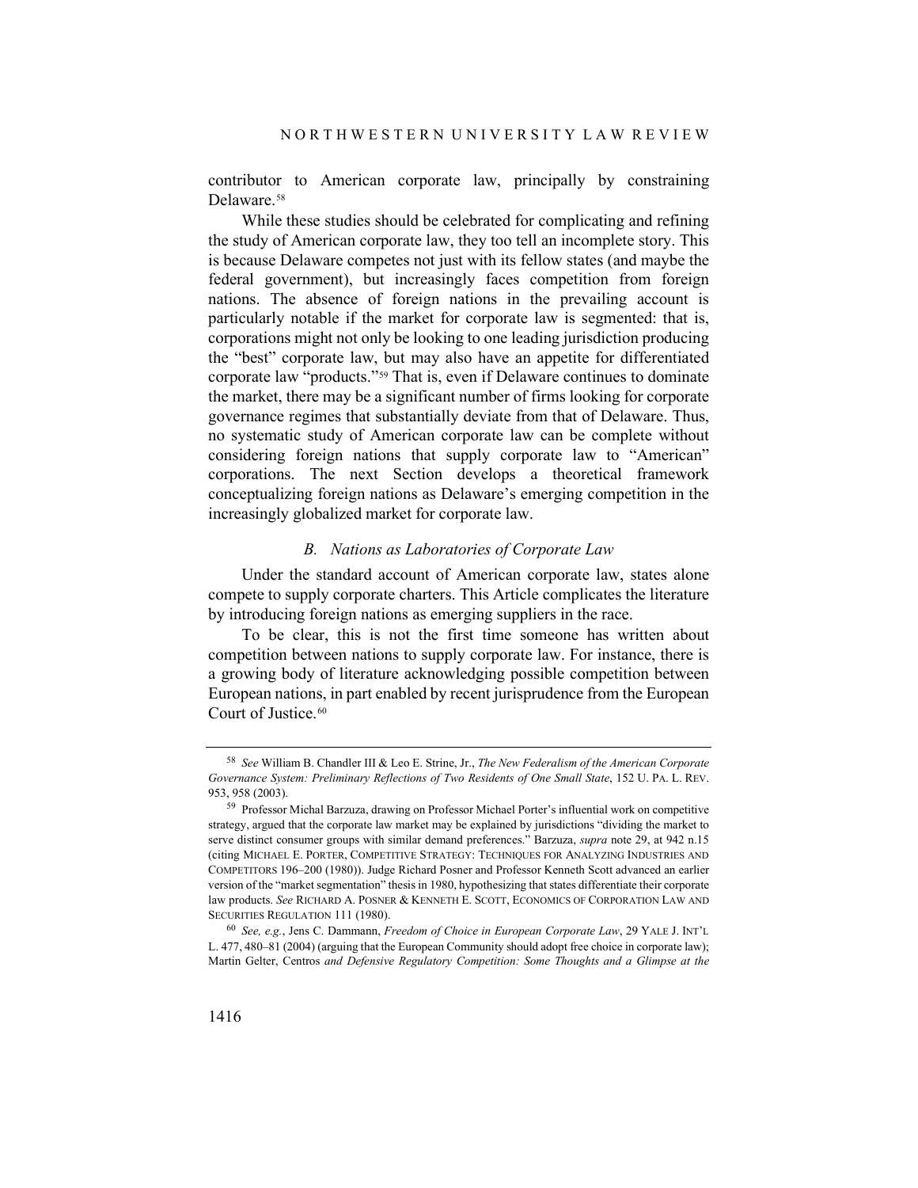contributor to American corporate law, principally by constraining Delaware.[58]

While these studies should be celebrated for complicating and refining the study of American corporate law, they too tell an incomplete story. This is because Delaware competes not just with its fellow states (and maybe the federal government), but increasingly faces competition from foreign nations. The absence of foreign nations in the prevailing account is particularly notable if the market for corporate law is segmented: that is, corporations might not only be looking to one leading jurisdiction producing the "best" corporate law, but may also have an appetite for differentiated corporate law "products."[59] That is, even if Delaware continues to dominate the market, there may be a significant number of firms looking for corporate governance regimes that substantially deviate from that of Delaware. Thus, no systematic study of American corporate law can be complete without considering foreign nations that supply corporate law to "American" corporations. The next Section develops a theoretical framework conceptualizing foreign nations as Delaware's emerging competition in the increasingly globalized market for corporate law.

### *B. Nations as Laboratories of Corporate Law*

Under the standard account of American corporate law, states alone compete to supply corporate charters. This Article complicates the literature by introducing foreign nations as emerging suppliers in the race.

To be clear, this is not the first time someone has written about competition between nations to supply corporate law. For instance, there is a growing body of literature acknowledging possible competition between European nations, in part enabled by recent jurisprudence from the European Court of Justice.[60]

---

[58] *See* William B. Chandler III & Leo E. Strine, Jr., *The New Federalism of the American Corporate Governance System: Preliminary Reflections of Two Residents of One Small State*, 152 U. PA. L. REV. 953, 958 (2003).

[59] Professor Michal Barzuza, drawing on Professor Michael Porter's influential work on competitive strategy, argued that the corporate law market may be explained by jurisdictions "dividing the market to serve distinct consumer groups with similar demand preferences." Barzuza, *supra* note 29, at 942 n.15 (citing MICHAEL E. PORTER, COMPETITIVE STRATEGY: TECHNIQUES FOR ANALYZING INDUSTRIES AND COMPETITORS 196–200 (1980)). Judge Richard Posner and Professor Kenneth Scott advanced an earlier version of the "market segmentation" thesis in 1980, hypothesizing that states differentiate their corporate law products. *See* RICHARD A. POSNER & KENNETH E. SCOTT, ECONOMICS OF CORPORATION LAW AND SECURITIES REGULATION 111 (1980).

[60] *See, e.g.*, Jens C. Dammann, *Freedom of Choice in European Corporate Law*, 29 YALE J. INT'L L. 477, 480–81 (2004) (arguing that the European Community should adopt free choice in corporate law); Martin Gelter, Centros *and Defensive Regulatory Competition: Some Thoughts and a Glimpse at the*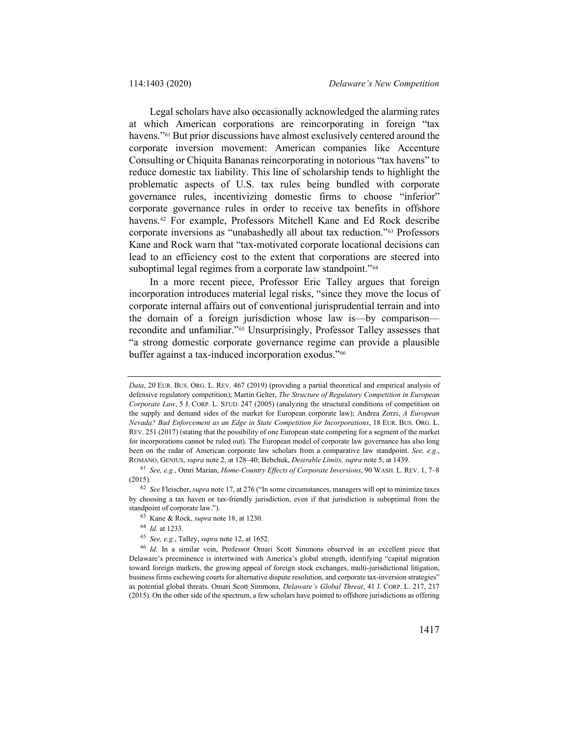Legal scholars have also occasionally acknowledged the alarming rates at which American corporations are reincorporating in foreign "tax havens."[61] But prior discussions have almost exclusively centered around the corporate inversion movement: American companies like Accenture Consulting or Chiquita Bananas reincorporating in notorious "tax havens" to reduce domestic tax liability. This line of scholarship tends to highlight the problematic aspects of U.S. tax rules being bundled with corporate governance rules, incentivizing domestic firms to choose "inferior" corporate governance rules in order to receive tax benefits in offshore havens.[62] For example, Professors Mitchell Kane and Ed Rock describe corporate inversions as "unabashedly all about tax reduction."[63] Professors Kane and Rock warn that "tax-motivated corporate locational decisions can lead to an efficiency cost to the extent that corporations are steered into suboptimal legal regimes from a corporate law standpoint."[64]

In a more recent piece, Professor Eric Talley argues that foreign incorporation introduces material legal risks, "since they move the locus of corporate internal affairs out of conventional jurisprudential terrain and into the domain of a foreign jurisdiction whose law is—by comparison—recondite and unfamiliar."[65] Unsurprisingly, Professor Talley assesses that "a strong domestic corporate governance regime can provide a plausible buffer against a tax-induced incorporation exodus."[66]

---

*Data*, 20 EUR. BUS. ORG. L. REV. 467 (2019) (providing a partial theoretical and empirical analysis of defensive regulatory competition); Martin Gelter, *The Structure of Regulatory Competition in European Corporate Law*, 5 J. CORP. L. STUD. 247 (2005) (analyzing the structural conditions of competition on the supply and demand sides of the market for European corporate law); Andrea Zorzi, *A European Nevada? Bad Enforcement as an Edge in State Competition for Incorporations*, 18 EUR. BUS. ORG. L. REV. 251 (2017) (stating that the possibility of one European state competing for a segment of the market for incorporations cannot be ruled out). The European model of corporate law governance has also long been on the radar of American corporate law scholars from a comparative law standpoint. *See, e.g.*, ROMANO, GENIUS, *supra* note 2, at 128–40; Bebchuk, *Desirable Limits*, *supra* note 5, at 1439.

[61] *See, e.g.*, Omri Marian, *Home-Country Effects of Corporate Inversions*, 90 WASH. L. REV. 1, 7–8 (2015).

[62] *See* Fleischer, *supra* note 17, at 276 ("In some circumstances, managers will opt to minimize taxes by choosing a tax haven or tax-friendly jurisdiction, even if that jurisdiction is suboptimal from the standpoint of corporate law.").

[63] Kane & Rock, *supra* note 18, at 1230.

[64] *Id.* at 1233.

[65] *See, e.g.*, Talley, *supra* note 12, at 1652.

[66] *Id.* In a similar vein, Professor Omari Scott Simmons observed in an excellent piece that Delaware's preeminence is intertwined with America's global strength, identifying "capital migration toward foreign markets, the growing appeal of foreign stock exchanges, multi-jurisdictional litigation, business firms eschewing courts for alternative dispute resolution, and corporate tax-inversion strategies" as potential global threats. Omari Scott Simmons, *Delaware's Global Threat*, 41 J. CORP. L. 217, 217 (2015). On the other side of the spectrum, a few scholars have pointed to offshore jurisdictions as offering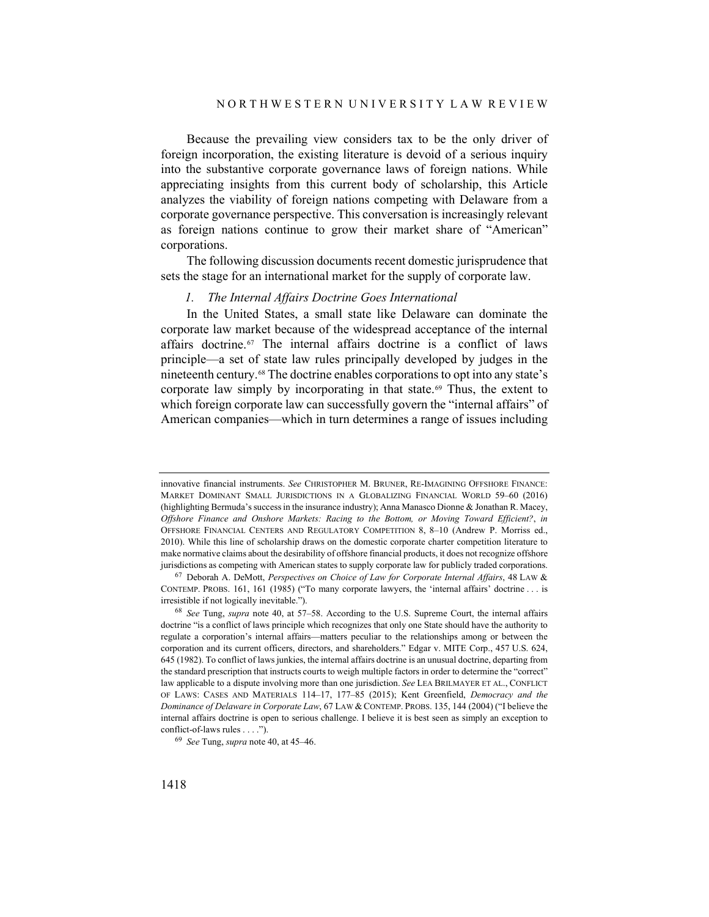Because the prevailing view considers tax to be the only driver of foreign incorporation, the existing literature is devoid of a serious inquiry into the substantive corporate governance laws of foreign nations. While appreciating insights from this current body of scholarship, this Article analyzes the viability of foreign nations competing with Delaware from a corporate governance perspective. This conversation is increasingly relevant as foreign nations continue to grow their market share of "American" corporations.

The following discussion documents recent domestic jurisprudence that sets the stage for an international market for the supply of corporate law.

### *1. The Internal Affairs Doctrine Goes International*

In the United States, a small state like Delaware can dominate the corporate law market because of the widespread acceptance of the internal affairs doctrine.[67] The internal affairs doctrine is a conflict of laws principle—a set of state law rules principally developed by judges in the nineteenth century.[68] The doctrine enables corporations to opt into any state's corporate law simply by incorporating in that state.[69] Thus, the extent to which foreign corporate law can successfully govern the "internal affairs" of American companies—which in turn determines a range of issues including

---

innovative financial instruments. *See* CHRISTOPHER M. BRUNER, RE-IMAGINING OFFSHORE FINANCE: MARKET DOMINANT SMALL JURISDICTIONS IN A GLOBALIZING FINANCIAL WORLD 59–60 (2016) (highlighting Bermuda's success in the insurance industry); Anna Manasco Dionne & Jonathan R. Macey, *Offshore Finance and Onshore Markets: Racing to the Bottom, or Moving Toward Efficient?*, *in* OFFSHORE FINANCIAL CENTERS AND REGULATORY COMPETITION 8, 8–10 (Andrew P. Morriss ed., 2010). While this line of scholarship draws on the domestic corporate charter competition literature to make normative claims about the desirability of offshore financial products, it does not recognize offshore jurisdictions as competing with American states to supply corporate law for publicly traded corporations.

[67] Deborah A. DeMott, *Perspectives on Choice of Law for Corporate Internal Affairs*, 48 LAW & CONTEMP. PROBS. 161, 161 (1985) ("To many corporate lawyers, the 'internal affairs' doctrine . . . is irresistible if not logically inevitable.").

[68] *See* Tung, *supra* note 40, at 57–58. According to the U.S. Supreme Court, the internal affairs doctrine "is a conflict of laws principle which recognizes that only one State should have the authority to regulate a corporation's internal affairs—matters peculiar to the relationships among or between the corporation and its current officers, directors, and shareholders." Edgar v. MITE Corp., 457 U.S. 624, 645 (1982). To conflict of laws junkies, the internal affairs doctrine is an unusual doctrine, departing from the standard prescription that instructs courts to weigh multiple factors in order to determine the "correct" law applicable to a dispute involving more than one jurisdiction. *See* LEA BRILMAYER ET AL., CONFLICT OF LAWS: CASES AND MATERIALS 114–17, 177–85 (2015); Kent Greenfield, *Democracy and the Dominance of Delaware in Corporate Law*, 67 LAW & CONTEMP. PROBS. 135, 144 (2004) ("I believe the internal affairs doctrine is open to serious challenge. I believe it is best seen as simply an exception to conflict-of-laws rules . . . .").

[69] *See* Tung, *supra* note 40, at 45–46.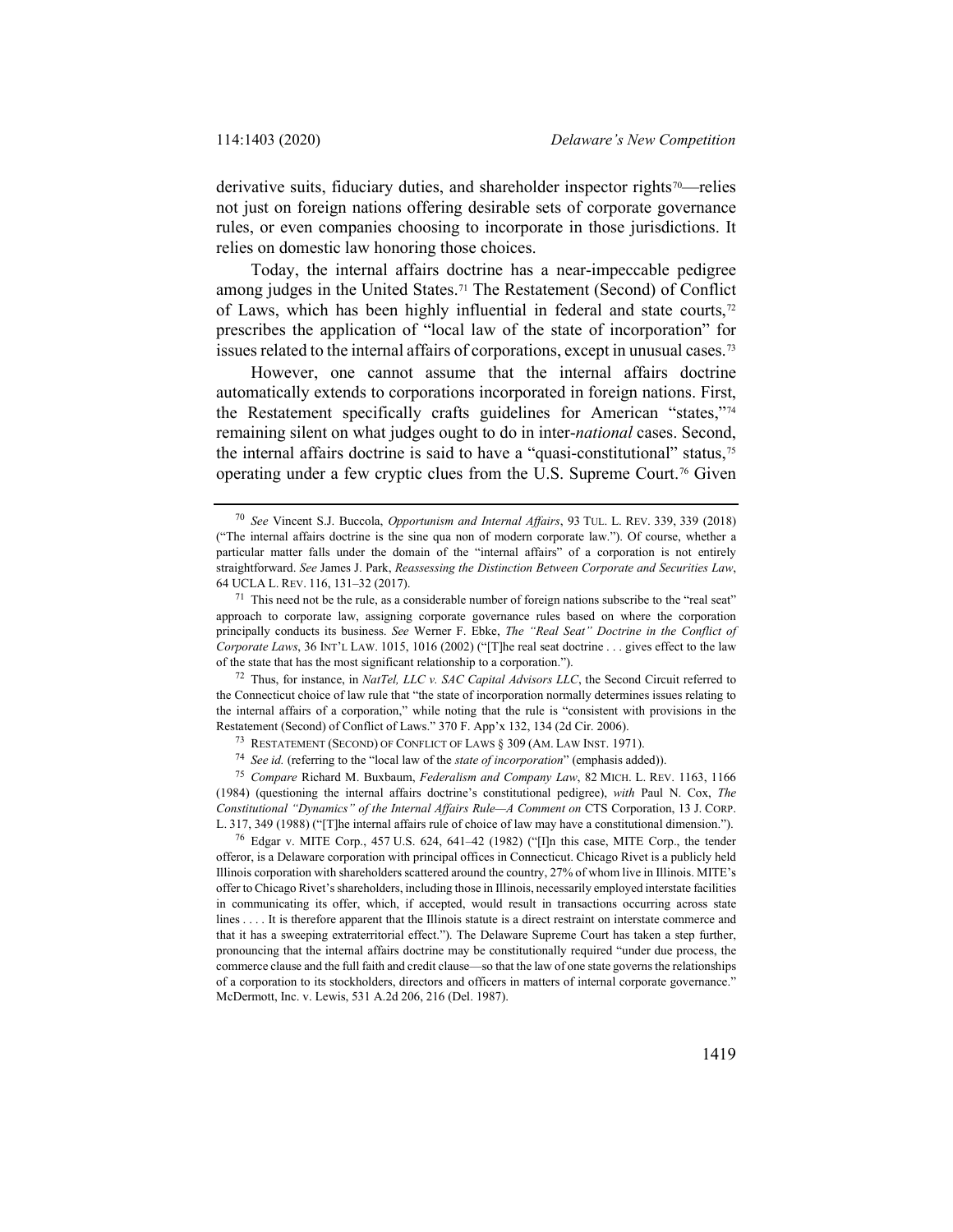derivative suits, fiduciary duties, and shareholder inspector rights[70]—relies not just on foreign nations offering desirable sets of corporate governance rules, or even companies choosing to incorporate in those jurisdictions. It relies on domestic law honoring those choices.

Today, the internal affairs doctrine has a near-impeccable pedigree among judges in the United States.[71] The Restatement (Second) of Conflict of Laws, which has been highly influential in federal and state courts,[72] prescribes the application of "local law of the state of incorporation" for issues related to the internal affairs of corporations, except in unusual cases.[73]

However, one cannot assume that the internal affairs doctrine automatically extends to corporations incorporated in foreign nations. First, the Restatement specifically crafts guidelines for American "states,"[74] remaining silent on what judges ought to do in inter-*national* cases. Second, the internal affairs doctrine is said to have a "quasi-constitutional" status,[75] operating under a few cryptic clues from the U.S. Supreme Court.[76] Given

---

[70] *See* Vincent S.J. Buccola, *Opportunism and Internal Affairs*, 93 TUL. L. REV. 339, 339 (2018) ("The internal affairs doctrine is the sine qua non of modern corporate law."). Of course, whether a particular matter falls under the domain of the "internal affairs" of a corporation is not entirely straightforward. *See* James J. Park, *Reassessing the Distinction Between Corporate and Securities Law*, 64 UCLA L. REV. 116, 131–32 (2017).

[71] This need not be the rule, as a considerable number of foreign nations subscribe to the "real seat" approach to corporate law, assigning corporate governance rules based on where the corporation principally conducts its business. *See* Werner F. Ebke, *The "Real Seat" Doctrine in the Conflict of Corporate Laws*, 36 INT'L LAW. 1015, 1016 (2002) ("[T]he real seat doctrine . . . gives effect to the law of the state that has the most significant relationship to a corporation.").

[72] Thus, for instance, in *NatTel, LLC v. SAC Capital Advisors LLC*, the Second Circuit referred to the Connecticut choice of law rule that "the state of incorporation normally determines issues relating to the internal affairs of a corporation," while noting that the rule is "consistent with provisions in the Restatement (Second) of Conflict of Laws." 370 F. App'x 132, 134 (2d Cir. 2006).

[73] RESTATEMENT (SECOND) OF CONFLICT OF LAWS § 309 (AM. LAW INST. 1971).

[74] *See id.* (referring to the "local law of the *state of incorporation*" (emphasis added)).

[75] *Compare* Richard M. Buxbaum, *Federalism and Company Law*, 82 MICH. L. REV. 1163, 1166 (1984) (questioning the internal affairs doctrine's constitutional pedigree), *with* Paul N. Cox, *The Constitutional "Dynamics" of the Internal Affairs Rule—A Comment on* CTS Corporation, 13 J. CORP. L. 317, 349 (1988) ("[T]he internal affairs rule of choice of law may have a constitutional dimension.").

[76] Edgar v. MITE Corp., 457 U.S. 624, 641–42 (1982) ("[I]n this case, MITE Corp., the tender offeror, is a Delaware corporation with principal offices in Connecticut. Chicago Rivet is a publicly held Illinois corporation with shareholders scattered around the country, 27% of whom live in Illinois. MITE's offer to Chicago Rivet's shareholders, including those in Illinois, necessarily employed interstate facilities in communicating its offer, which, if accepted, would result in transactions occurring across state lines . . . . It is therefore apparent that the Illinois statute is a direct restraint on interstate commerce and that it has a sweeping extraterritorial effect."). The Delaware Supreme Court has taken a step further, pronouncing that the internal affairs doctrine may be constitutionally required "under due process, the commerce clause and the full faith and credit clause—so that the law of one state governs the relationships of a corporation to its stockholders, directors and officers in matters of internal corporate governance." McDermott, Inc. v. Lewis, 531 A.2d 206, 216 (Del. 1987).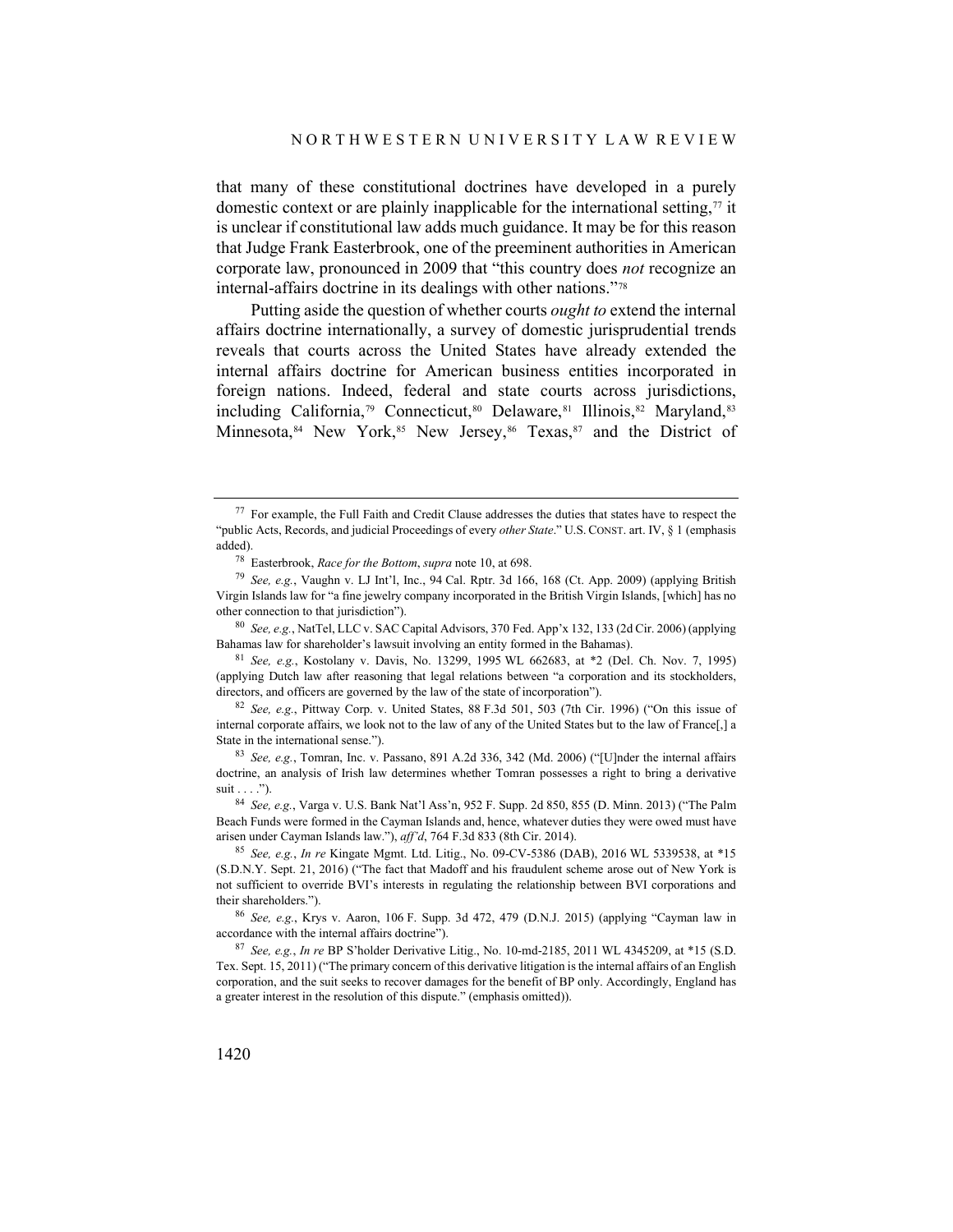that many of these constitutional doctrines have developed in a purely domestic context or are plainly inapplicable for the international setting,[77] it is unclear if constitutional law adds much guidance. It may be for this reason that Judge Frank Easterbrook, one of the preeminent authorities in American corporate law, pronounced in 2009 that "this country does *not* recognize an internal-affairs doctrine in its dealings with other nations."[78]

Putting aside the question of whether courts *ought to* extend the internal affairs doctrine internationally, a survey of domestic jurisprudential trends reveals that courts across the United States have already extended the internal affairs doctrine for American business entities incorporated in foreign nations. Indeed, federal and state courts across jurisdictions, including California,[79] Connecticut,[80] Delaware,[81] Illinois,[82] Maryland,[83] Minnesota,[84] New York,[85] New Jersey,[86] Texas,[87] and the District of

---

[77] For example, the Full Faith and Credit Clause addresses the duties that states have to respect the "public Acts, Records, and judicial Proceedings of every *other State*." U.S. CONST. art. IV, § 1 (emphasis added).

[78] Easterbrook, *Race for the Bottom*, *supra* note 10, at 698.

[79] *See, e.g.*, Vaughn v. LJ Int'l, Inc., 94 Cal. Rptr. 3d 166, 168 (Ct. App. 2009) (applying British Virgin Islands law for "a fine jewelry company incorporated in the British Virgin Islands, [which] has no other connection to that jurisdiction").

[80] *See, e.g.*, NatTel, LLC v. SAC Capital Advisors, 370 Fed. App'x 132, 133 (2d Cir. 2006) (applying Bahamas law for shareholder's lawsuit involving an entity formed in the Bahamas).

[81] *See, e.g.*, Kostolany v. Davis, No. 13299, 1995 WL 662683, at *2 (Del. Ch. Nov. 7, 1995) (applying Dutch law after reasoning that legal relations between "a corporation and its stockholders, directors, and officers are governed by the law of the state of incorporation").

[82] *See, e.g.*, Pittway Corp. v. United States, 88 F.3d 501, 503 (7th Cir. 1996) ("On this issue of internal corporate affairs, we look not to the law of any of the United States but to the law of France[,] a State in the international sense.").

[83] *See, e.g.*, Tomran, Inc. v. Passano, 891 A.2d 336, 342 (Md. 2006) ("[U]nder the internal affairs doctrine, an analysis of Irish law determines whether Tomran possesses a right to bring a derivative suit . . . .").

[84] *See, e.g.*, Varga v. U.S. Bank Nat'l Ass'n, 952 F. Supp. 2d 850, 855 (D. Minn. 2013) ("The Palm Beach Funds were formed in the Cayman Islands and, hence, whatever duties they were owed must have arisen under Cayman Islands law."), *aff'd*, 764 F.3d 833 (8th Cir. 2014).

[85] *See, e.g.*, *In re* Kingate Mgmt. Ltd. Litig., No. 09-CV-5386 (DAB), 2016 WL 5339538, at *15 (S.D.N.Y. Sept. 21, 2016) ("The fact that Madoff and his fraudulent scheme arose out of New York is not sufficient to override BVI's interests in regulating the relationship between BVI corporations and their shareholders.").

[86] *See, e.g.*, Krys v. Aaron, 106 F. Supp. 3d 472, 479 (D.N.J. 2015) (applying "Cayman law in accordance with the internal affairs doctrine").

[87] *See, e.g.*, *In re* BP S'holder Derivative Litig., No. 10-md-2185, 2011 WL 4345209, at *15 (S.D. Tex. Sept. 15, 2011) ("The primary concern of this derivative litigation is the internal affairs of an English corporation, and the suit seeks to recover damages for the benefit of BP only. Accordingly, England has a greater interest in the resolution of this dispute." (emphasis omitted)).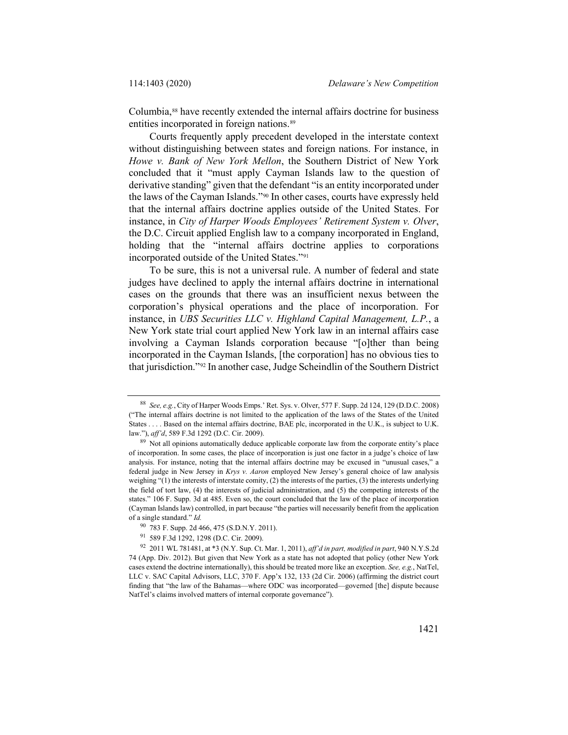Columbia,[88] have recently extended the internal affairs doctrine for business entities incorporated in foreign nations.[89]

Courts frequently apply precedent developed in the interstate context without distinguishing between states and foreign nations. For instance, in *Howe v. Bank of New York Mellon*, the Southern District of New York concluded that it "must apply Cayman Islands law to the question of derivative standing" given that the defendant "is an entity incorporated under the laws of the Cayman Islands."[90] In other cases, courts have expressly held that the internal affairs doctrine applies outside of the United States. For instance, in *City of Harper Woods Employees' Retirement System v. Olver*, the D.C. Circuit applied English law to a company incorporated in England, holding that the "internal affairs doctrine applies to corporations incorporated outside of the United States."[91]

To be sure, this is not a universal rule. A number of federal and state judges have declined to apply the internal affairs doctrine in international cases on the grounds that there was an insufficient nexus between the corporation's physical operations and the place of incorporation. For instance, in *UBS Securities LLC v. Highland Capital Management, L.P.*, a New York state trial court applied New York law in an internal affairs case involving a Cayman Islands corporation because "[o]ther than being incorporated in the Cayman Islands, [the corporation] has no obvious ties to that jurisdiction."[92] In another case, Judge Scheindlin of the Southern District

---

[88] *See, e.g.*, City of Harper Woods Emps.' Ret. Sys. v. Olver, 577 F. Supp. 2d 124, 129 (D.D.C. 2008) ("The internal affairs doctrine is not limited to the application of the laws of the States of the United States . . . . Based on the internal affairs doctrine, BAE plc, incorporated in the U.K., is subject to U.K. law."), *aff'd*, 589 F.3d 1292 (D.C. Cir. 2009).

[89] Not all opinions automatically deduce applicable corporate law from the corporate entity's place of incorporation. In some cases, the place of incorporation is just one factor in a judge's choice of law analysis. For instance, noting that the internal affairs doctrine may be excused in "unusual cases," a federal judge in New Jersey in *Krys v. Aaron* employed New Jersey's general choice of law analysis weighing "(1) the interests of interstate comity, (2) the interests of the parties, (3) the interests underlying the field of tort law, (4) the interests of judicial administration, and (5) the competing interests of the states." 106 F. Supp. 3d at 485. Even so, the court concluded that the law of the place of incorporation (Cayman Islands law) controlled, in part because "the parties will necessarily benefit from the application of a single standard." *Id.*

[90] 783 F. Supp. 2d 466, 475 (S.D.N.Y. 2011).

[91] 589 F.3d 1292, 1298 (D.C. Cir. 2009).

[92] 2011 WL 781481, at *3 (N.Y. Sup. Ct. Mar. 1, 2011), *aff'd in part, modified in part*, 940 N.Y.S.2d 74 (App. Div. 2012). But given that New York as a state has not adopted that policy (other New York cases extend the doctrine internationally), this should be treated more like an exception. *See, e.g.*, NatTel, LLC v. SAC Capital Advisors, LLC, 370 F. App'x 132, 133 (2d Cir. 2006) (affirming the district court finding that "the law of the Bahamas—where ODC was incorporated—governed [the] dispute because NatTel's claims involved matters of internal corporate governance").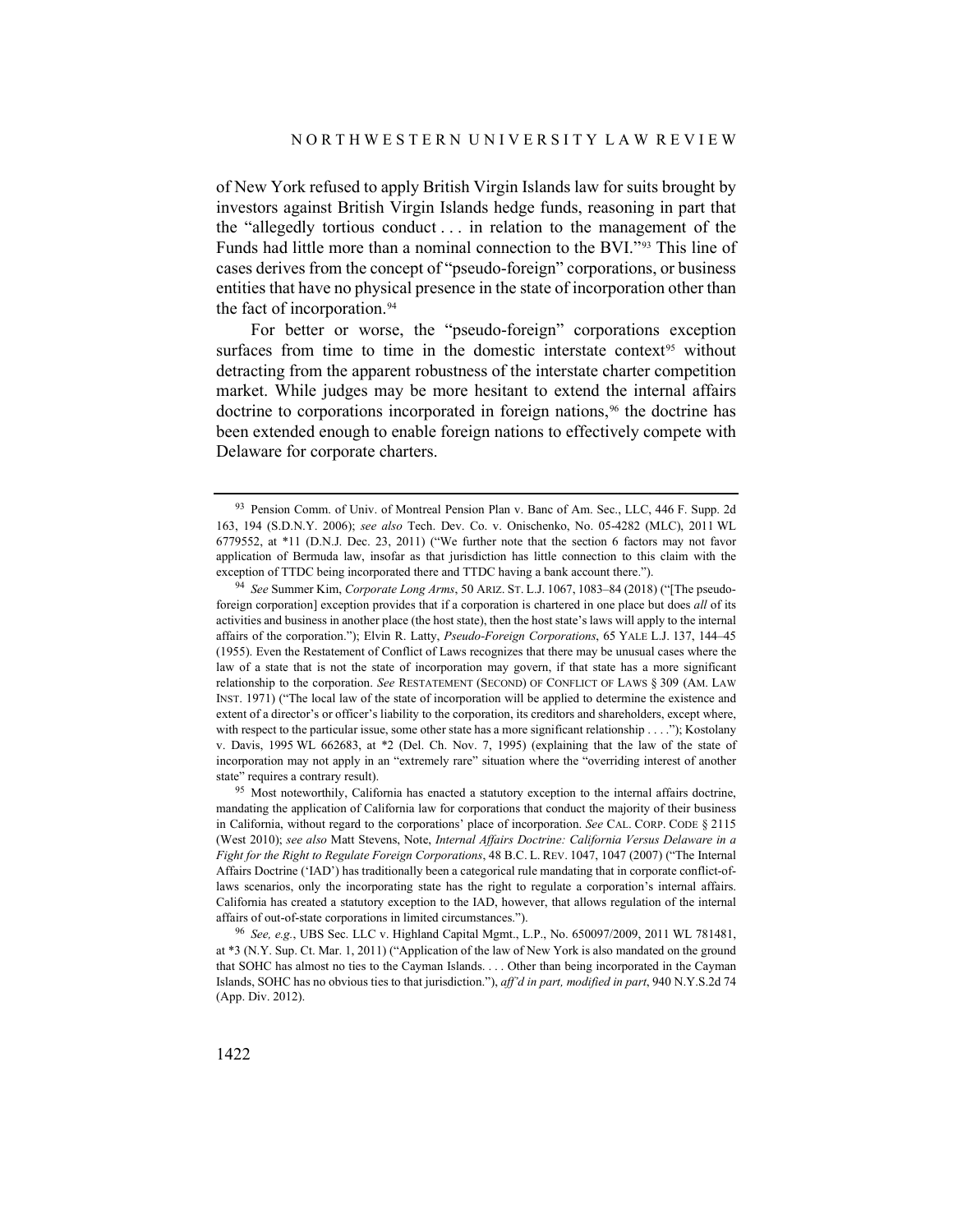of New York refused to apply British Virgin Islands law for suits brought by investors against British Virgin Islands hedge funds, reasoning in part that the "allegedly tortious conduct . . . in relation to the management of the Funds had little more than a nominal connection to the BVI."[93] This line of cases derives from the concept of "pseudo-foreign" corporations, or business entities that have no physical presence in the state of incorporation other than the fact of incorporation.[94]

For better or worse, the "pseudo-foreign" corporations exception surfaces from time to time in the domestic interstate context[95] without detracting from the apparent robustness of the interstate charter competition market. While judges may be more hesitant to extend the internal affairs doctrine to corporations incorporated in foreign nations,[96] the doctrine has been extended enough to enable foreign nations to effectively compete with Delaware for corporate charters.

---

[93] Pension Comm. of Univ. of Montreal Pension Plan v. Banc of Am. Sec., LLC, 446 F. Supp. 2d 163, 194 (S.D.N.Y. 2006); *see also* Tech. Dev. Co. v. Onischenko, No. 05-4282 (MLC), 2011 WL 6779552, at *11 (D.N.J. Dec. 23, 2011) ("We further note that the section 6 factors may not favor application of Bermuda law, insofar as that jurisdiction has little connection to this claim with the exception of TTDC being incorporated there and TTDC having a bank account there.").

[94] *See* Summer Kim, *Corporate Long Arms*, 50 ARIZ. ST. L.J. 1067, 1083–84 (2018) ("[The pseudo-foreign corporation] exception provides that if a corporation is chartered in one place but does *all* of its activities and business in another place (the host state), then the host state's laws will apply to the internal affairs of the corporation."); Elvin R. Latty, *Pseudo-Foreign Corporations*, 65 YALE L.J. 137, 144–45 (1955). Even the Restatement of Conflict of Laws recognizes that there may be unusual cases where the law of a state that is not the state of incorporation may govern, if that state has a more significant relationship to the corporation. *See* RESTATEMENT (SECOND) OF CONFLICT OF LAWS § 309 (AM. LAW INST. 1971) ("The local law of the state of incorporation will be applied to determine the existence and extent of a director's or officer's liability to the corporation, its creditors and shareholders, except where, with respect to the particular issue, some other state has a more significant relationship . . . ."); Kostolany v. Davis, 1995 WL 662683, at *2 (Del. Ch. Nov. 7, 1995) (explaining that the law of the state of incorporation may not apply in an "extremely rare" situation where the "overriding interest of another state" requires a contrary result).

[95] Most noteworthily, California has enacted a statutory exception to the internal affairs doctrine, mandating the application of California law for corporations that conduct the majority of their business in California, without regard to the corporations' place of incorporation. *See* CAL. CORP. CODE § 2115 (West 2010); *see also* Matt Stevens, Note, *Internal Affairs Doctrine: California Versus Delaware in a Fight for the Right to Regulate Foreign Corporations*, 48 B.C. L. REV. 1047, 1047 (2007) ("The Internal Affairs Doctrine ('IAD') has traditionally been a categorical rule mandating that in corporate conflict-of-laws scenarios, only the incorporating state has the right to regulate a corporation's internal affairs. California has created a statutory exception to the IAD, however, that allows regulation of the internal affairs of out-of-state corporations in limited circumstances.").

[96] *See, e.g.*, UBS Sec. LLC v. Highland Capital Mgmt., L.P., No. 650097/2009, 2011 WL 781481, at *3 (N.Y. Sup. Ct. Mar. 1, 2011) ("Application of the law of New York is also mandated on the ground that SOHC has almost no ties to the Cayman Islands. . . . Other than being incorporated in the Cayman Islands, SOHC has no obvious ties to that jurisdiction."), *aff'd in part, modified in part*, 940 N.Y.S.2d 74 (App. Div. 2012).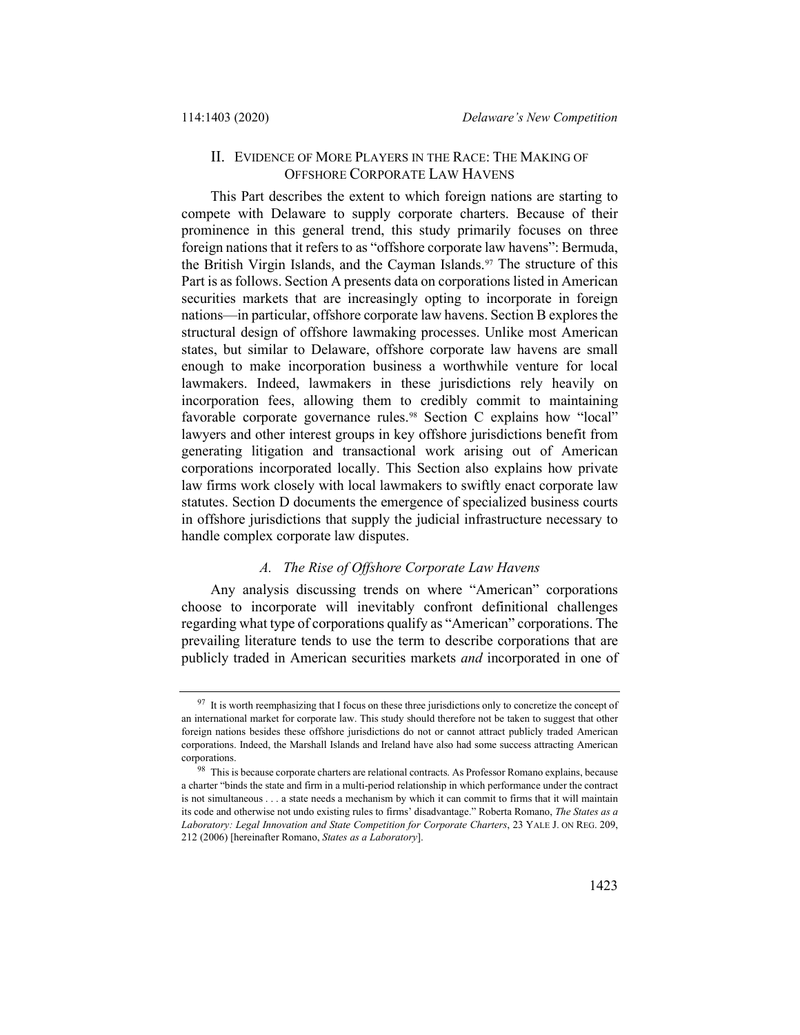## II. Evidence of More Players in the Race: The Making of Offshore Corporate Law Havens

This Part describes the extent to which foreign nations are starting to compete with Delaware to supply corporate charters. Because of their prominence in this general trend, this study primarily focuses on three foreign nations that it refers to as "offshore corporate law havens": Bermuda, the British Virgin Islands, and the Cayman Islands.[97] The structure of this Part is as follows. Section A presents data on corporations listed in American securities markets that are increasingly opting to incorporate in foreign nations—in particular, offshore corporate law havens. Section B explores the structural design of offshore lawmaking processes. Unlike most American states, but similar to Delaware, offshore corporate law havens are small enough to make incorporation business a worthwhile venture for local lawmakers. Indeed, lawmakers in these jurisdictions rely heavily on incorporation fees, allowing them to credibly commit to maintaining favorable corporate governance rules.[98] Section C explains how "local" lawyers and other interest groups in key offshore jurisdictions benefit from generating litigation and transactional work arising out of American corporations incorporated locally. This Section also explains how private law firms work closely with local lawmakers to swiftly enact corporate law statutes. Section D documents the emergence of specialized business courts in offshore jurisdictions that supply the judicial infrastructure necessary to handle complex corporate law disputes.

### *A. The Rise of Offshore Corporate Law Havens*

Any analysis discussing trends on where "American" corporations choose to incorporate will inevitably confront definitional challenges regarding what type of corporations qualify as "American" corporations. The prevailing literature tends to use the term to describe corporations that are publicly traded in American securities markets *and* incorporated in one of

---

[97] It is worth reemphasizing that I focus on these three jurisdictions only to concretize the concept of an international market for corporate law. This study should therefore not be taken to suggest that other foreign nations besides these offshore jurisdictions do not or cannot attract publicly traded American corporations. Indeed, the Marshall Islands and Ireland have also had some success attracting American corporations.

[98] This is because corporate charters are relational contracts. As Professor Romano explains, because a charter "binds the state and firm in a multi-period relationship in which performance under the contract is not simultaneous . . . a state needs a mechanism by which it can commit to firms that it will maintain its code and otherwise not undo existing rules to firms' disadvantage." Roberta Romano, *The States as a Laboratory: Legal Innovation and State Competition for Corporate Charters*, 23 YALE J. ON REG. 209, 212 (2006) [hereinafter Romano, *States as a Laboratory*].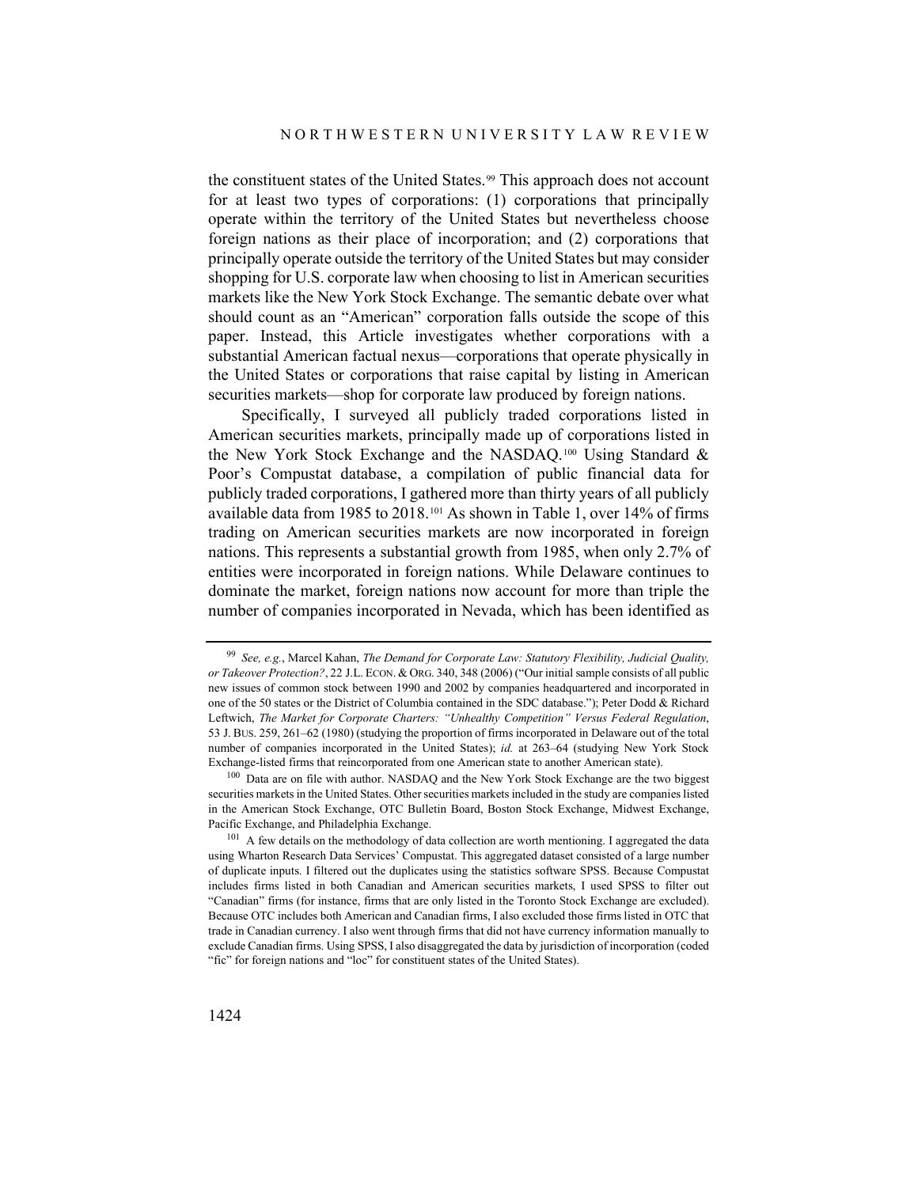the constituent states of the United States.[99] This approach does not account for at least two types of corporations: (1) corporations that principally operate within the territory of the United States but nevertheless choose foreign nations as their place of incorporation; and (2) corporations that principally operate outside the territory of the United States but may consider shopping for U.S. corporate law when choosing to list in American securities markets like the New York Stock Exchange. The semantic debate over what should count as an "American" corporation falls outside the scope of this paper. Instead, this Article investigates whether corporations with a substantial American factual nexus—corporations that operate physically in the United States or corporations that raise capital by listing in American securities markets—shop for corporate law produced by foreign nations.

Specifically, I surveyed all publicly traded corporations listed in American securities markets, principally made up of corporations listed in the New York Stock Exchange and the NASDAQ.[100] Using Standard & Poor's Compustat database, a compilation of public financial data for publicly traded corporations, I gathered more than thirty years of all publicly available data from 1985 to 2018.[101] As shown in Table 1, over 14% of firms trading on American securities markets are now incorporated in foreign nations. This represents a substantial growth from 1985, when only 2.7% of entities were incorporated in foreign nations. While Delaware continues to dominate the market, foreign nations now account for more than triple the number of companies incorporated in Nevada, which has been identified as

---

[99] *See, e.g.*, Marcel Kahan, *The Demand for Corporate Law: Statutory Flexibility, Judicial Quality, or Takeover Protection?*, 22 J.L. ECON. & ORG. 340, 348 (2006) ("Our initial sample consists of all public new issues of common stock between 1990 and 2002 by companies headquartered and incorporated in one of the 50 states or the District of Columbia contained in the SDC database."); Peter Dodd & Richard Leftwich, *The Market for Corporate Charters: "Unhealthy Competition" Versus Federal Regulation*, 53 J. BUS. 259, 261–62 (1980) (studying the proportion of firms incorporated in Delaware out of the total number of companies incorporated in the United States); *id.* at 263–64 (studying New York Stock Exchange-listed firms that reincorporated from one American state to another American state).

[100] Data are on file with author. NASDAQ and the New York Stock Exchange are the two biggest securities markets in the United States. Other securities markets included in the study are companies listed in the American Stock Exchange, OTC Bulletin Board, Boston Stock Exchange, Midwest Exchange, Pacific Exchange, and Philadelphia Exchange.

[101] A few details on the methodology of data collection are worth mentioning. I aggregated the data using Wharton Research Data Services' Compustat. This aggregated dataset consisted of a large number of duplicate inputs. I filtered out the duplicates using the statistics software SPSS. Because Compustat includes firms listed in both Canadian and American securities markets, I used SPSS to filter out "Canadian" firms (for instance, firms that are only listed in the Toronto Stock Exchange are excluded). Because OTC includes both American and Canadian firms, I also excluded those firms listed in OTC that trade in Canadian currency. I also went through firms that did not have currency information manually to exclude Canadian firms. Using SPSS, I also disaggregated the data by jurisdiction of incorporation (coded "fic" for foreign nations and "loc" for constituent states of the United States).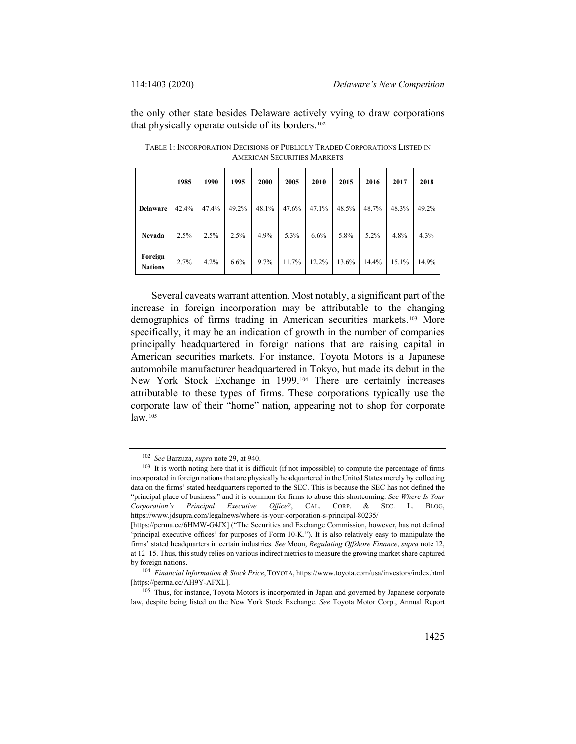the only other state besides Delaware actively vying to draw corporations that physically operate outside of its borders.[102]

TABLE 1: INCORPORATION DECISIONS OF PUBLICLY TRADED CORPORATIONS LISTED IN AMERICAN SECURITIES MARKETS

| | 1985 | 1990 | 1995 | 2000 | 2005 | 2010 | 2015 | 2016 | 2017 | 2018 |
|---|---|---|---|---|---|---|---|---|---|---|
| **Delaware** | 42.4% | 47.4% | 49.2% | 48.1% | 47.6% | 47.1% | 48.5% | 48.7% | 48.3% | 49.2% |
| **Nevada** | 2.5% | 2.5% | 2.5% | 4.9% | 5.3% | 6.6% | 5.8% | 5.2% | 4.8% | 4.3% |
| **Foreign Nations** | 2.7% | 4.2% | 6.6% | 9.7% | 11.7% | 12.2% | 13.6% | 14.4% | 15.1% | 14.9% |

Several caveats warrant attention. Most notably, a significant part of the increase in foreign incorporation may be attributable to the changing demographics of firms trading in American securities markets.[103] More specifically, it may be an indication of growth in the number of companies principally headquartered in foreign nations that are raising capital in American securities markets. For instance, Toyota Motors is a Japanese automobile manufacturer headquartered in Tokyo, but made its debut in the New York Stock Exchange in 1999.[104] There are certainly increases attributable to these types of firms. These corporations typically use the corporate law of their "home" nation, appearing not to shop for corporate law.[105]

---

[102] *See* Barzuza, *supra* note 29, at 940.

[103] It is worth noting here that it is difficult (if not impossible) to compute the percentage of firms incorporated in foreign nations that are physically headquartered in the United States merely by collecting data on the firms' stated headquarters reported to the SEC. This is because the SEC has not defined the "principal place of business," and it is common for firms to abuse this shortcoming. *See Where Is Your Corporation's Principal Executive Office?*, CAL. CORP. & SEC. L. BLOG, https://www.jdsupra.com/legalnews/where-is-your-corporation-s-principal-80235/ [https://perma.cc/6HMW-G4JX] ("The Securities and Exchange Commission, however, has not defined 'principal executive offices' for purposes of Form 10-K."). It is also relatively easy to manipulate the firms' stated headquarters in certain industries. *See* Moon, *Regulating Offshore Finance*, *supra* note 12, at 12–15. Thus, this study relies on various indirect metrics to measure the growing market share captured by foreign nations.

[104] *Financial Information & Stock Price*, TOYOTA, https://www.toyota.com/usa/investors/index.html [https://perma.cc/AH9Y-AFXL].

[105] Thus, for instance, Toyota Motors is incorporated in Japan and governed by Japanese corporate law, despite being listed on the New York Stock Exchange. *See* Toyota Motor Corp., Annual Report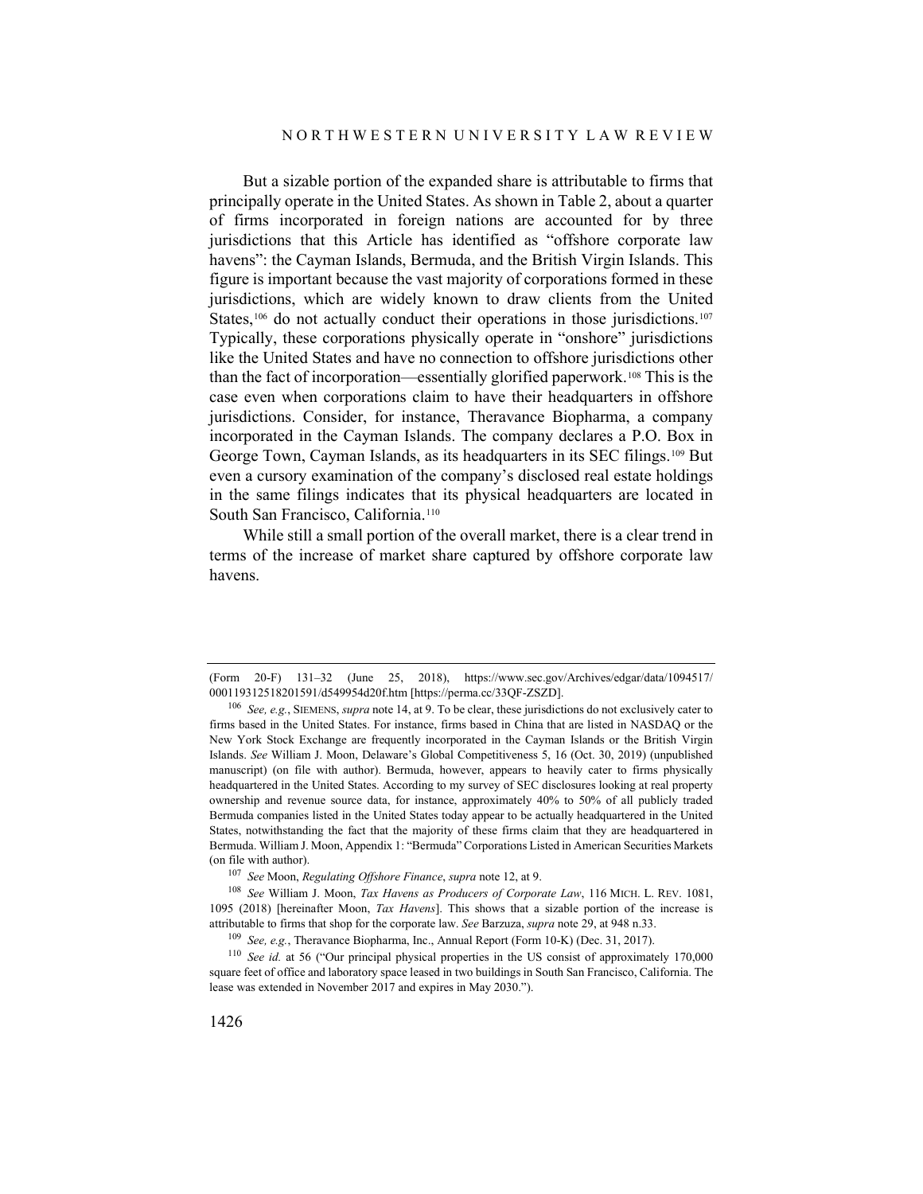But a sizable portion of the expanded share is attributable to firms that principally operate in the United States. As shown in Table 2, about a quarter of firms incorporated in foreign nations are accounted for by three jurisdictions that this Article has identified as "offshore corporate law havens": the Cayman Islands, Bermuda, and the British Virgin Islands. This figure is important because the vast majority of corporations formed in these jurisdictions, which are widely known to draw clients from the United States,[106] do not actually conduct their operations in those jurisdictions.[107] Typically, these corporations physically operate in "onshore" jurisdictions like the United States and have no connection to offshore jurisdictions other than the fact of incorporation—essentially glorified paperwork.[108] This is the case even when corporations claim to have their headquarters in offshore jurisdictions. Consider, for instance, Theravance Biopharma, a company incorporated in the Cayman Islands. The company declares a P.O. Box in George Town, Cayman Islands, as its headquarters in its SEC filings.[109] But even a cursory examination of the company's disclosed real estate holdings in the same filings indicates that its physical headquarters are located in South San Francisco, California.[110]

While still a small portion of the overall market, there is a clear trend in terms of the increase of market share captured by offshore corporate law havens.

---

(Form 20-F) 131–32 (June 25, 2018), https://www.sec.gov/Archives/edgar/data/1094517/000119312518201591/d549954d20f.htm [https://perma.cc/33QF-ZSZD].

[106] *See, e.g.*, SIEMENS, *supra* note 14, at 9. To be clear, these jurisdictions do not exclusively cater to firms based in the United States. For instance, firms based in China that are listed in NASDAQ or the New York Stock Exchange are frequently incorporated in the Cayman Islands or the British Virgin Islands. *See* William J. Moon, Delaware's Global Competitiveness 5, 16 (Oct. 30, 2019) (unpublished manuscript) (on file with author). Bermuda, however, appears to heavily cater to firms physically headquartered in the United States. According to my survey of SEC disclosures looking at real property ownership and revenue source data, for instance, approximately 40% to 50% of all publicly traded Bermuda companies listed in the United States today appear to be actually headquartered in the United States, notwithstanding the fact that the majority of these firms claim that they are headquartered in Bermuda. William J. Moon, Appendix 1: "Bermuda" Corporations Listed in American Securities Markets (on file with author).

[107] *See* Moon, *Regulating Offshore Finance*, *supra* note 12, at 9.

[108] *See* William J. Moon, *Tax Havens as Producers of Corporate Law*, 116 MICH. L. REV. 1081, 1095 (2018) [hereinafter Moon, *Tax Havens*]. This shows that a sizable portion of the increase is attributable to firms that shop for the corporate law. *See* Barzuza, *supra* note 29, at 948 n.33.

[109] *See, e.g.*, Theravance Biopharma, Inc., Annual Report (Form 10-K) (Dec. 31, 2017).

[110] *See id.* at 56 ("Our principal physical properties in the US consist of approximately 170,000 square feet of office and laboratory space leased in two buildings in South San Francisco, California. The lease was extended in November 2017 and expires in May 2030.").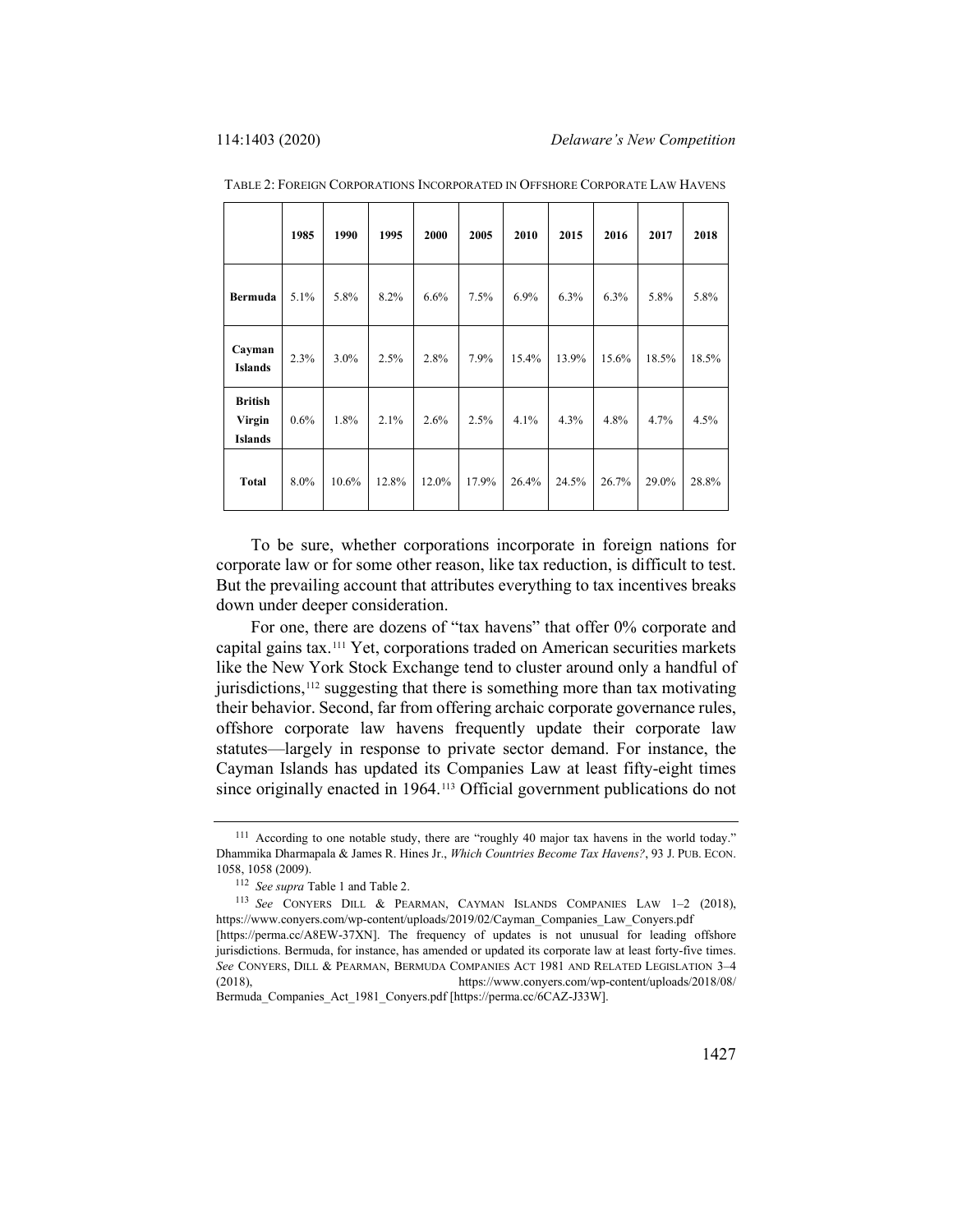TABLE 2: FOREIGN CORPORATIONS INCORPORATED IN OFFSHORE CORPORATE LAW HAVENS

| | 1985 | 1990 | 1995 | 2000 | 2005 | 2010 | 2015 | 2016 | 2017 | 2018 |
|---|---|---|---|---|---|---|---|---|---|---|
| **Bermuda** | 5.1% | 5.8% | 8.2% | 6.6% | 7.5% | 6.9% | 6.3% | 6.3% | 5.8% | 5.8% |
| **Cayman Islands** | 2.3% | 3.0% | 2.5% | 2.8% | 7.9% | 15.4% | 13.9% | 15.6% | 18.5% | 18.5% |
| **British Virgin Islands** | 0.6% | 1.8% | 2.1% | 2.6% | 2.5% | 4.1% | 4.3% | 4.8% | 4.7% | 4.5% |
| **Total** | 8.0% | 10.6% | 12.8% | 12.0% | 17.9% | 26.4% | 24.5% | 26.7% | 29.0% | 28.8% |

To be sure, whether corporations incorporate in foreign nations for corporate law or for some other reason, like tax reduction, is difficult to test. But the prevailing account that attributes everything to tax incentives breaks down under deeper consideration.

For one, there are dozens of "tax havens" that offer 0% corporate and capital gains tax.[111] Yet, corporations traded on American securities markets like the New York Stock Exchange tend to cluster around only a handful of jurisdictions,[112] suggesting that there is something more than tax motivating their behavior. Second, far from offering archaic corporate governance rules, offshore corporate law havens frequently update their corporate law statutes—largely in response to private sector demand. For instance, the Cayman Islands has updated its Companies Law at least fifty-eight times since originally enacted in 1964.[113] Official government publications do not

---

[111] According to one notable study, there are "roughly 40 major tax havens in the world today." Dhammika Dharmapala & James R. Hines Jr., *Which Countries Become Tax Havens?*, 93 J. PUB. ECON. 1058, 1058 (2009).

[112] *See supra* Table 1 and Table 2.

[113] *See* CONYERS DILL & PEARMAN, CAYMAN ISLANDS COMPANIES LAW 1–2 (2018), https://www.conyers.com/wp-content/uploads/2019/02/Cayman_Companies_Law_Conyers.pdf [https://perma.cc/A8EW-37XN]. The frequency of updates is not unusual for leading offshore jurisdictions. Bermuda, for instance, has amended or updated its corporate law at least forty-five times. *See* CONYERS, DILL & PEARMAN, BERMUDA COMPANIES ACT 1981 AND RELATED LEGISLATION 3–4 (2018), https://www.conyers.com/wp-content/uploads/2018/08/Bermuda_Companies_Act_1981_Conyers.pdf [https://perma.cc/6CAZ-J33W].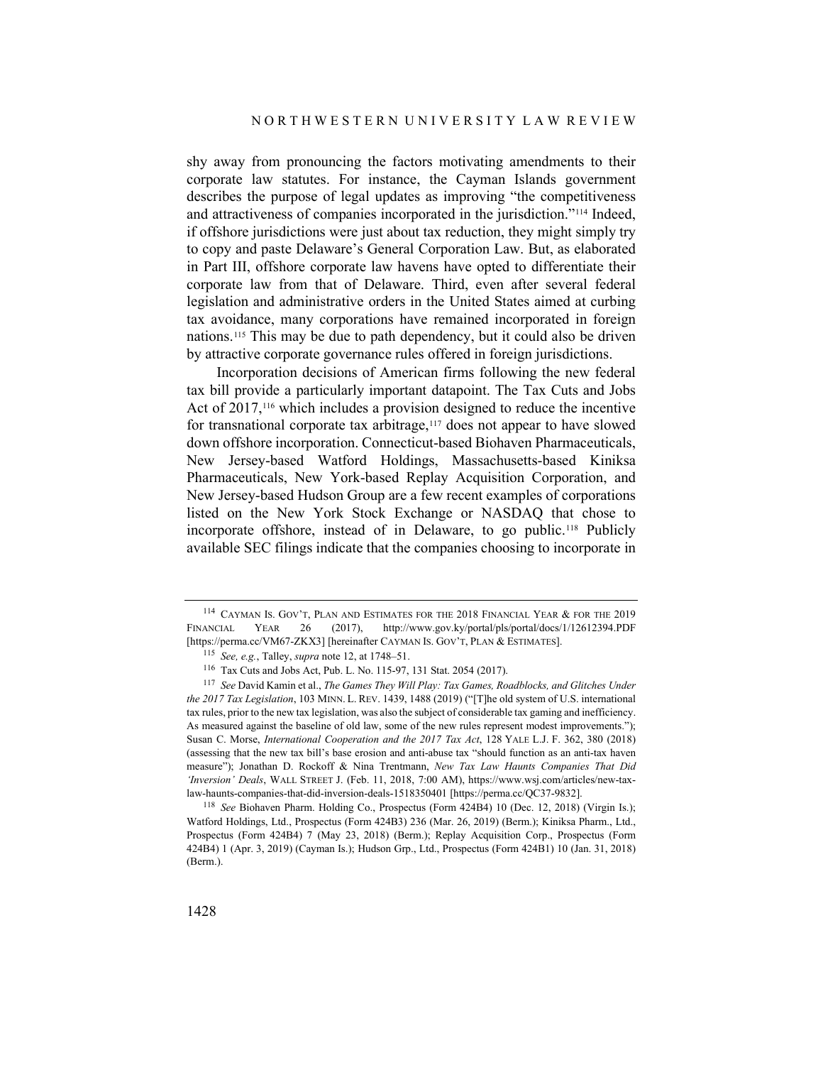shy away from pronouncing the factors motivating amendments to their corporate law statutes. For instance, the Cayman Islands government describes the purpose of legal updates as improving "the competitiveness and attractiveness of companies incorporated in the jurisdiction."[114] Indeed, if offshore jurisdictions were just about tax reduction, they might simply try to copy and paste Delaware's General Corporation Law. But, as elaborated in Part III, offshore corporate law havens have opted to differentiate their corporate law from that of Delaware. Third, even after several federal legislation and administrative orders in the United States aimed at curbing tax avoidance, many corporations have remained incorporated in foreign nations.[115] This may be due to path dependency, but it could also be driven by attractive corporate governance rules offered in foreign jurisdictions.

Incorporation decisions of American firms following the new federal tax bill provide a particularly important datapoint. The Tax Cuts and Jobs Act of 2017,[116] which includes a provision designed to reduce the incentive for transnational corporate tax arbitrage,[117] does not appear to have slowed down offshore incorporation. Connecticut-based Biohaven Pharmaceuticals, New Jersey-based Watford Holdings, Massachusetts-based Kiniksa Pharmaceuticals, New York-based Replay Acquisition Corporation, and New Jersey-based Hudson Group are a few recent examples of corporations listed on the New York Stock Exchange or NASDAQ that chose to incorporate offshore, instead of in Delaware, to go public.[118] Publicly available SEC filings indicate that the companies choosing to incorporate in

---

[114] CAYMAN IS. GOV'T, PLAN AND ESTIMATES FOR THE 2018 FINANCIAL YEAR & FOR THE 2019 FINANCIAL YEAR 26 (2017), http://www.gov.ky/portal/pls/portal/docs/1/12612394.PDF [https://perma.cc/VM67-ZKX3] [hereinafter CAYMAN IS. GOV'T, PLAN & ESTIMATES].

[115] *See, e.g.*, Talley, *supra* note 12, at 1748–51.

[116] Tax Cuts and Jobs Act, Pub. L. No. 115-97, 131 Stat. 2054 (2017).

[117] *See* David Kamin et al., *The Games They Will Play: Tax Games, Roadblocks, and Glitches Under the 2017 Tax Legislation*, 103 MINN. L. REV. 1439, 1488 (2019) ("[T]he old system of U.S. international tax rules, prior to the new tax legislation, was also the subject of considerable tax gaming and inefficiency. As measured against the baseline of old law, some of the new rules represent modest improvements."); Susan C. Morse, *International Cooperation and the 2017 Tax Act*, 128 YALE L.J. F. 362, 380 (2018) (assessing that the new tax bill's base erosion and anti-abuse tax "should function as an anti-tax haven measure"); Jonathan D. Rockoff & Nina Trentmann, *New Tax Law Haunts Companies That Did 'Inversion' Deals*, WALL STREET J. (Feb. 11, 2018, 7:00 AM), https://www.wsj.com/articles/new-tax-law-haunts-companies-that-did-inversion-deals-1518350401 [https://perma.cc/QC37-9832].

[118] *See* Biohaven Pharm. Holding Co., Prospectus (Form 424B4) 10 (Dec. 12, 2018) (Virgin Is.); Watford Holdings, Ltd., Prospectus (Form 424B3) 236 (Mar. 26, 2019) (Berm.); Kiniksa Pharm., Ltd., Prospectus (Form 424B4) 7 (May 23, 2018) (Berm.); Replay Acquisition Corp., Prospectus (Form 424B4) 1 (Apr. 3, 2019) (Cayman Is.); Hudson Grp., Ltd., Prospectus (Form 424B1) 10 (Jan. 31, 2018) (Berm.).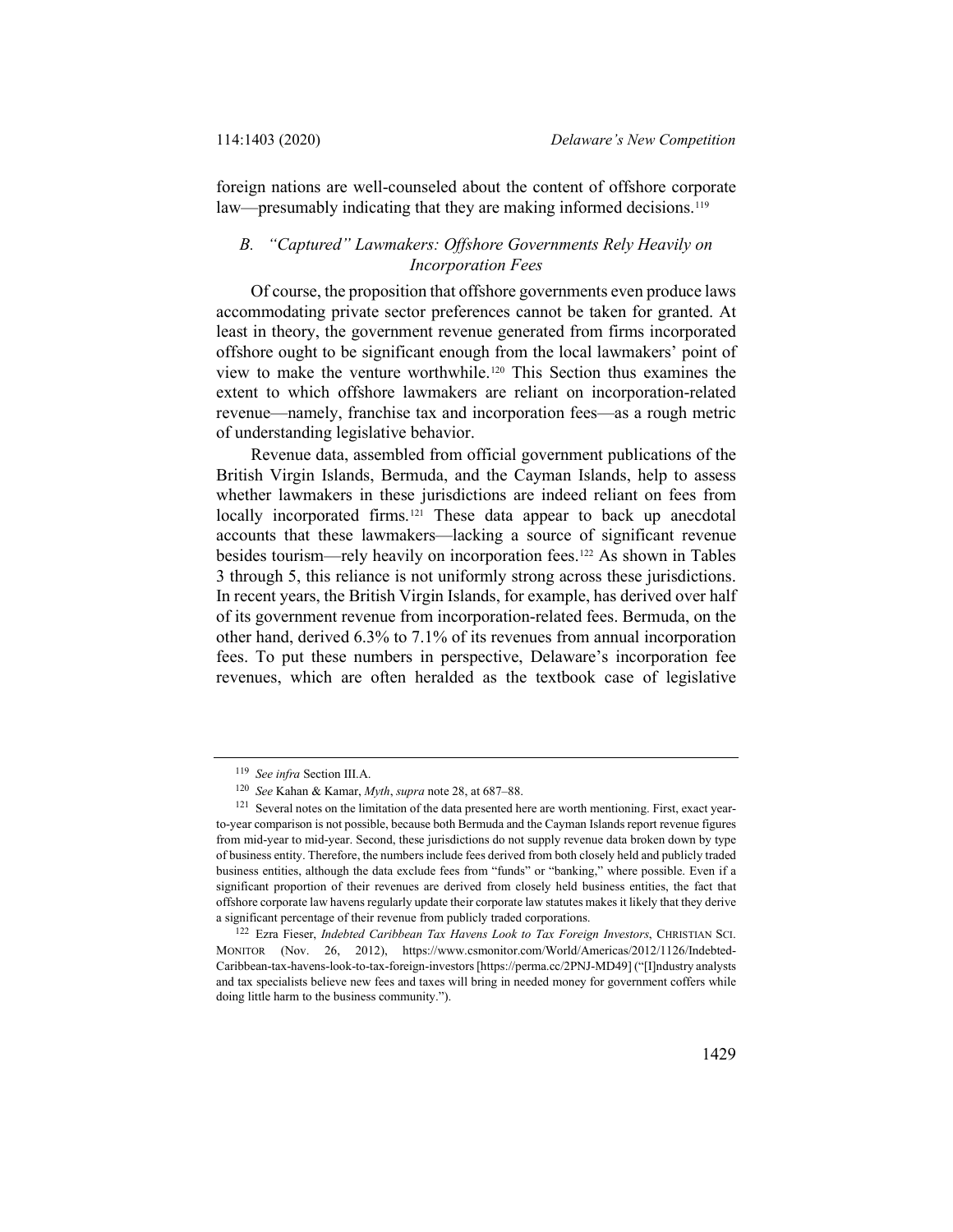foreign nations are well-counseled about the content of offshore corporate law—presumably indicating that they are making informed decisions.[119]

### B. *"Captured" Lawmakers: Offshore Governments Rely Heavily on Incorporation Fees*

Of course, the proposition that offshore governments even produce laws accommodating private sector preferences cannot be taken for granted. At least in theory, the government revenue generated from firms incorporated offshore ought to be significant enough from the local lawmakers' point of view to make the venture worthwhile.[120] This Section thus examines the extent to which offshore lawmakers are reliant on incorporation-related revenue—namely, franchise tax and incorporation fees—as a rough metric of understanding legislative behavior.

Revenue data, assembled from official government publications of the British Virgin Islands, Bermuda, and the Cayman Islands, help to assess whether lawmakers in these jurisdictions are indeed reliant on fees from locally incorporated firms.[121] These data appear to back up anecdotal accounts that these lawmakers—lacking a source of significant revenue besides tourism—rely heavily on incorporation fees.[122] As shown in Tables 3 through 5, this reliance is not uniformly strong across these jurisdictions. In recent years, the British Virgin Islands, for example, has derived over half of its government revenue from incorporation-related fees. Bermuda, on the other hand, derived 6.3% to 7.1% of its revenues from annual incorporation fees. To put these numbers in perspective, Delaware's incorporation fee revenues, which are often heralded as the textbook case of legislative

---

[119] *See infra* Section III.A.

[120] *See* Kahan & Kamar, *Myth*, *supra* note 28, at 687–88.

[121] Several notes on the limitation of the data presented here are worth mentioning. First, exact year-to-year comparison is not possible, because both Bermuda and the Cayman Islands report revenue figures from mid-year to mid-year. Second, these jurisdictions do not supply revenue data broken down by type of business entity. Therefore, the numbers include fees derived from both closely held and publicly traded business entities, although the data exclude fees from "funds" or "banking," where possible. Even if a significant proportion of their revenues are derived from closely held business entities, the fact that offshore corporate law havens regularly update their corporate law statutes makes it likely that they derive a significant percentage of their revenue from publicly traded corporations.

[122] Ezra Fieser, *Indebted Caribbean Tax Havens Look to Tax Foreign Investors*, CHRISTIAN SCI. MONITOR (Nov. 26, 2012), https://www.csmonitor.com/World/Americas/2012/1126/Indebted-Caribbean-tax-havens-look-to-tax-foreign-investors [https://perma.cc/2PNJ-MD49] ("[I]ndustry analysts and tax specialists believe new fees and taxes will bring in needed money for government coffers while doing little harm to the business community.").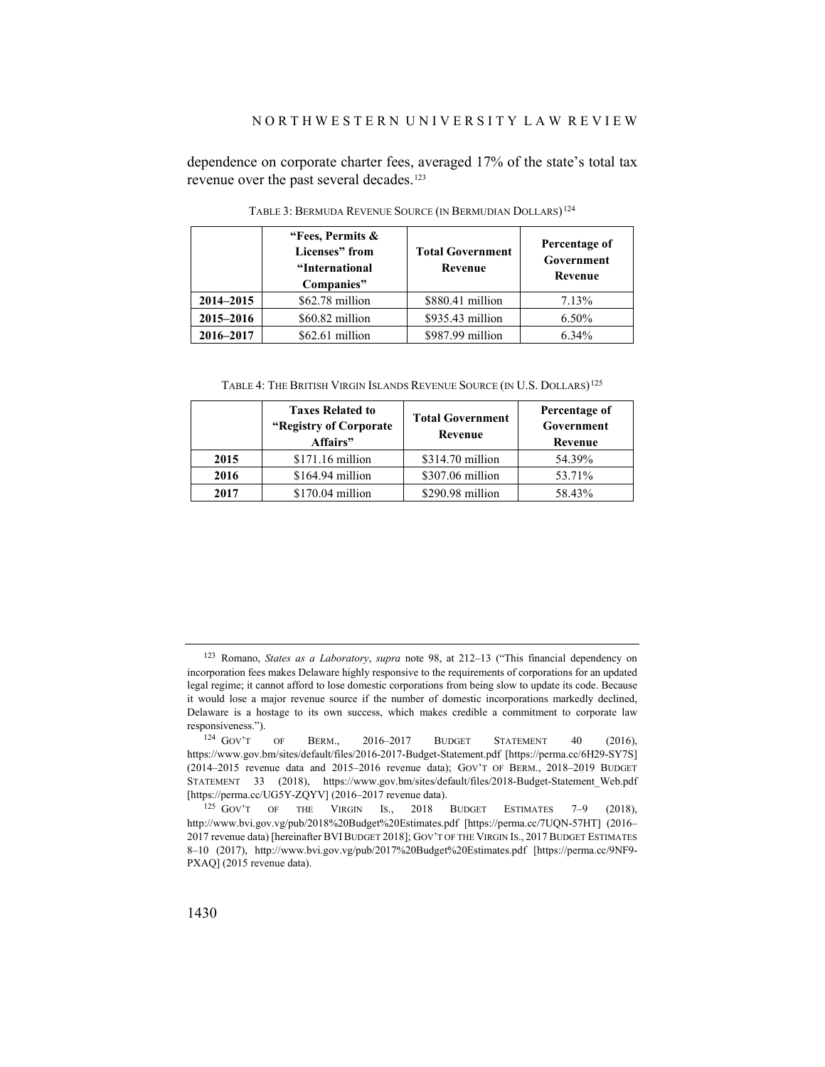dependence on corporate charter fees, averaged 17% of the state's total tax revenue over the past several decades.[123]

TABLE 3: BERMUDA REVENUE SOURCE (IN BERMUDIAN DOLLARS)[124]

| | "Fees, Permits & Licenses" from "International Companies" | Total Government Revenue | Percentage of Government Revenue |
|---|---|---|---|
| **2014–2015** | $62.78 million | $880.41 million | 7.13% |
| **2015–2016** | $60.82 million | $935.43 million | 6.50% |
| **2016–2017** | $62.61 million | $987.99 million | 6.34% |

TABLE 4: THE BRITISH VIRGIN ISLANDS REVENUE SOURCE (IN U.S. DOLLARS)[125]

| | Taxes Related to "Registry of Corporate Affairs" | Total Government Revenue | Percentage of Government Revenue |
|---|---|---|---|
| **2015** | $171.16 million | $314.70 million | 54.39% |
| **2016** | $164.94 million | $307.06 million | 53.71% |
| **2017** | $170.04 million | $290.98 million | 58.43% |

---

[123] Romano, *States as a Laboratory*, *supra* note 98, at 212–13 ("This financial dependency on incorporation fees makes Delaware highly responsive to the requirements of corporations for an updated legal regime; it cannot afford to lose domestic corporations from being slow to update its code. Because it would lose a major revenue source if the number of domestic incorporations markedly declined, Delaware is a hostage to its own success, which makes credible a commitment to corporate law responsiveness.").

[124] GOV'T OF BERM., 2016–2017 BUDGET STATEMENT 40 (2016), https://www.gov.bm/sites/default/files/2016-2017-Budget-Statement.pdf [https://perma.cc/6H29-SY7S] (2014–2015 revenue data and 2015–2016 revenue data); GOV'T OF BERM., 2018–2019 BUDGET STATEMENT 33 (2018), https://www.gov.bm/sites/default/files/2018-Budget-Statement_Web.pdf [https://perma.cc/UG5Y-ZQYV] (2016–2017 revenue data).

[125] GOV'T OF THE VIRGIN IS., 2018 BUDGET ESTIMATES 7–9 (2018), http://www.bvi.gov.vg/pub/2018%20Budget%20Estimates.pdf [https://perma.cc/7UQN-57HT] (2016–2017 revenue data) [hereinafter BVI BUDGET 2018]; GOV'T OF THE VIRGIN IS., 2017 BUDGET ESTIMATES 8–10 (2017), http://www.bvi.gov.vg/pub/2017%20Budget%20Estimates.pdf [https://perma.cc/9NF9-PXAQ] (2015 revenue data).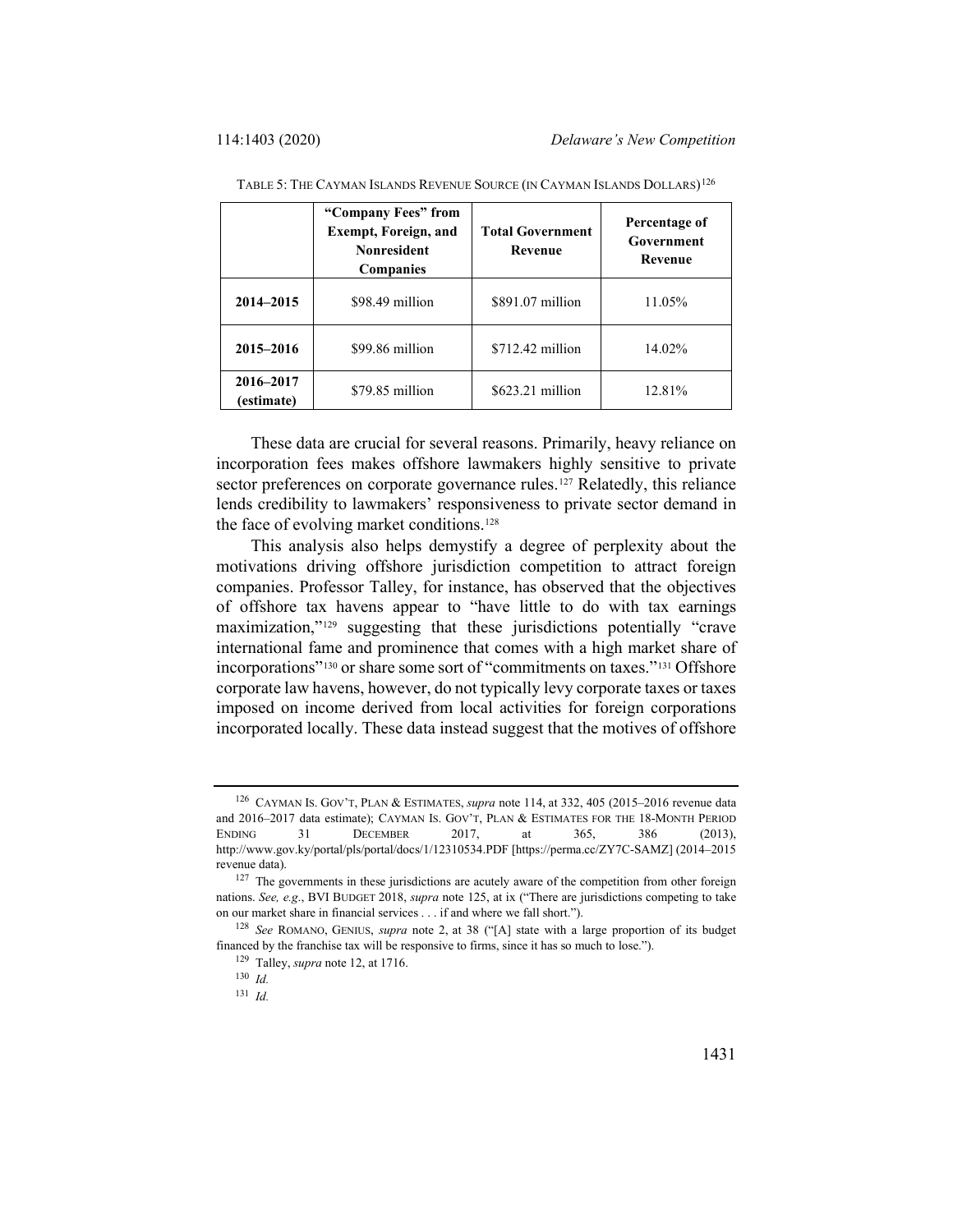TABLE 5: THE CAYMAN ISLANDS REVENUE SOURCE (IN CAYMAN ISLANDS DOLLARS)[126]

| | "Company Fees" from Exempt, Foreign, and Nonresident Companies | Total Government Revenue | Percentage of Government Revenue |
|---|---|---|---|
| **2014–2015** | $98.49 million | $891.07 million | 11.05% |
| **2015–2016** | $99.86 million | $712.42 million | 14.02% |
| **2016–2017 (estimate)** | $79.85 million | $623.21 million | 12.81% |

These data are crucial for several reasons. Primarily, heavy reliance on incorporation fees makes offshore lawmakers highly sensitive to private sector preferences on corporate governance rules.[127] Relatedly, this reliance lends credibility to lawmakers' responsiveness to private sector demand in the face of evolving market conditions.[128]

This analysis also helps demystify a degree of perplexity about the motivations driving offshore jurisdiction competition to attract foreign companies. Professor Talley, for instance, has observed that the objectives of offshore tax havens appear to "have little to do with tax earnings maximization,"[129] suggesting that these jurisdictions potentially "crave international fame and prominence that comes with a high market share of incorporations"[130] or share some sort of "commitments on taxes."[131] Offshore corporate law havens, however, do not typically levy corporate taxes or taxes imposed on income derived from local activities for foreign corporations incorporated locally. These data instead suggest that the motives of offshore

---

[126] CAYMAN IS. GOV'T, PLAN & ESTIMATES, *supra* note 114, at 332, 405 (2015–2016 revenue data and 2016–2017 data estimate); CAYMAN IS. GOV'T, PLAN & ESTIMATES FOR THE 18-MONTH PERIOD ENDING 31 DECEMBER 2017, at 365, 386 (2013), http://www.gov.ky/portal/pls/portal/docs/1/12310534.PDF [https://perma.cc/ZY7C-SAMZ] (2014–2015 revenue data).

[127] The governments in these jurisdictions are acutely aware of the competition from other foreign nations. *See, e.g.*, BVI BUDGET 2018, *supra* note 125, at ix ("There are jurisdictions competing to take on our market share in financial services . . . if and where we fall short.").

[128] *See* ROMANO, GENIUS, *supra* note 2, at 38 ("[A] state with a large proportion of its budget financed by the franchise tax will be responsive to firms, since it has so much to lose.").

[129] Talley, *supra* note 12, at 1716.

[130] *Id.*

[131] *Id.*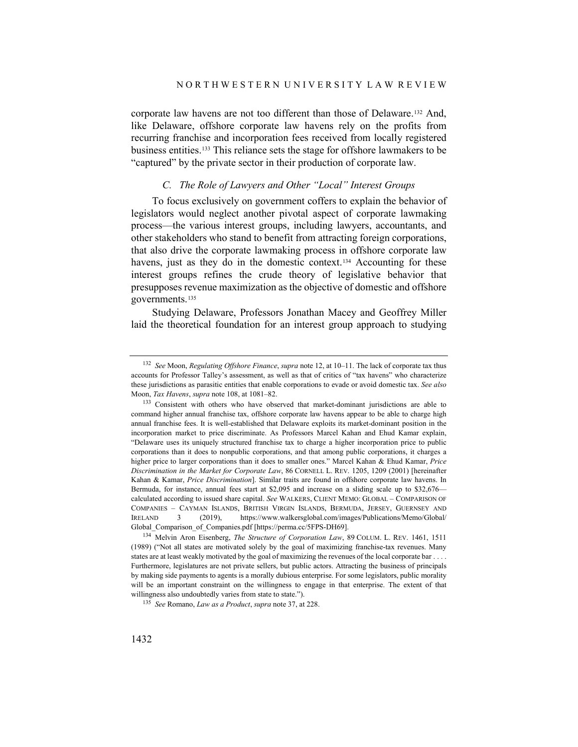corporate law havens are not too different than those of Delaware.[132] And, like Delaware, offshore corporate law havens rely on the profits from recurring franchise and incorporation fees received from locally registered business entities.[133] This reliance sets the stage for offshore lawmakers to be "captured" by the private sector in their production of corporate law.

### *C. The Role of Lawyers and Other "Local" Interest Groups*

To focus exclusively on government coffers to explain the behavior of legislators would neglect another pivotal aspect of corporate lawmaking process—the various interest groups, including lawyers, accountants, and other stakeholders who stand to benefit from attracting foreign corporations, that also drive the corporate lawmaking process in offshore corporate law havens, just as they do in the domestic context.[134] Accounting for these interest groups refines the crude theory of legislative behavior that presupposes revenue maximization as the objective of domestic and offshore governments.[135]

Studying Delaware, Professors Jonathan Macey and Geoffrey Miller laid the theoretical foundation for an interest group approach to studying

---

[132] *See* Moon, *Regulating Offshore Finance*, *supra* note 12, at 10–11. The lack of corporate tax thus accounts for Professor Talley's assessment, as well as that of critics of "tax havens" who characterize these jurisdictions as parasitic entities that enable corporations to evade or avoid domestic tax. *See also* Moon, *Tax Havens*, *supra* note 108, at 1081–82.

[133] Consistent with others who have observed that market-dominant jurisdictions are able to command higher annual franchise tax, offshore corporate law havens appear to be able to charge high annual franchise fees. It is well-established that Delaware exploits its market-dominant position in the incorporation market to price discriminate. As Professors Marcel Kahan and Ehud Kamar explain, "Delaware uses its uniquely structured franchise tax to charge a higher incorporation price to public corporations than it does to nonpublic corporations, and that among public corporations, it charges a higher price to larger corporations than it does to smaller ones." Marcel Kahan & Ehud Kamar, *Price Discrimination in the Market for Corporate Law*, 86 CORNELL L. REV. 1205, 1209 (2001) [hereinafter Kahan & Kamar, *Price Discrimination*]. Similar traits are found in offshore corporate law havens. In Bermuda, for instance, annual fees start at $2,095 and increase on a sliding scale up to $32,676—calculated according to issued share capital. *See* WALKERS, CLIENT MEMO: GLOBAL – COMPARISON OF COMPANIES – CAYMAN ISLANDS, BRITISH VIRGIN ISLANDS, BERMUDA, JERSEY, GUERNSEY AND IRELAND 3 (2019), https://www.walkersglobal.com/images/Publications/Memo/Global/Global_Comparison_of_Companies.pdf [https://perma.cc/5FPS-DH69].

[134] Melvin Aron Eisenberg, *The Structure of Corporation Law*, 89 COLUM. L. REV. 1461, 1511 (1989) ("Not all states are motivated solely by the goal of maximizing franchise-tax revenues. Many states are at least weakly motivated by the goal of maximizing the revenues of the local corporate bar . . . . Furthermore, legislatures are not private sellers, but public actors. Attracting the business of principals by making side payments to agents is a morally dubious enterprise. For some legislators, public morality will be an important constraint on the willingness to engage in that enterprise. The extent of that willingness also undoubtedly varies from state to state.").

[135] *See* Romano, *Law as a Product*, *supra* note 37, at 228.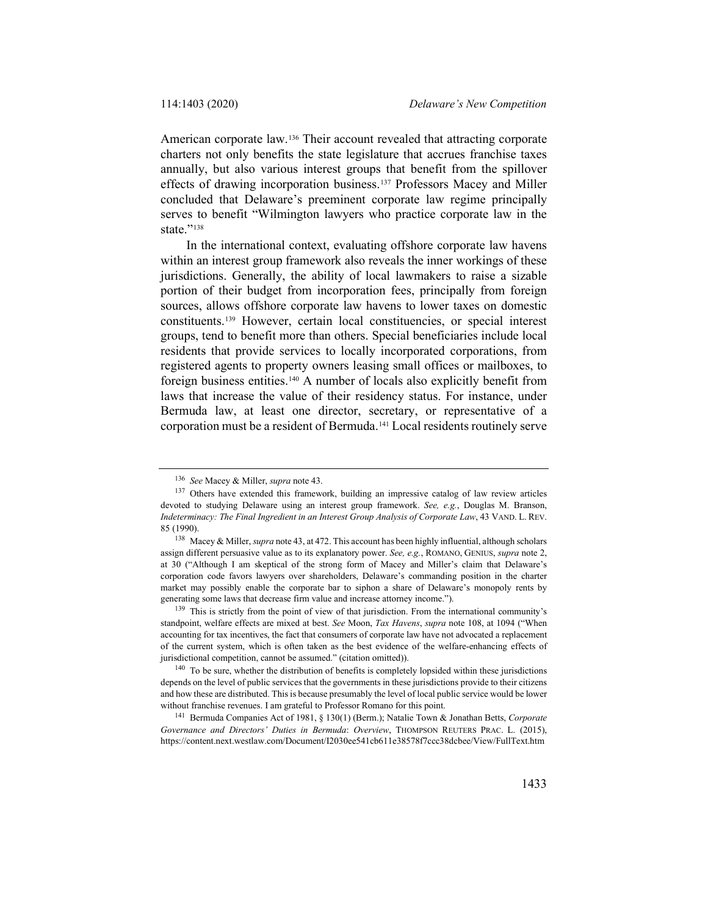American corporate law.[136] Their account revealed that attracting corporate charters not only benefits the state legislature that accrues franchise taxes annually, but also various interest groups that benefit from the spillover effects of drawing incorporation business.[137] Professors Macey and Miller concluded that Delaware's preeminent corporate law regime principally serves to benefit "Wilmington lawyers who practice corporate law in the state."[138]

In the international context, evaluating offshore corporate law havens within an interest group framework also reveals the inner workings of these jurisdictions. Generally, the ability of local lawmakers to raise a sizable portion of their budget from incorporation fees, principally from foreign sources, allows offshore corporate law havens to lower taxes on domestic constituents.[139] However, certain local constituencies, or special interest groups, tend to benefit more than others. Special beneficiaries include local residents that provide services to locally incorporated corporations, from registered agents to property owners leasing small offices or mailboxes, to foreign business entities.[140] A number of locals also explicitly benefit from laws that increase the value of their residency status. For instance, under Bermuda law, at least one director, secretary, or representative of a corporation must be a resident of Bermuda.[141] Local residents routinely serve

---

[136] *See* Macey & Miller, *supra* note 43.

[137] Others have extended this framework, building an impressive catalog of law review articles devoted to studying Delaware using an interest group framework. *See, e.g.*, Douglas M. Branson, *Indeterminacy: The Final Ingredient in an Interest Group Analysis of Corporate Law*, 43 VAND. L. REV. 85 (1990).

[138] Macey & Miller, *supra* note 43, at 472. This account has been highly influential, although scholars assign different persuasive value as to its explanatory power. *See, e.g.*, ROMANO, GENIUS, *supra* note 2, at 30 ("Although I am skeptical of the strong form of Macey and Miller's claim that Delaware's corporation code favors lawyers over shareholders, Delaware's commanding position in the charter market may possibly enable the corporate bar to siphon a share of Delaware's monopoly rents by generating some laws that decrease firm value and increase attorney income.").

[139] This is strictly from the point of view of that jurisdiction. From the international community's standpoint, welfare effects are mixed at best. *See* Moon, *Tax Havens*, *supra* note 108, at 1094 ("When accounting for tax incentives, the fact that consumers of corporate law have not advocated a replacement of the current system, which is often taken as the best evidence of the welfare-enhancing effects of jurisdictional competition, cannot be assumed." (citation omitted)).

[140] To be sure, whether the distribution of benefits is completely lopsided within these jurisdictions depends on the level of public services that the governments in these jurisdictions provide to their citizens and how these are distributed. This is because presumably the level of local public service would be lower without franchise revenues. I am grateful to Professor Romano for this point.

[141] Bermuda Companies Act of 1981, § 130(1) (Berm.); Natalie Town & Jonathan Betts, *Corporate Governance and Directors' Duties in Bermuda*: *Overview*, THOMPSON REUTERS PRAC. L. (2015), https://content.next.westlaw.com/Document/I2030ee541cb611e38578f7ccc38dcbee/View/FullText.htm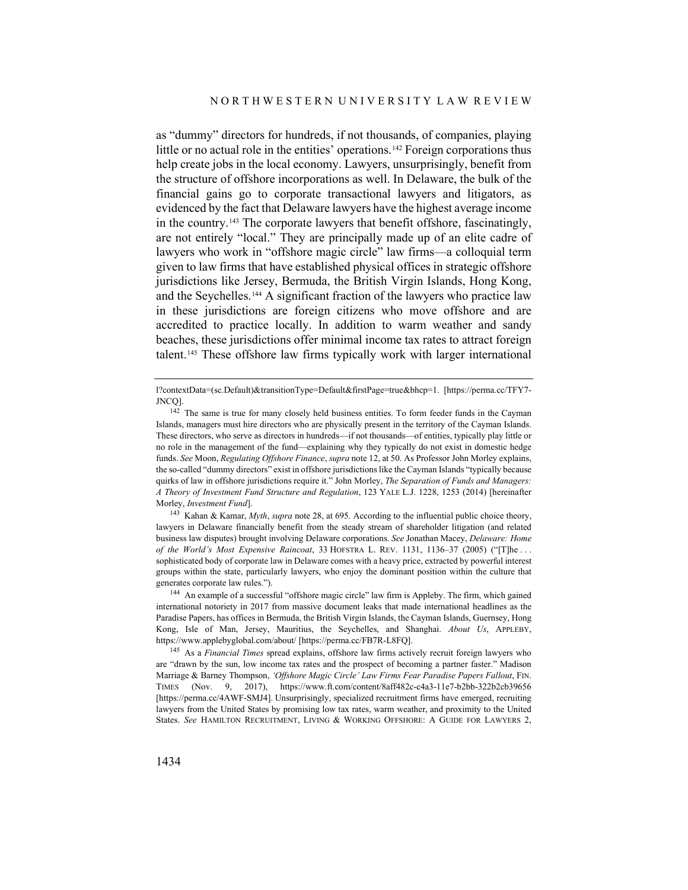as "dummy" directors for hundreds, if not thousands, of companies, playing little or no actual role in the entities' operations.[142] Foreign corporations thus help create jobs in the local economy. Lawyers, unsurprisingly, benefit from the structure of offshore incorporations as well. In Delaware, the bulk of the financial gains go to corporate transactional lawyers and litigators, as evidenced by the fact that Delaware lawyers have the highest average income in the country.[143] The corporate lawyers that benefit offshore, fascinatingly, are not entirely "local." They are principally made up of an elite cadre of lawyers who work in "offshore magic circle" law firms—a colloquial term given to law firms that have established physical offices in strategic offshore jurisdictions like Jersey, Bermuda, the British Virgin Islands, Hong Kong, and the Seychelles.[144] A significant fraction of the lawyers who practice law in these jurisdictions are foreign citizens who move offshore and are accredited to practice locally. In addition to warm weather and sandy beaches, these jurisdictions offer minimal income tax rates to attract foreign talent.[145] These offshore law firms typically work with larger international

---

l?contextData=(sc.Default)&transitionType=Default&firstPage=true&bhcp=1. [https://perma.cc/TFY7-JNCQ].

[142] The same is true for many closely held business entities. To form feeder funds in the Cayman Islands, managers must hire directors who are physically present in the territory of the Cayman Islands. These directors, who serve as directors in hundreds—if not thousands—of entities, typically play little or no role in the management of the fund—explaining why they typically do not exist in domestic hedge funds. *See* Moon, *Regulating Offshore Finance*, *supra* note 12, at 50. As Professor John Morley explains, the so-called "dummy directors" exist in offshore jurisdictions like the Cayman Islands "typically because quirks of law in offshore jurisdictions require it." John Morley, *The Separation of Funds and Managers: A Theory of Investment Fund Structure and Regulation*, 123 YALE L.J. 1228, 1253 (2014) [hereinafter Morley, *Investment Fund*].

[143] Kahan & Kamar, *Myth*, *supra* note 28, at 695. According to the influential public choice theory, lawyers in Delaware financially benefit from the steady stream of shareholder litigation (and related business law disputes) brought involving Delaware corporations. *See* Jonathan Macey, *Delaware: Home of the World's Most Expensive Raincoat*, 33 HOFSTRA L. REV. 1131, 1136–37 (2005) ("[T]he . . . sophisticated body of corporate law in Delaware comes with a heavy price, extracted by powerful interest groups within the state, particularly lawyers, who enjoy the dominant position within the culture that generates corporate law rules.").

[144] An example of a successful "offshore magic circle" law firm is Appleby. The firm, which gained international notoriety in 2017 from massive document leaks that made international headlines as the Paradise Papers, has offices in Bermuda, the British Virgin Islands, the Cayman Islands, Guernsey, Hong Kong, Isle of Man, Jersey, Mauritius, the Seychelles, and Shanghai. *About Us*, APPLEBY, https://www.applebyglobal.com/about/ [https://perma.cc/FB7R-L8FQ].

[145] As a *Financial Times* spread explains, offshore law firms actively recruit foreign lawyers who are "drawn by the sun, low income tax rates and the prospect of becoming a partner faster." Madison Marriage & Barney Thompson, *'Offshore Magic Circle' Law Firms Fear Paradise Papers Fallout*, FIN. TIMES (Nov. 9, 2017), https://www.ft.com/content/8aff482c-c4a3-11e7-b2bb-322b2cb39656 [https://perma.cc/4AWF-SMJ4]. Unsurprisingly, specialized recruitment firms have emerged, recruiting lawyers from the United States by promising low tax rates, warm weather, and proximity to the United States. *See* HAMILTON RECRUITMENT, LIVING & WORKING OFFSHORE: A GUIDE FOR LAWYERS 2,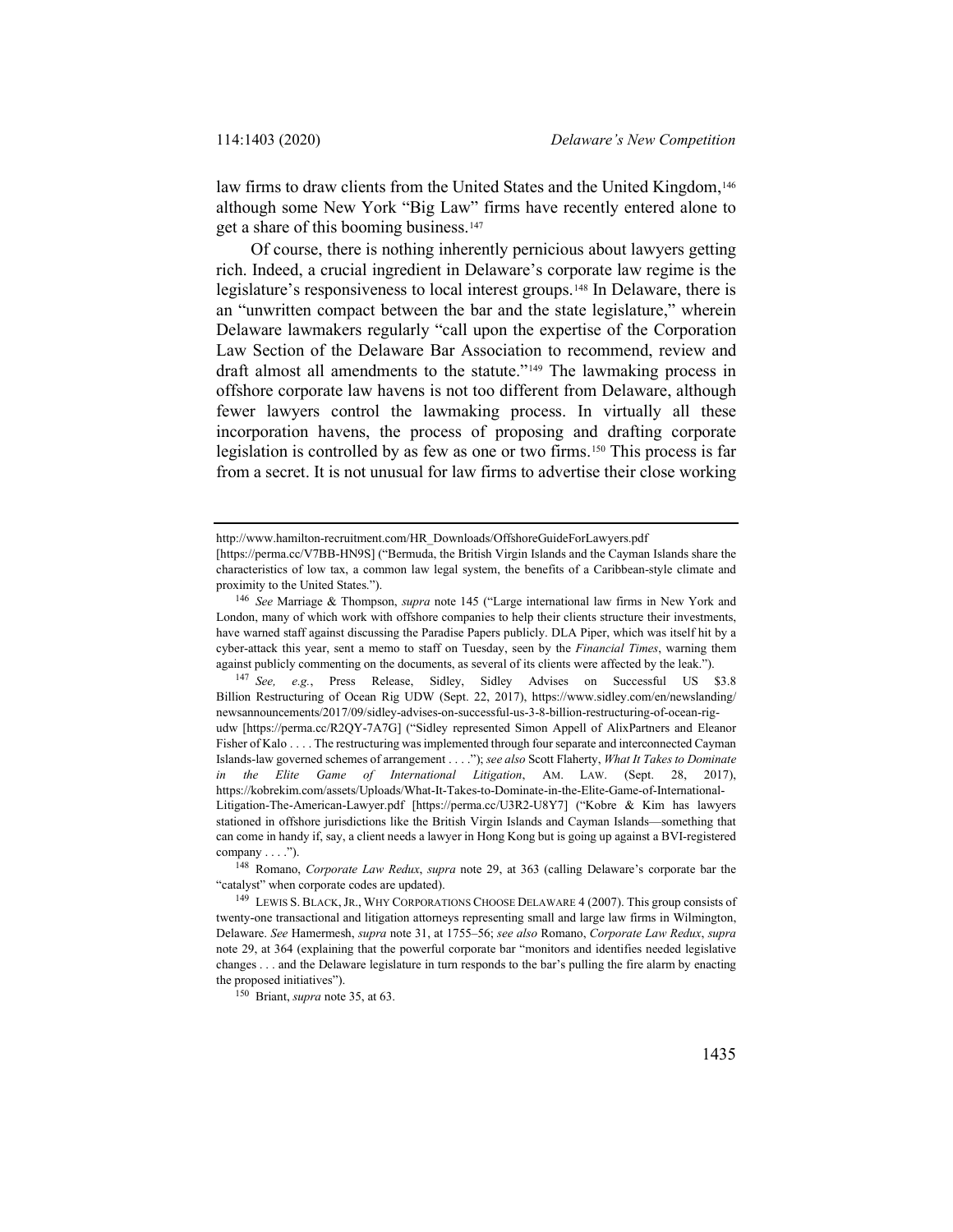law firms to draw clients from the United States and the United Kingdom,[146] although some New York "Big Law" firms have recently entered alone to get a share of this booming business.[147]

Of course, there is nothing inherently pernicious about lawyers getting rich. Indeed, a crucial ingredient in Delaware's corporate law regime is the legislature's responsiveness to local interest groups.[148] In Delaware, there is an "unwritten compact between the bar and the state legislature," wherein Delaware lawmakers regularly "call upon the expertise of the Corporation Law Section of the Delaware Bar Association to recommend, review and draft almost all amendments to the statute."[149] The lawmaking process in offshore corporate law havens is not too different from Delaware, although fewer lawyers control the lawmaking process. In virtually all these incorporation havens, the process of proposing and drafting corporate legislation is controlled by as few as one or two firms.[150] This process is far from a secret. It is not unusual for law firms to advertise their close working

---

http://www.hamilton-recruitment.com/HR_Downloads/OffshoreGuideForLawyers.pdf [https://perma.cc/V7BB-HN9S] ("Bermuda, the British Virgin Islands and the Cayman Islands share the characteristics of low tax, a common law legal system, the benefits of a Caribbean-style climate and proximity to the United States.").

[146] *See* Marriage & Thompson, *supra* note 145 ("Large international law firms in New York and London, many of which work with offshore companies to help their clients structure their investments, have warned staff against discussing the Paradise Papers publicly. DLA Piper, which was itself hit by a cyber-attack this year, sent a memo to staff on Tuesday, seen by the *Financial Times*, warning them against publicly commenting on the documents, as several of its clients were affected by the leak.").

[147] *See, e.g.*, Press Release, Sidley, Sidley Advises on Successful US $3.8 Billion Restructuring of Ocean Rig UDW (Sept. 22, 2017), https://www.sidley.com/en/newslanding/newsannouncements/2017/09/sidley-advises-on-successful-us-3-8-billion-restructuring-of-ocean-rig-udw [https://perma.cc/R2QY-7A7G] ("Sidley represented Simon Appell of AlixPartners and Eleanor Fisher of Kalo . . . . The restructuring was implemented through four separate and interconnected Cayman Islands-law governed schemes of arrangement . . . ."); *see also* Scott Flaherty, *What It Takes to Dominate in the Elite Game of International Litigation*, AM. LAW. (Sept. 28, 2017), https://kobrekim.com/assets/Uploads/What-It-Takes-to-Dominate-in-the-Elite-Game-of-International-Litigation-The-American-Lawyer.pdf [https://perma.cc/U3R2-U8Y7] ("Kobre & Kim has lawyers stationed in offshore jurisdictions like the British Virgin Islands and Cayman Islands—something that can come in handy if, say, a client needs a lawyer in Hong Kong but is going up against a BVI-registered company . . . .").

[148] Romano, *Corporate Law Redux*, *supra* note 29, at 363 (calling Delaware's corporate bar the "catalyst" when corporate codes are updated).

[149] LEWIS S. BLACK, JR., WHY CORPORATIONS CHOOSE DELAWARE 4 (2007). This group consists of twenty-one transactional and litigation attorneys representing small and large law firms in Wilmington, Delaware. *See* Hamermesh, *supra* note 31, at 1755–56; *see also* Romano, *Corporate Law Redux*, *supra* note 29, at 364 (explaining that the powerful corporate bar "monitors and identifies needed legislative changes . . . and the Delaware legislature in turn responds to the bar's pulling the fire alarm by enacting the proposed initiatives").

[150] Briant, *supra* note 35, at 63.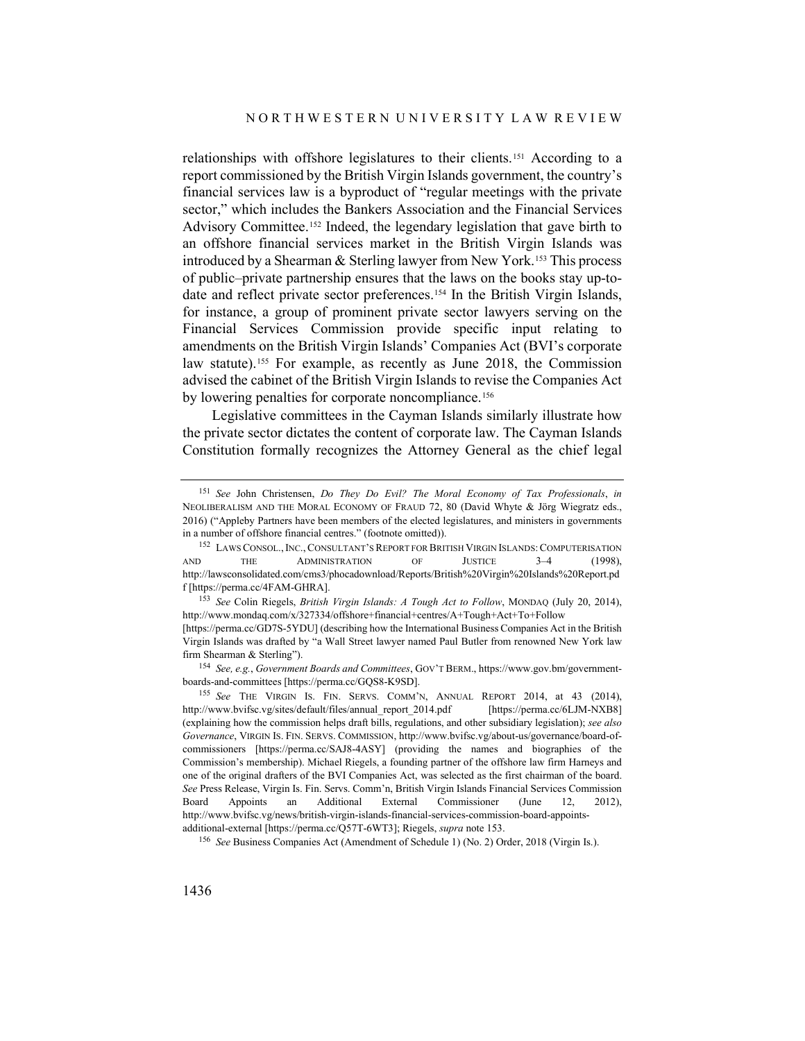relationships with offshore legislatures to their clients.[151] According to a report commissioned by the British Virgin Islands government, the country's financial services law is a byproduct of "regular meetings with the private sector," which includes the Bankers Association and the Financial Services Advisory Committee.[152] Indeed, the legendary legislation that gave birth to an offshore financial services market in the British Virgin Islands was introduced by a Shearman & Sterling lawyer from New York.[153] This process of public–private partnership ensures that the laws on the books stay up-to-date and reflect private sector preferences.[154] In the British Virgin Islands, for instance, a group of prominent private sector lawyers serving on the Financial Services Commission provide specific input relating to amendments on the British Virgin Islands' Companies Act (BVI's corporate law statute).[155] For example, as recently as June 2018, the Commission advised the cabinet of the British Virgin Islands to revise the Companies Act by lowering penalties for corporate noncompliance.[156]

Legislative committees in the Cayman Islands similarly illustrate how the private sector dictates the content of corporate law. The Cayman Islands Constitution formally recognizes the Attorney General as the chief legal

---

[151] *See* John Christensen, *Do They Do Evil? The Moral Economy of Tax Professionals*, *in* NEOLIBERALISM AND THE MORAL ECONOMY OF FRAUD 72, 80 (David Whyte & Jörg Wiegratz eds., 2016) ("Appleby Partners have been members of the elected legislatures, and ministers in governments in a number of offshore financial centres." (footnote omitted)).

[152] LAWS CONSOL., INC., CONSULTANT'S REPORT FOR BRITISH VIRGIN ISLANDS: COMPUTERISATION AND THE ADMINISTRATION OF JUSTICE 3–4 (1998), http://lawsconsolidated.com/cms3/phocadownload/Reports/British%20Virgin%20Islands%20Report.pdf [https://perma.cc/4FAM-GHRA].

[153] *See* Colin Riegels, *British Virgin Islands: A Tough Act to Follow*, MONDAQ (July 20, 2014), http://www.mondaq.com/x/327334/offshore+financial+centres/A+Tough+Act+To+Follow [https://perma.cc/GD7S-5YDU] (describing how the International Business Companies Act in the British Virgin Islands was drafted by "a Wall Street lawyer named Paul Butler from renowned New York law firm Shearman & Sterling").

[154] *See, e.g.*, *Government Boards and Committees*, GOV'T BERM., https://www.gov.bm/government-boards-and-committees [https://perma.cc/GQS8-K9SD].

[155] *See* THE VIRGIN IS. FIN. SERVS. COMM'N, ANNUAL REPORT 2014, at 43 (2014), http://www.bvifsc.vg/sites/default/files/annual_report_2014.pdf [https://perma.cc/6LJM-NXB8] (explaining how the commission helps draft bills, regulations, and other subsidiary legislation); *see also* *Governance*, VIRGIN IS. FIN. SERVS. COMMISSION, http://www.bvifsc.vg/about-us/governance/board-of-commissioners [https://perma.cc/SAJ8-4ASY] (providing the names and biographies of the Commission's membership). Michael Riegels, a founding partner of the offshore law firm Harneys and one of the original drafters of the BVI Companies Act, was selected as the first chairman of the board. *See* Press Release, Virgin Is. Fin. Servs. Comm'n, British Virgin Islands Financial Services Commission Board Appoints an Additional External Commissioner (June 12, 2012), http://www.bvifsc.vg/news/british-virgin-islands-financial-services-commission-board-appoints-additional-external [https://perma.cc/Q57T-6WT3]; Riegels, *supra* note 153.

[156] *See* Business Companies Act (Amendment of Schedule 1) (No. 2) Order, 2018 (Virgin Is.).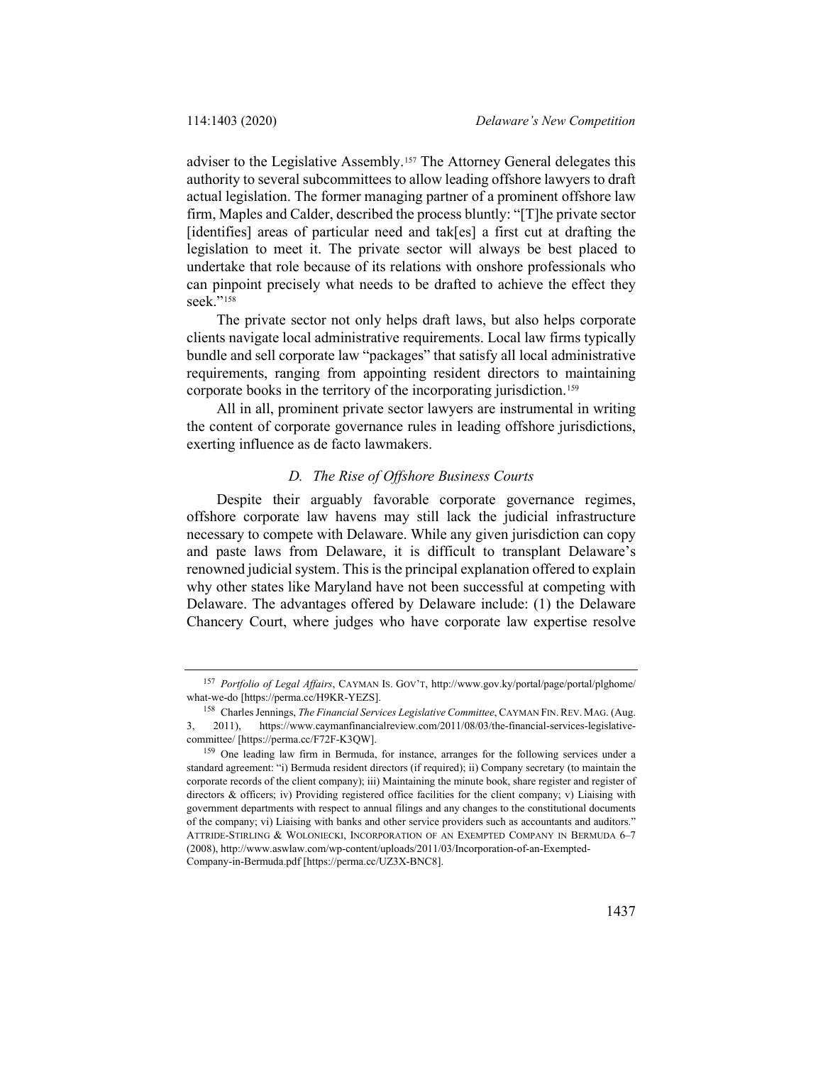adviser to the Legislative Assembly.[157] The Attorney General delegates this authority to several subcommittees to allow leading offshore lawyers to draft actual legislation. The former managing partner of a prominent offshore law firm, Maples and Calder, described the process bluntly: "[T]he private sector [identifies] areas of particular need and tak[es] a first cut at drafting the legislation to meet it. The private sector will always be best placed to undertake that role because of its relations with onshore professionals who can pinpoint precisely what needs to be drafted to achieve the effect they seek."[158]

The private sector not only helps draft laws, but also helps corporate clients navigate local administrative requirements. Local law firms typically bundle and sell corporate law "packages" that satisfy all local administrative requirements, ranging from appointing resident directors to maintaining corporate books in the territory of the incorporating jurisdiction.[159]

All in all, prominent private sector lawyers are instrumental in writing the content of corporate governance rules in leading offshore jurisdictions, exerting influence as de facto lawmakers.

### *D. The Rise of Offshore Business Courts*

Despite their arguably favorable corporate governance regimes, offshore corporate law havens may still lack the judicial infrastructure necessary to compete with Delaware. While any given jurisdiction can copy and paste laws from Delaware, it is difficult to transplant Delaware's renowned judicial system. This is the principal explanation offered to explain why other states like Maryland have not been successful at competing with Delaware. The advantages offered by Delaware include: (1) the Delaware Chancery Court, where judges who have corporate law expertise resolve

---

[157] *Portfolio of Legal Affairs*, CAYMAN IS. GOV'T, http://www.gov.ky/portal/page/portal/plghome/what-we-do [https://perma.cc/H9KR-YEZS].

[158] Charles Jennings, *The Financial Services Legislative Committee*, CAYMAN FIN. REV. MAG. (Aug. 3, 2011), https://www.caymanfinancialreview.com/2011/08/03/the-financial-services-legislative-committee/ [https://perma.cc/F72F-K3QW].

[159] One leading law firm in Bermuda, for instance, arranges for the following services under a standard agreement: "i) Bermuda resident directors (if required); ii) Company secretary (to maintain the corporate records of the client company); iii) Maintaining the minute book, share register and register of directors & officers; iv) Providing registered office facilities for the client company; v) Liaising with government departments with respect to annual filings and any changes to the constitutional documents of the company; vi) Liaising with banks and other service providers such as accountants and auditors." ATTRIDE-STIRLING & WOLONIECKI, INCORPORATION OF AN EXEMPTED COMPANY IN BERMUDA 6–7 (2008), http://www.aswlaw.com/wp-content/uploads/2011/03/Incorporation-of-an-Exempted-Company-in-Bermuda.pdf [https://perma.cc/UZ3X-BNC8].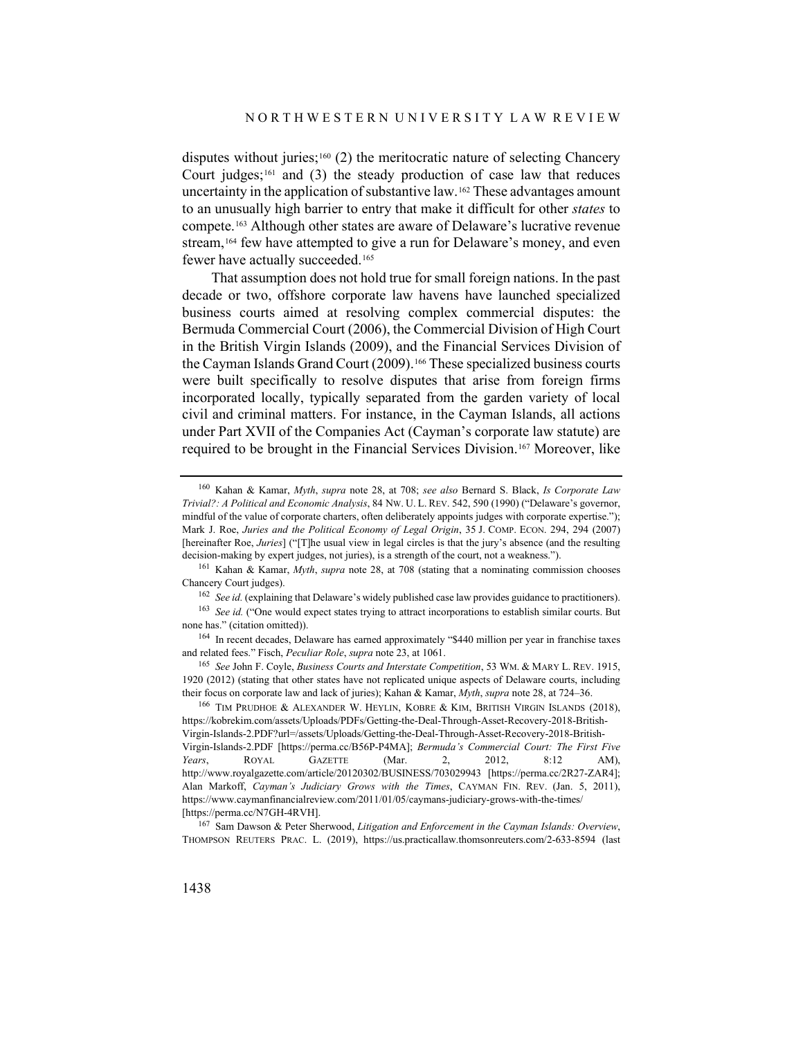disputes without juries;[160] (2) the meritocratic nature of selecting Chancery Court judges;[161] and (3) the steady production of case law that reduces uncertainty in the application of substantive law.[162] These advantages amount to an unusually high barrier to entry that make it difficult for other *states* to compete.[163] Although other states are aware of Delaware's lucrative revenue stream,[164] few have attempted to give a run for Delaware's money, and even fewer have actually succeeded.[165]

That assumption does not hold true for small foreign nations. In the past decade or two, offshore corporate law havens have launched specialized business courts aimed at resolving complex commercial disputes: the Bermuda Commercial Court (2006), the Commercial Division of High Court in the British Virgin Islands (2009), and the Financial Services Division of the Cayman Islands Grand Court (2009).[166] These specialized business courts were built specifically to resolve disputes that arise from foreign firms incorporated locally, typically separated from the garden variety of local civil and criminal matters. For instance, in the Cayman Islands, all actions under Part XVII of the Companies Act (Cayman's corporate law statute) are required to be brought in the Financial Services Division.[167] Moreover, like

---

[160] Kahan & Kamar, *Myth*, *supra* note 28, at 708; *see also* Bernard S. Black, *Is Corporate Law Trivial?: A Political and Economic Analysis*, 84 NW. U. L. REV. 542, 590 (1990) ("Delaware's governor, mindful of the value of corporate charters, often deliberately appoints judges with corporate expertise."); Mark J. Roe, *Juries and the Political Economy of Legal Origin*, 35 J. COMP. ECON. 294, 294 (2007) [hereinafter Roe, *Juries*] ("[T]he usual view in legal circles is that the jury's absence (and the resulting decision-making by expert judges, not juries), is a strength of the court, not a weakness.").

[161] Kahan & Kamar, *Myth*, *supra* note 28, at 708 (stating that a nominating commission chooses Chancery Court judges).

[162] *See id.* (explaining that Delaware's widely published case law provides guidance to practitioners).

[163] *See id.* ("One would expect states trying to attract incorporations to establish similar courts. But none has." (citation omitted)).

[164] In recent decades, Delaware has earned approximately "$440 million per year in franchise taxes and related fees." Fisch, *Peculiar Role*, *supra* note 23, at 1061.

[165] *See* John F. Coyle, *Business Courts and Interstate Competition*, 53 WM. & MARY L. REV. 1915, 1920 (2012) (stating that other states have not replicated unique aspects of Delaware courts, including their focus on corporate law and lack of juries); Kahan & Kamar, *Myth*, *supra* note 28, at 724–36.

[166] TIM PRUDHOE & ALEXANDER W. HEYLIN, KOBRE & KIM, BRITISH VIRGIN ISLANDS (2018), https://kobrekim.com/assets/Uploads/PDFs/Getting-the-Deal-Through-Asset-Recovery-2018-British-Virgin-Islands-2.PDF?url=/assets/Uploads/Getting-the-Deal-Through-Asset-Recovery-2018-British-Virgin-Islands-2.PDF [https://perma.cc/B56P-P4MA]; *Bermuda's Commercial Court: The First Five Years*, ROYAL GAZETTE (Mar. 2, 2012, 8:12 AM), http://www.royalgazette.com/article/20120302/BUSINESS/703029943 [https://perma.cc/2R27-ZAR4]; Alan Markoff, *Cayman's Judiciary Grows with the Times*, CAYMAN FIN. REV. (Jan. 5, 2011), https://www.caymanfinancialreview.com/2011/01/05/caymans-judiciary-grows-with-the-times/ [https://perma.cc/N7GH-4RVH].

[167] Sam Dawson & Peter Sherwood, *Litigation and Enforcement in the Cayman Islands: Overview*, THOMPSON REUTERS PRAC. L. (2019), https://us.practicallaw.thomsonreuters.com/2-633-8594 (last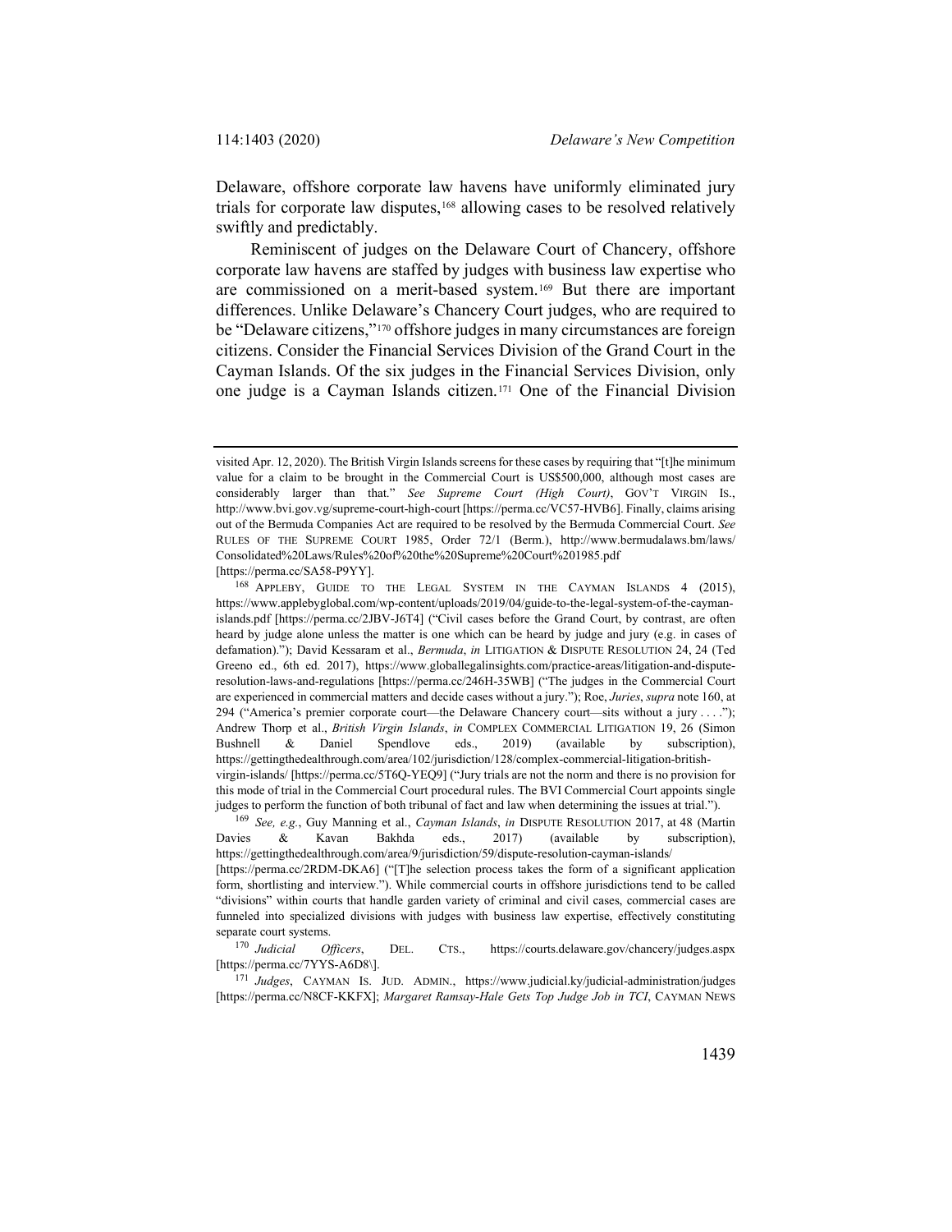Delaware, offshore corporate law havens have uniformly eliminated jury trials for corporate law disputes,[168] allowing cases to be resolved relatively swiftly and predictably.

Reminiscent of judges on the Delaware Court of Chancery, offshore corporate law havens are staffed by judges with business law expertise who are commissioned on a merit-based system.[169] But there are important differences. Unlike Delaware's Chancery Court judges, who are required to be "Delaware citizens,"[170] offshore judges in many circumstances are foreign citizens. Consider the Financial Services Division of the Grand Court in the Cayman Islands. Of the six judges in the Financial Services Division, only one judge is a Cayman Islands citizen.[171] One of the Financial Division

---

visited Apr. 12, 2020). The British Virgin Islands screens for these cases by requiring that "[t]he minimum value for a claim to be brought in the Commercial Court is US$500,000, although most cases are considerably larger than that." *See Supreme Court (High Court)*, GOV'T VIRGIN IS., http://www.bvi.gov.vg/supreme-court-high-court [https://perma.cc/VC57-HVB6]. Finally, claims arising out of the Bermuda Companies Act are required to be resolved by the Bermuda Commercial Court. *See* RULES OF THE SUPREME COURT 1985, Order 72/1 (Berm.), http://www.bermudalaws.bm/laws/Consolidated%20Laws/Rules%20of%20the%20Supreme%20Court%201985.pdf [https://perma.cc/SA58-P9YY].

[168] APPLEBY, GUIDE TO THE LEGAL SYSTEM IN THE CAYMAN ISLANDS 4 (2015), https://www.applebyglobal.com/wp-content/uploads/2019/04/guide-to-the-legal-system-of-the-cayman-islands.pdf [https://perma.cc/2JBV-J6T4] ("Civil cases before the Grand Court, by contrast, are often heard by judge alone unless the matter is one which can be heard by judge and jury (e.g. in cases of defamation)."); David Kessaram et al., *Bermuda*, *in* LITIGATION & DISPUTE RESOLUTION 24, 24 (Ted Greeno ed., 6th ed. 2017), https://www.globallegalinsights.com/practice-areas/litigation-and-dispute-resolution-laws-and-regulations [https://perma.cc/246H-35WB] ("The judges in the Commercial Court are experienced in commercial matters and decide cases without a jury."); Roe, *Juries*, *supra* note 160, at 294 ("America's premier corporate court—the Delaware Chancery court—sits without a jury . . . ."); Andrew Thorp et al., *British Virgin Islands*, *in* COMPLEX COMMERCIAL LITIGATION 19, 26 (Simon Bushnell & Daniel Spendlove eds., 2019) (available by subscription), https://gettingthedealthrough.com/area/102/jurisdiction/128/complex-commercial-litigation-british-virgin-islands/ [https://perma.cc/5T6Q-YEQ9] ("Jury trials are not the norm and there is no provision for this mode of trial in the Commercial Court procedural rules. The BVI Commercial Court appoints single judges to perform the function of both tribunal of fact and law when determining the issues at trial.").

[169] *See, e.g.*, Guy Manning et al., *Cayman Islands*, *in* DISPUTE RESOLUTION 2017, at 48 (Martin Davies & Kavan Bakhda eds., 2017) (available by subscription), https://gettingthedealthrough.com/area/9/jurisdiction/59/dispute-resolution-cayman-islands/ [https://perma.cc/2RDM-DKA6] ("[T]he selection process takes the form of a significant application form, shortlisting and interview."). While commercial courts in offshore jurisdictions tend to be called "divisions" within courts that handle garden variety of criminal and civil cases, commercial cases are funneled into specialized divisions with judges with business law expertise, effectively constituting separate court systems.

[170] *Judicial Officers*, DEL. CTS., https://courts.delaware.gov/chancery/judges.aspx [https://perma.cc/7YYS-A6D8\].

[171] *Judges*, CAYMAN IS. JUD. ADMIN., https://www.judicial.ky/judicial-administration/judges [https://perma.cc/N8CF-KKFX]; *Margaret Ramsay-Hale Gets Top Judge Job in TCI*, CAYMAN NEWS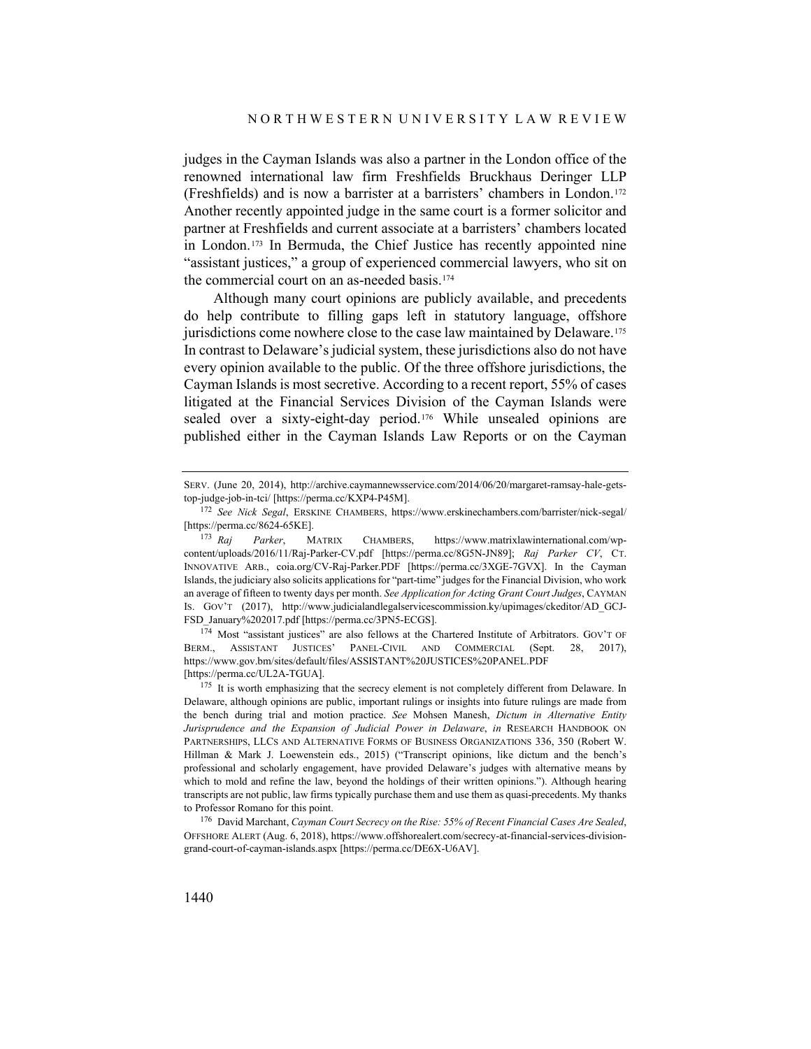judges in the Cayman Islands was also a partner in the London office of the renowned international law firm Freshfields Bruckhaus Deringer LLP (Freshfields) and is now a barrister at a barristers' chambers in London.[172] Another recently appointed judge in the same court is a former solicitor and partner at Freshfields and current associate at a barristers' chambers located in London.[173] In Bermuda, the Chief Justice has recently appointed nine "assistant justices," a group of experienced commercial lawyers, who sit on the commercial court on an as-needed basis.[174]

Although many court opinions are publicly available, and precedents do help contribute to filling gaps left in statutory language, offshore jurisdictions come nowhere close to the case law maintained by Delaware.[175] In contrast to Delaware's judicial system, these jurisdictions also do not have every opinion available to the public. Of the three offshore jurisdictions, the Cayman Islands is most secretive. According to a recent report, 55% of cases litigated at the Financial Services Division of the Cayman Islands were sealed over a sixty-eight-day period.[176] While unsealed opinions are published either in the Cayman Islands Law Reports or on the Cayman

---

SERV. (June 20, 2014), http://archive.caymannewsservice.com/2014/06/20/margaret-ramsay-hale-gets-top-judge-job-in-tci/ [https://perma.cc/KXP4-P45M].

[172] *See Nick Segal*, ERSKINE CHAMBERS, https://www.erskinechambers.com/barrister/nick-segal/ [https://perma.cc/8624-65KE].

[173] *Raj Parker*, MATRIX CHAMBERS, https://www.matrixlawinternational.com/wp-content/uploads/2016/11/Raj-Parker-CV.pdf [https://perma.cc/8G5N-JN89]; *Raj Parker CV*, CT. INNOVATIVE ARB., coia.org/CV-Raj-Parker.PDF [https://perma.cc/3XGE-7GVX]. In the Cayman Islands, the judiciary also solicits applications for "part-time" judges for the Financial Division, who work an average of fifteen to twenty days per month. *See Application for Acting Grant Court Judges*, CAYMAN IS. GOV'T (2017), http://www.judicialandlegalservicescommission.ky/upimages/ckeditor/AD_GCJ-FSD_January%202017.pdf [https://perma.cc/3PN5-ECGS].

[174] Most "assistant justices" are also fellows at the Chartered Institute of Arbitrators. GOV'T OF BERM., ASSISTANT JUSTICES' PANEL-CIVIL AND COMMERCIAL (Sept. 28, 2017), https://www.gov.bm/sites/default/files/ASSISTANT%20JUSTICES%20PANEL.PDF [https://perma.cc/UL2A-TGUA].

[175] It is worth emphasizing that the secrecy element is not completely different from Delaware. In Delaware, although opinions are public, important rulings or insights into future rulings are made from the bench during trial and motion practice. *See* Mohsen Manesh, *Dictum in Alternative Entity Jurisprudence and the Expansion of Judicial Power in Delaware*, *in* RESEARCH HANDBOOK ON PARTNERSHIPS, LLCS AND ALTERNATIVE FORMS OF BUSINESS ORGANIZATIONS 336, 350 (Robert W. Hillman & Mark J. Loewenstein eds., 2015) ("Transcript opinions, like dictum and the bench's professional and scholarly engagement, have provided Delaware's judges with alternative means by which to mold and refine the law, beyond the holdings of their written opinions."). Although hearing transcripts are not public, law firms typically purchase them and use them as quasi-precedents. My thanks to Professor Romano for this point.

[176] David Marchant, *Cayman Court Secrecy on the Rise: 55% of Recent Financial Cases Are Sealed*, OFFSHORE ALERT (Aug. 6, 2018), https://www.offshorealert.com/secrecy-at-financial-services-division-grand-court-of-cayman-islands.aspx [https://perma.cc/DE6X-U6AV].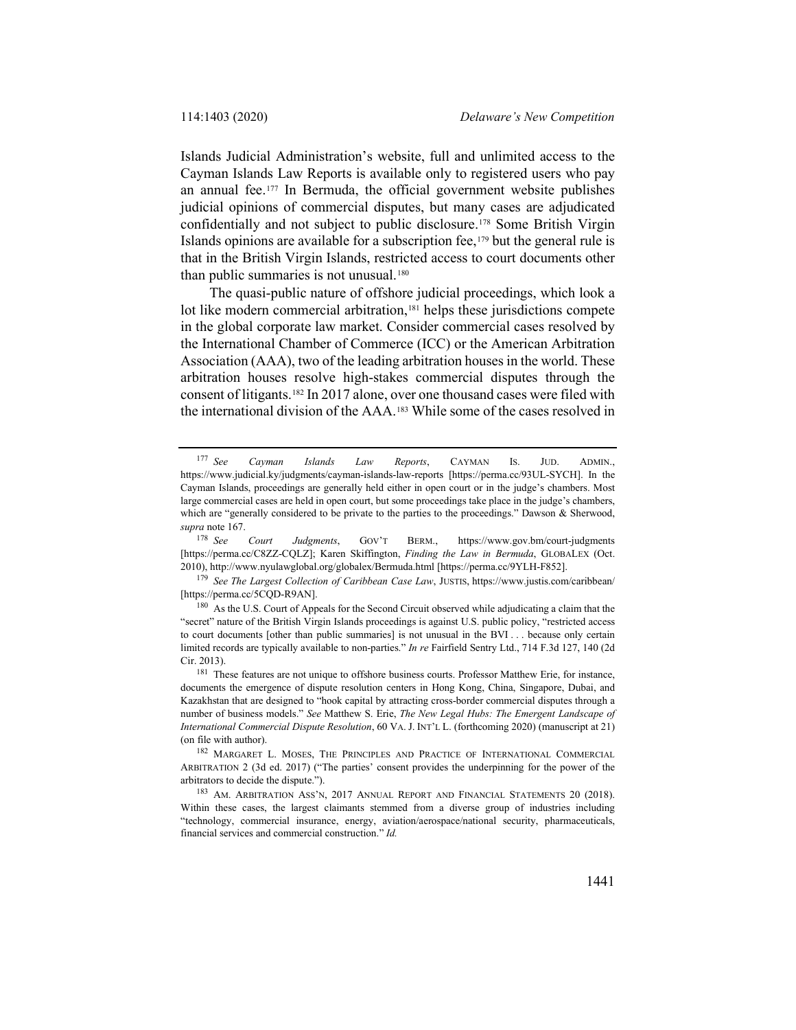Islands Judicial Administration's website, full and unlimited access to the Cayman Islands Law Reports is available only to registered users who pay an annual fee.[177] In Bermuda, the official government website publishes judicial opinions of commercial disputes, but many cases are adjudicated confidentially and not subject to public disclosure.[178] Some British Virgin Islands opinions are available for a subscription fee,[179] but the general rule is that in the British Virgin Islands, restricted access to court documents other than public summaries is not unusual.[180]

The quasi-public nature of offshore judicial proceedings, which look a lot like modern commercial arbitration,[181] helps these jurisdictions compete in the global corporate law market. Consider commercial cases resolved by the International Chamber of Commerce (ICC) or the American Arbitration Association (AAA), two of the leading arbitration houses in the world. These arbitration houses resolve high-stakes commercial disputes through the consent of litigants.[182] In 2017 alone, over one thousand cases were filed with the international division of the AAA.[183] While some of the cases resolved in

---

[177] *See Cayman Islands Law Reports*, CAYMAN IS. JUD. ADMIN., https://www.judicial.ky/judgments/cayman-islands-law-reports [https://perma.cc/93UL-SYCH]. In the Cayman Islands, proceedings are generally held either in open court or in the judge's chambers. Most large commercial cases are held in open court, but some proceedings take place in the judge's chambers, which are "generally considered to be private to the parties to the proceedings." Dawson & Sherwood, *supra* note 167.

[178] *See Court Judgments*, GOV'T BERM., https://www.gov.bm/court-judgments [https://perma.cc/C8ZZ-CQLZ]; Karen Skiffington, *Finding the Law in Bermuda*, GLOBALEX (Oct. 2010), http://www.nyulawglobal.org/globalex/Bermuda.html [https://perma.cc/9YLH-F852].

[179] *See The Largest Collection of Caribbean Case Law*, JUSTIS, https://www.justis.com/caribbean/ [https://perma.cc/5CQD-R9AN].

[180] As the U.S. Court of Appeals for the Second Circuit observed while adjudicating a claim that the "secret" nature of the British Virgin Islands proceedings is against U.S. public policy, "restricted access to court documents [other than public summaries] is not unusual in the BVI . . . because only certain limited records are typically available to non-parties." *In re* Fairfield Sentry Ltd., 714 F.3d 127, 140 (2d Cir. 2013).

[181] These features are not unique to offshore business courts. Professor Matthew Erie, for instance, documents the emergence of dispute resolution centers in Hong Kong, China, Singapore, Dubai, and Kazakhstan that are designed to "hook capital by attracting cross-border commercial disputes through a number of business models." *See* Matthew S. Erie, *The New Legal Hubs: The Emergent Landscape of International Commercial Dispute Resolution*, 60 VA. J. INT'L L. (forthcoming 2020) (manuscript at 21) (on file with author).

[182] MARGARET L. MOSES, THE PRINCIPLES AND PRACTICE OF INTERNATIONAL COMMERCIAL ARBITRATION 2 (3d ed. 2017) ("The parties' consent provides the underpinning for the power of the arbitrators to decide the dispute.").

[183] AM. ARBITRATION ASS'N, 2017 ANNUAL REPORT AND FINANCIAL STATEMENTS 20 (2018). Within these cases, the largest claimants stemmed from a diverse group of industries including "technology, commercial insurance, energy, aviation/aerospace/national security, pharmaceuticals, financial services and commercial construction." *Id.*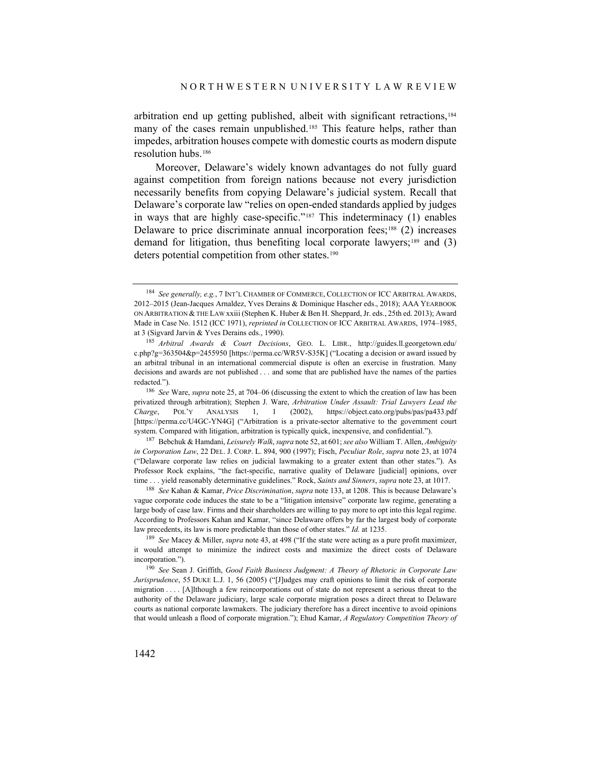arbitration end up getting published, albeit with significant retractions,[184] many of the cases remain unpublished.[185] This feature helps, rather than impedes, arbitration houses compete with domestic courts as modern dispute resolution hubs.[186]

Moreover, Delaware's widely known advantages do not fully guard against competition from foreign nations because not every jurisdiction necessarily benefits from copying Delaware's judicial system. Recall that Delaware's corporate law "relies on open-ended standards applied by judges in ways that are highly case-specific."[187] This indeterminacy (1) enables Delaware to price discriminate annual incorporation fees;[188] (2) increases demand for litigation, thus benefiting local corporate lawyers;[189] and (3) deters potential competition from other states.[190]

---

[184] *See generally, e.g.*, 7 INT'L CHAMBER OF COMMERCE, COLLECTION OF ICC ARBITRAL AWARDS, 2012–2015 (Jean-Jacques Arnaldez, Yves Derains & Dominique Hascher eds., 2018); AAA YEARBOOK ON ARBITRATION & THE LAW xxiii (Stephen K. Huber & Ben H. Sheppard, Jr. eds., 25th ed. 2013); Award Made in Case No. 1512 (ICC 1971), *reprinted in* COLLECTION OF ICC ARBITRAL AWARDS, 1974–1985, at 3 (Sigvard Jarvin & Yves Derains eds., 1990).

[185] *Arbitral Awards & Court Decisions*, GEO. L. LIBR., http://guides.ll.georgetown.edu/c.php?g=363504&p=2455950 [https://perma.cc/WR5V-S35K] ("Locating a decision or award issued by an arbitral tribunal in an international commercial dispute is often an exercise in frustration. Many decisions and awards are not published . . . and some that are published have the names of the parties redacted.").

[186] *See* Ware, *supra* note 25, at 704–06 (discussing the extent to which the creation of law has been privatized through arbitration); Stephen J. Ware, *Arbitration Under Assault: Trial Lawyers Lead the Charge*, POL'Y ANALYSIS 1, 1 (2002), https://object.cato.org/pubs/pas/pa433.pdf [https://perma.cc/U4GC-YN4G] ("Arbitration is a private-sector alternative to the government court system. Compared with litigation, arbitration is typically quick, inexpensive, and confidential.").

[187] Bebchuk & Hamdani, *Leisurely Walk*, *supra* note 52, at 601; *see also* William T. Allen, *Ambiguity in Corporation Law*, 22 DEL. J. CORP. L. 894, 900 (1997); Fisch, *Peculiar Role*, *supra* note 23, at 1074 ("Delaware corporate law relies on judicial lawmaking to a greater extent than other states."). As Professor Rock explains, "the fact-specific, narrative quality of Delaware [judicial] opinions, over time . . . yield reasonably determinative guidelines." Rock, *Saints and Sinners*, *supra* note 23, at 1017.

[188] *See* Kahan & Kamar, *Price Discrimination*, *supra* note 133, at 1208. This is because Delaware's vague corporate code induces the state to be a "litigation intensive" corporate law regime, generating a large body of case law. Firms and their shareholders are willing to pay more to opt into this legal regime. According to Professors Kahan and Kamar, "since Delaware offers by far the largest body of corporate law precedents, its law is more predictable than those of other states." *Id.* at 1235.

[189] *See* Macey & Miller, *supra* note 43, at 498 ("If the state were acting as a pure profit maximizer, it would attempt to minimize the indirect costs and maximize the direct costs of Delaware incorporation.").

[190] *See* Sean J. Griffith, *Good Faith Business Judgment: A Theory of Rhetoric in Corporate Law Jurisprudence*, 55 DUKE L.J. 1, 56 (2005) ("[J]udges may craft opinions to limit the risk of corporate migration . . . . [A]lthough a few reincorporations out of state do not represent a serious threat to the authority of the Delaware judiciary, large scale corporate migration poses a direct threat to Delaware courts as national corporate lawmakers. The judiciary therefore has a direct incentive to avoid opinions that would unleash a flood of corporate migration."); Ehud Kamar, *A Regulatory Competition Theory of*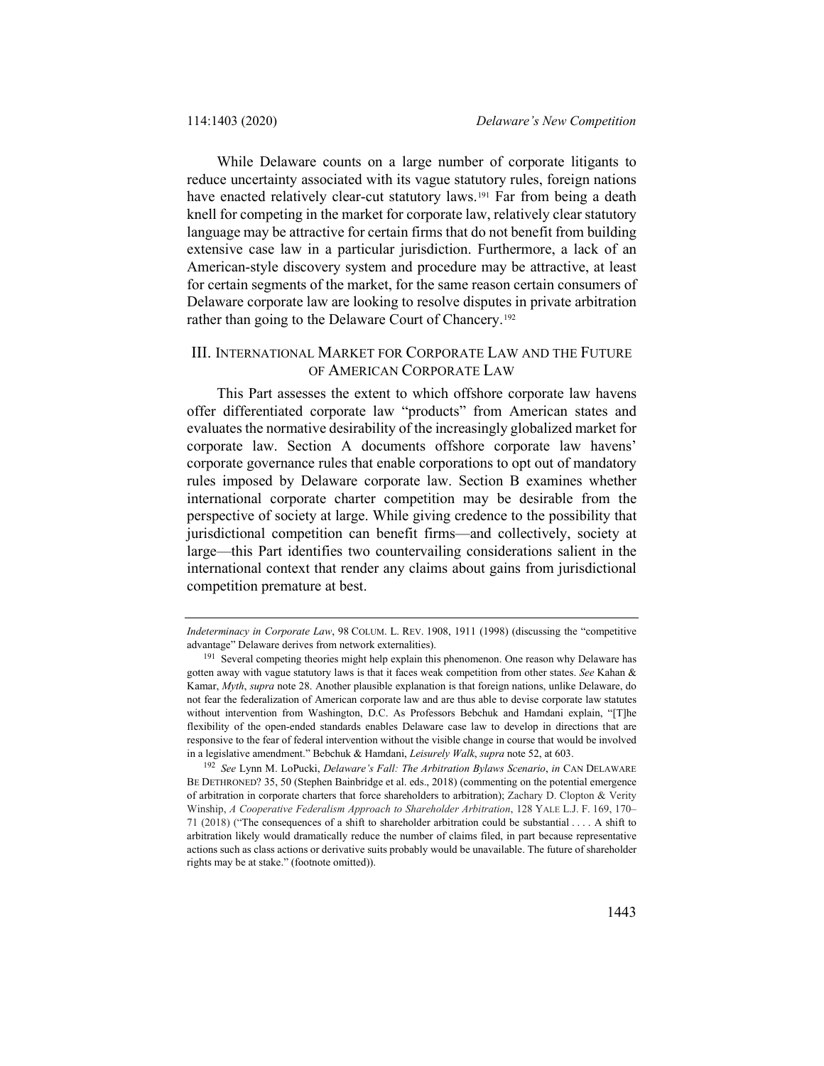While Delaware counts on a large number of corporate litigants to reduce uncertainty associated with its vague statutory rules, foreign nations have enacted relatively clear-cut statutory laws.[191] Far from being a death knell for competing in the market for corporate law, relatively clear statutory language may be attractive for certain firms that do not benefit from building extensive case law in a particular jurisdiction. Furthermore, a lack of an American-style discovery system and procedure may be attractive, at least for certain segments of the market, for the same reason certain consumers of Delaware corporate law are looking to resolve disputes in private arbitration rather than going to the Delaware Court of Chancery.[192]

## III. International Market for Corporate Law and the Future of American Corporate Law

This Part assesses the extent to which offshore corporate law havens offer differentiated corporate law "products" from American states and evaluates the normative desirability of the increasingly globalized market for corporate law. Section A documents offshore corporate law havens' corporate governance rules that enable corporations to opt out of mandatory rules imposed by Delaware corporate law. Section B examines whether international corporate charter competition may be desirable from the perspective of society at large. While giving credence to the possibility that jurisdictional competition can benefit firms—and collectively, society at large—this Part identifies two countervailing considerations salient in the international context that render any claims about gains from jurisdictional competition premature at best.

---

*Indeterminacy in Corporate Law*, 98 Colum. L. Rev. 1908, 1911 (1998) (discussing the "competitive advantage" Delaware derives from network externalities).

[191] Several competing theories might help explain this phenomenon. One reason why Delaware has gotten away with vague statutory laws is that it faces weak competition from other states. *See* Kahan & Kamar, *Myth*, *supra* note 28. Another plausible explanation is that foreign nations, unlike Delaware, do not fear the federalization of American corporate law and are thus able to devise corporate law statutes without intervention from Washington, D.C. As Professors Bebchuk and Hamdani explain, "[T]he flexibility of the open-ended standards enables Delaware case law to develop in directions that are responsive to the fear of federal intervention without the visible change in course that would be involved in a legislative amendment." Bebchuk & Hamdani, *Leisurely Walk*, *supra* note 52, at 603.

[192] *See* Lynn M. LoPucki, *Delaware's Fall: The Arbitration Bylaws Scenario*, *in* Can Delaware Be Dethroned? 35, 50 (Stephen Bainbridge et al. eds., 2018) (commenting on the potential emergence of arbitration in corporate charters that force shareholders to arbitration); Zachary D. Clopton & Verity Winship, *A Cooperative Federalism Approach to Shareholder Arbitration*, 128 Yale L.J. F. 169, 170–71 (2018) ("The consequences of a shift to shareholder arbitration could be substantial . . . . A shift to arbitration likely would dramatically reduce the number of claims filed, in part because representative actions such as class actions or derivative suits probably would be unavailable. The future of shareholder rights may be at stake." (footnote omitted)).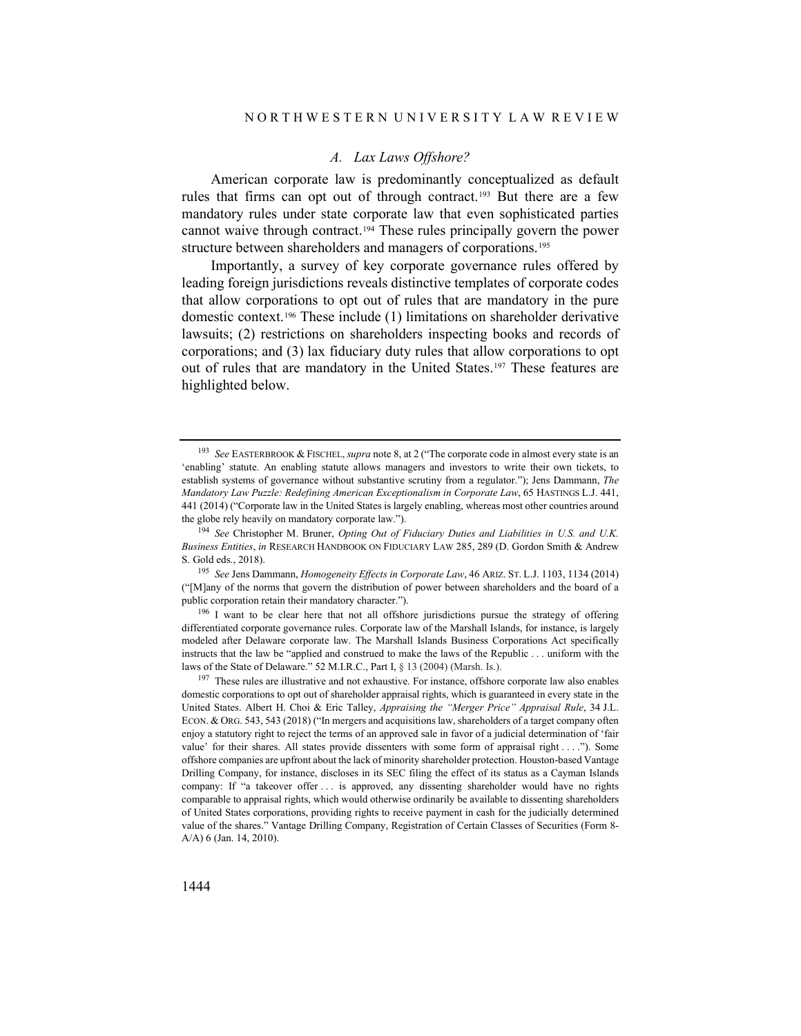### *A. Lax Laws Offshore?*

American corporate law is predominantly conceptualized as default rules that firms can opt out of through contract.[193] But there are a few mandatory rules under state corporate law that even sophisticated parties cannot waive through contract.[194] These rules principally govern the power structure between shareholders and managers of corporations.[195]

Importantly, a survey of key corporate governance rules offered by leading foreign jurisdictions reveals distinctive templates of corporate codes that allow corporations to opt out of rules that are mandatory in the pure domestic context.[196] These include (1) limitations on shareholder derivative lawsuits; (2) restrictions on shareholders inspecting books and records of corporations; and (3) lax fiduciary duty rules that allow corporations to opt out of rules that are mandatory in the United States.[197] These features are highlighted below.

---

[193] *See* EASTERBROOK & FISCHEL, *supra* note 8, at 2 ("The corporate code in almost every state is an 'enabling' statute. An enabling statute allows managers and investors to write their own tickets, to establish systems of governance without substantive scrutiny from a regulator."); Jens Dammann, *The Mandatory Law Puzzle: Redefining American Exceptionalism in Corporate Law*, 65 HASTINGS L.J. 441, 441 (2014) ("Corporate law in the United States is largely enabling, whereas most other countries around the globe rely heavily on mandatory corporate law.").

[194] *See* Christopher M. Bruner, *Opting Out of Fiduciary Duties and Liabilities in U.S. and U.K. Business Entities*, *in* RESEARCH HANDBOOK ON FIDUCIARY LAW 285, 289 (D. Gordon Smith & Andrew S. Gold eds., 2018).

[195] *See* Jens Dammann, *Homogeneity Effects in Corporate Law*, 46 ARIZ. ST. L.J. 1103, 1134 (2014) ("[M]any of the norms that govern the distribution of power between shareholders and the board of a public corporation retain their mandatory character.").

[196] I want to be clear here that not all offshore jurisdictions pursue the strategy of offering differentiated corporate governance rules. Corporate law of the Marshall Islands, for instance, is largely modeled after Delaware corporate law. The Marshall Islands Business Corporations Act specifically instructs that the law be "applied and construed to make the laws of the Republic . . . uniform with the laws of the State of Delaware." 52 M.I.R.C., Part I, § 13 (2004) (Marsh. Is.).

[197] These rules are illustrative and not exhaustive. For instance, offshore corporate law also enables domestic corporations to opt out of shareholder appraisal rights, which is guaranteed in every state in the United States. Albert H. Choi & Eric Talley, *Appraising the "Merger Price" Appraisal Rule*, 34 J.L. ECON. & ORG. 543, 543 (2018) ("In mergers and acquisitions law, shareholders of a target company often enjoy a statutory right to reject the terms of an approved sale in favor of a judicial determination of 'fair value' for their shares. All states provide dissenters with some form of appraisal right . . . ."). Some offshore companies are upfront about the lack of minority shareholder protection. Houston-based Vantage Drilling Company, for instance, discloses in its SEC filing the effect of its status as a Cayman Islands company: If "a takeover offer . . . is approved, any dissenting shareholder would have no rights comparable to appraisal rights, which would otherwise ordinarily be available to dissenting shareholders of United States corporations, providing rights to receive payment in cash for the judicially determined value of the shares." Vantage Drilling Company, Registration of Certain Classes of Securities (Form 8-A/A) 6 (Jan. 14, 2010).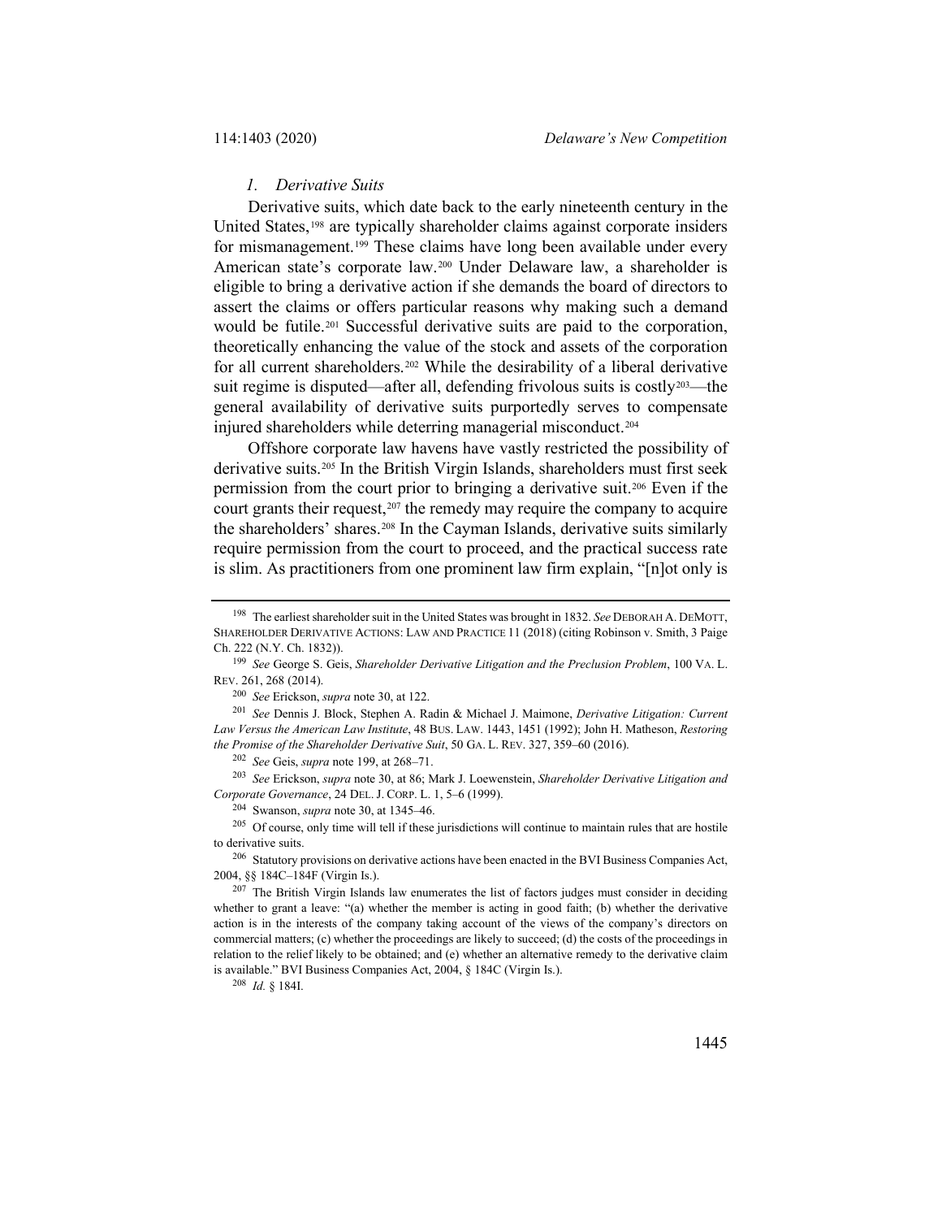### *1. Derivative Suits*

Derivative suits, which date back to the early nineteenth century in the United States,[198] are typically shareholder claims against corporate insiders for mismanagement.[199] These claims have long been available under every American state's corporate law.[200] Under Delaware law, a shareholder is eligible to bring a derivative action if she demands the board of directors to assert the claims or offers particular reasons why making such a demand would be futile.[201] Successful derivative suits are paid to the corporation, theoretically enhancing the value of the stock and assets of the corporation for all current shareholders.[202] While the desirability of a liberal derivative suit regime is disputed—after all, defending frivolous suits is costly[203]—the general availability of derivative suits purportedly serves to compensate injured shareholders while deterring managerial misconduct.[204]

Offshore corporate law havens have vastly restricted the possibility of derivative suits.[205] In the British Virgin Islands, shareholders must first seek permission from the court prior to bringing a derivative suit.[206] Even if the court grants their request,[207] the remedy may require the company to acquire the shareholders' shares.[208] In the Cayman Islands, derivative suits similarly require permission from the court to proceed, and the practical success rate is slim. As practitioners from one prominent law firm explain, "[n]ot only is

---

[198] The earliest shareholder suit in the United States was brought in 1832. *See* DEBORAH A. DEMOTT, SHAREHOLDER DERIVATIVE ACTIONS: LAW AND PRACTICE 11 (2018) (citing Robinson v. Smith, 3 Paige Ch. 222 (N.Y. Ch. 1832)).

[199] *See* George S. Geis, *Shareholder Derivative Litigation and the Preclusion Problem*, 100 VA. L. REV. 261, 268 (2014).

[200] *See* Erickson, *supra* note 30, at 122.

[201] *See* Dennis J. Block, Stephen A. Radin & Michael J. Maimone, *Derivative Litigation: Current Law Versus the American Law Institute*, 48 BUS. LAW. 1443, 1451 (1992); John H. Matheson, *Restoring the Promise of the Shareholder Derivative Suit*, 50 GA. L. REV. 327, 359–60 (2016).

[202] *See* Geis, *supra* note 199, at 268–71.

[203] *See* Erickson, *supra* note 30, at 86; Mark J. Loewenstein, *Shareholder Derivative Litigation and Corporate Governance*, 24 DEL. J. CORP. L. 1, 5–6 (1999).

[204] Swanson, *supra* note 30, at 1345–46.

[205] Of course, only time will tell if these jurisdictions will continue to maintain rules that are hostile to derivative suits.

[206] Statutory provisions on derivative actions have been enacted in the BVI Business Companies Act, 2004, §§ 184C–184F (Virgin Is.).

[207] The British Virgin Islands law enumerates the list of factors judges must consider in deciding whether to grant a leave: "(a) whether the member is acting in good faith; (b) whether the derivative action is in the interests of the company taking account of the views of the company's directors on commercial matters; (c) whether the proceedings are likely to succeed; (d) the costs of the proceedings in relation to the relief likely to be obtained; and (e) whether an alternative remedy to the derivative claim is available." BVI Business Companies Act, 2004, § 184C (Virgin Is.).

[208] *Id.* § 184I.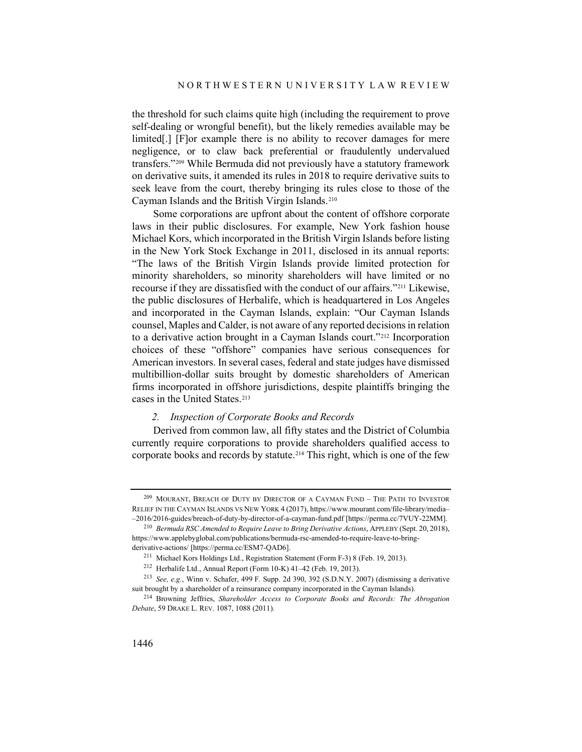the threshold for such claims quite high (including the requirement to prove self-dealing or wrongful benefit), but the likely remedies available may be limited[.] [F]or example there is no ability to recover damages for mere negligence, or to claw back preferential or fraudulently undervalued transfers."[209] While Bermuda did not previously have a statutory framework on derivative suits, it amended its rules in 2018 to require derivative suits to seek leave from the court, thereby bringing its rules close to those of the Cayman Islands and the British Virgin Islands.[210]

Some corporations are upfront about the content of offshore corporate laws in their public disclosures. For example, New York fashion house Michael Kors, which incorporated in the British Virgin Islands before listing in the New York Stock Exchange in 2011, disclosed in its annual reports: "The laws of the British Virgin Islands provide limited protection for minority shareholders, so minority shareholders will have limited or no recourse if they are dissatisfied with the conduct of our affairs."[211] Likewise, the public disclosures of Herbalife, which is headquartered in Los Angeles and incorporated in the Cayman Islands, explain: "Our Cayman Islands counsel, Maples and Calder, is not aware of any reported decisions in relation to a derivative action brought in a Cayman Islands court."[212] Incorporation choices of these "offshore" companies have serious consequences for American investors. In several cases, federal and state judges have dismissed multibillion-dollar suits brought by domestic shareholders of American firms incorporated in offshore jurisdictions, despite plaintiffs bringing the cases in the United States.[213]

### *2. Inspection of Corporate Books and Records*

Derived from common law, all fifty states and the District of Columbia currently require corporations to provide shareholders qualified access to corporate books and records by statute.[214] This right, which is one of the few

---

[209] MOURANT, BREACH OF DUTY BY DIRECTOR OF A CAYMAN FUND – THE PATH TO INVESTOR RELIEF IN THE CAYMAN ISLANDS VS NEW YORK 4 (2017), https://www.mourant.com/file-library/media–2016/2016-guides/breach-of-duty-by-director-of-a-cayman-fund.pdf [https://perma.cc/7VUY-22MM].

[210] *Bermuda RSC Amended to Require Leave to Bring Derivative Actions*, APPLEBY (Sept. 20, 2018), https://www.applebyglobal.com/publications/bermuda-rsc-amended-to-require-leave-to-bring-derivative-actions/ [https://perma.cc/ESM7-QAD6].

[211] Michael Kors Holdings Ltd., Registration Statement (Form F-3) 8 (Feb. 19, 2013).

[212] Herbalife Ltd., Annual Report (Form 10-K) 41–42 (Feb. 19, 2013).

[213] *See, e.g.*, Winn v. Schafer, 499 F. Supp. 2d 390, 392 (S.D.N.Y. 2007) (dismissing a derivative suit brought by a shareholder of a reinsurance company incorporated in the Cayman Islands).

[214] Browning Jeffries, *Shareholder Access to Corporate Books and Records: The Abrogation Debate*, 59 DRAKE L. REV. 1087, 1088 (2011).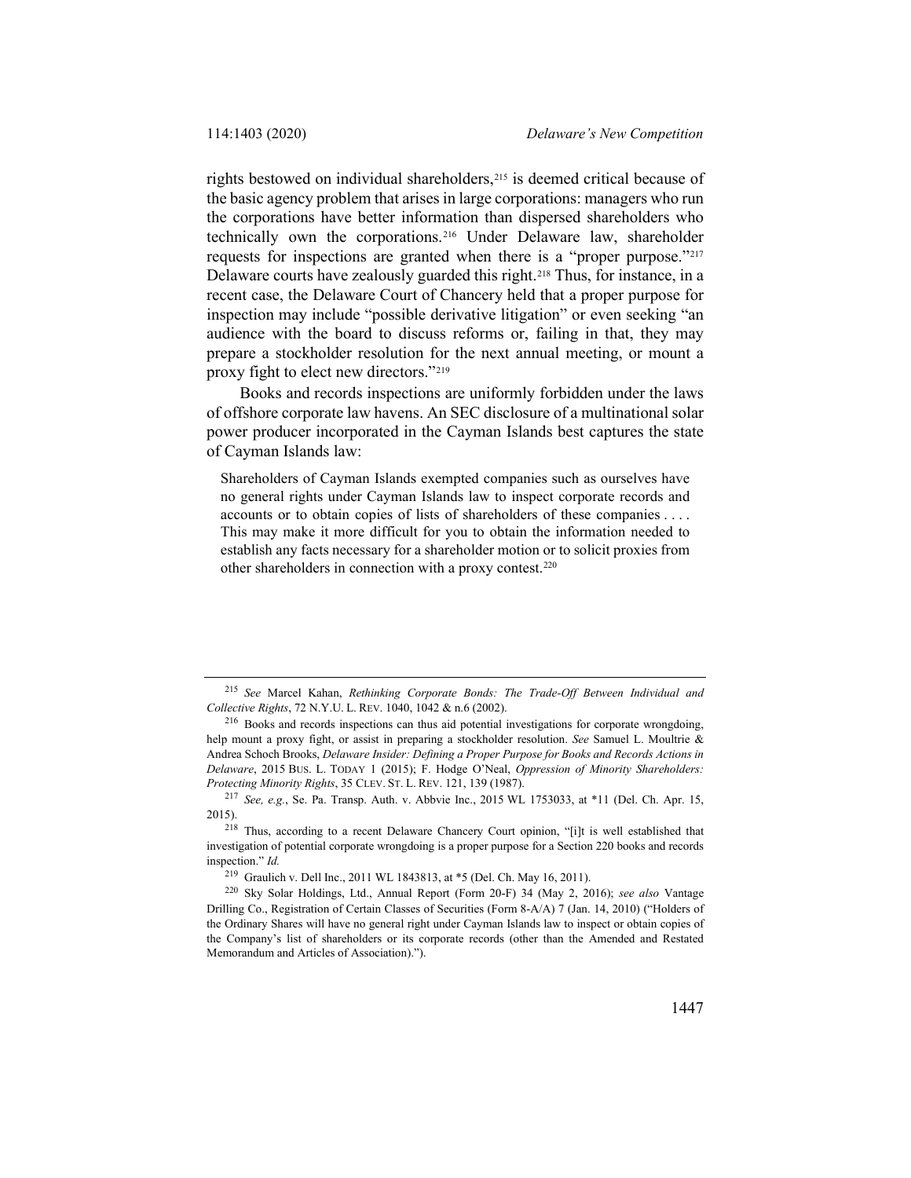rights bestowed on individual shareholders,[215] is deemed critical because of the basic agency problem that arises in large corporations: managers who run the corporations have better information than dispersed shareholders who technically own the corporations.[216] Under Delaware law, shareholder requests for inspections are granted when there is a "proper purpose."[217] Delaware courts have zealously guarded this right.[218] Thus, for instance, in a recent case, the Delaware Court of Chancery held that a proper purpose for inspection may include "possible derivative litigation" or even seeking "an audience with the board to discuss reforms or, failing in that, they may prepare a stockholder resolution for the next annual meeting, or mount a proxy fight to elect new directors."[219]

Books and records inspections are uniformly forbidden under the laws of offshore corporate law havens. An SEC disclosure of a multinational solar power producer incorporated in the Cayman Islands best captures the state of Cayman Islands law:

> Shareholders of Cayman Islands exempted companies such as ourselves have no general rights under Cayman Islands law to inspect corporate records and accounts or to obtain copies of lists of shareholders of these companies . . . . This may make it more difficult for you to obtain the information needed to establish any facts necessary for a shareholder motion or to solicit proxies from other shareholders in connection with a proxy contest.[220]

---

[215] *See* Marcel Kahan, *Rethinking Corporate Bonds: The Trade-Off Between Individual and Collective Rights*, 72 N.Y.U. L. REV. 1040, 1042 & n.6 (2002).

[216] Books and records inspections can thus aid potential investigations for corporate wrongdoing, help mount a proxy fight, or assist in preparing a stockholder resolution. *See* Samuel L. Moultrie & Andrea Schoch Brooks, *Delaware Insider: Defining a Proper Purpose for Books and Records Actions in Delaware*, 2015 BUS. L. TODAY 1 (2015); F. Hodge O'Neal, *Oppression of Minority Shareholders: Protecting Minority Rights*, 35 CLEV. ST. L. REV. 121, 139 (1987).

[217] *See, e.g.*, Se. Pa. Transp. Auth. v. Abbvie Inc., 2015 WL 1753033, at *11 (Del. Ch. Apr. 15, 2015).

[218] Thus, according to a recent Delaware Chancery Court opinion, "[i]t is well established that investigation of potential corporate wrongdoing is a proper purpose for a Section 220 books and records inspection." *Id.*

[219] Graulich v. Dell Inc., 2011 WL 1843813, at *5 (Del. Ch. May 16, 2011).

[220] Sky Solar Holdings, Ltd., Annual Report (Form 20-F) 34 (May 2, 2016); *see also* Vantage Drilling Co., Registration of Certain Classes of Securities (Form 8-A/A) 7 (Jan. 14, 2010) ("Holders of the Ordinary Shares will have no general right under Cayman Islands law to inspect or obtain copies of the Company's list of shareholders or its corporate records (other than the Amended and Restated Memorandum and Articles of Association).").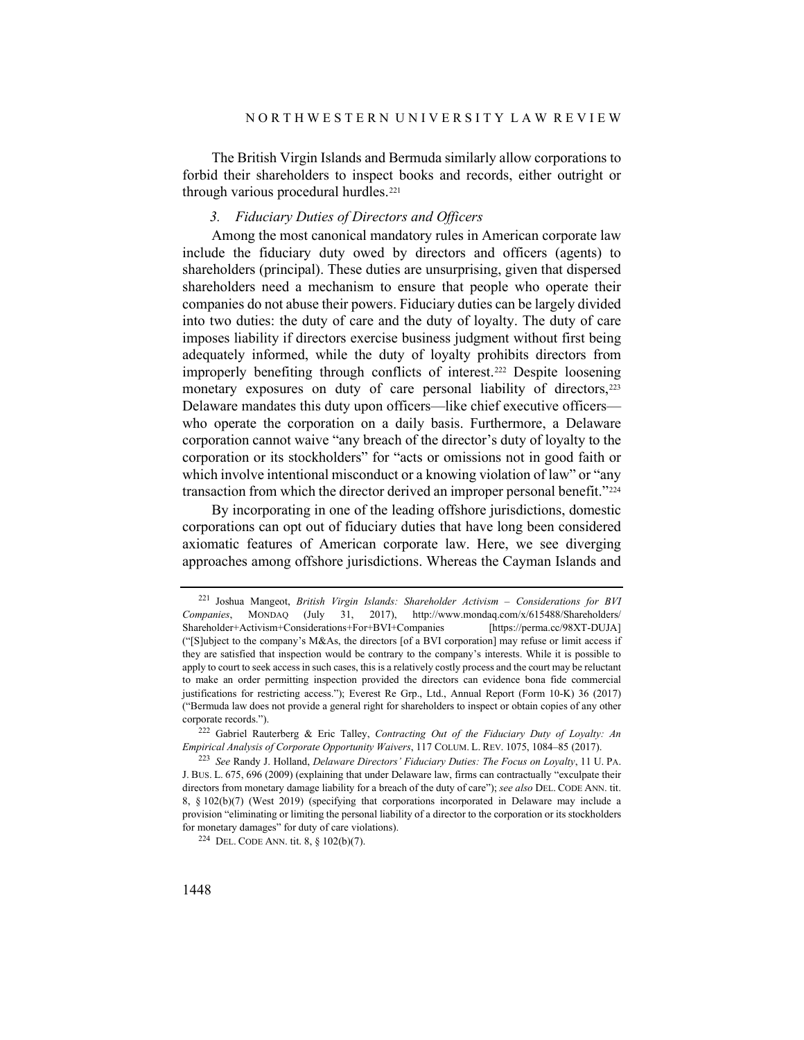The British Virgin Islands and Bermuda similarly allow corporations to forbid their shareholders to inspect books and records, either outright or through various procedural hurdles.[221]

### *3. Fiduciary Duties of Directors and Officers*

Among the most canonical mandatory rules in American corporate law include the fiduciary duty owed by directors and officers (agents) to shareholders (principal). These duties are unsurprising, given that dispersed shareholders need a mechanism to ensure that people who operate their companies do not abuse their powers. Fiduciary duties can be largely divided into two duties: the duty of care and the duty of loyalty. The duty of care imposes liability if directors exercise business judgment without first being adequately informed, while the duty of loyalty prohibits directors from improperly benefiting through conflicts of interest.[222] Despite loosening monetary exposures on duty of care personal liability of directors,[223] Delaware mandates this duty upon officers—like chief executive officers—who operate the corporation on a daily basis. Furthermore, a Delaware corporation cannot waive "any breach of the director's duty of loyalty to the corporation or its stockholders" for "acts or omissions not in good faith or which involve intentional misconduct or a knowing violation of law" or "any transaction from which the director derived an improper personal benefit."[224]

By incorporating in one of the leading offshore jurisdictions, domestic corporations can opt out of fiduciary duties that have long been considered axiomatic features of American corporate law. Here, we see diverging approaches among offshore jurisdictions. Whereas the Cayman Islands and

---

[221] Joshua Mangeot, *British Virgin Islands: Shareholder Activism – Considerations for BVI Companies*, MONDAQ (July 31, 2017), http://www.mondaq.com/x/615488/Shareholders/Shareholder+Activism+Considerations+For+BVI+Companies [https://perma.cc/98XT-DUJA] ("[S]ubject to the company's M&As, the directors [of a BVI corporation] may refuse or limit access if they are satisfied that inspection would be contrary to the company's interests. While it is possible to apply to court to seek access in such cases, this is a relatively costly process and the court may be reluctant to make an order permitting inspection provided the directors can evidence bona fide commercial justifications for restricting access."); Everest Re Grp., Ltd., Annual Report (Form 10-K) 36 (2017) ("Bermuda law does not provide a general right for shareholders to inspect or obtain copies of any other corporate records.").

[222] Gabriel Rauterberg & Eric Talley, *Contracting Out of the Fiduciary Duty of Loyalty: An Empirical Analysis of Corporate Opportunity Waivers*, 117 COLUM. L. REV. 1075, 1084–85 (2017).

[223] *See* Randy J. Holland, *Delaware Directors' Fiduciary Duties: The Focus on Loyalty*, 11 U. PA. J. BUS. L. 675, 696 (2009) (explaining that under Delaware law, firms can contractually "exculpate their directors from monetary damage liability for a breach of the duty of care"); *see also* DEL. CODE ANN. tit. 8, § 102(b)(7) (West 2019) (specifying that corporations incorporated in Delaware may include a provision "eliminating or limiting the personal liability of a director to the corporation or its stockholders for monetary damages" for duty of care violations).

[224] DEL. CODE ANN. tit. 8, § 102(b)(7).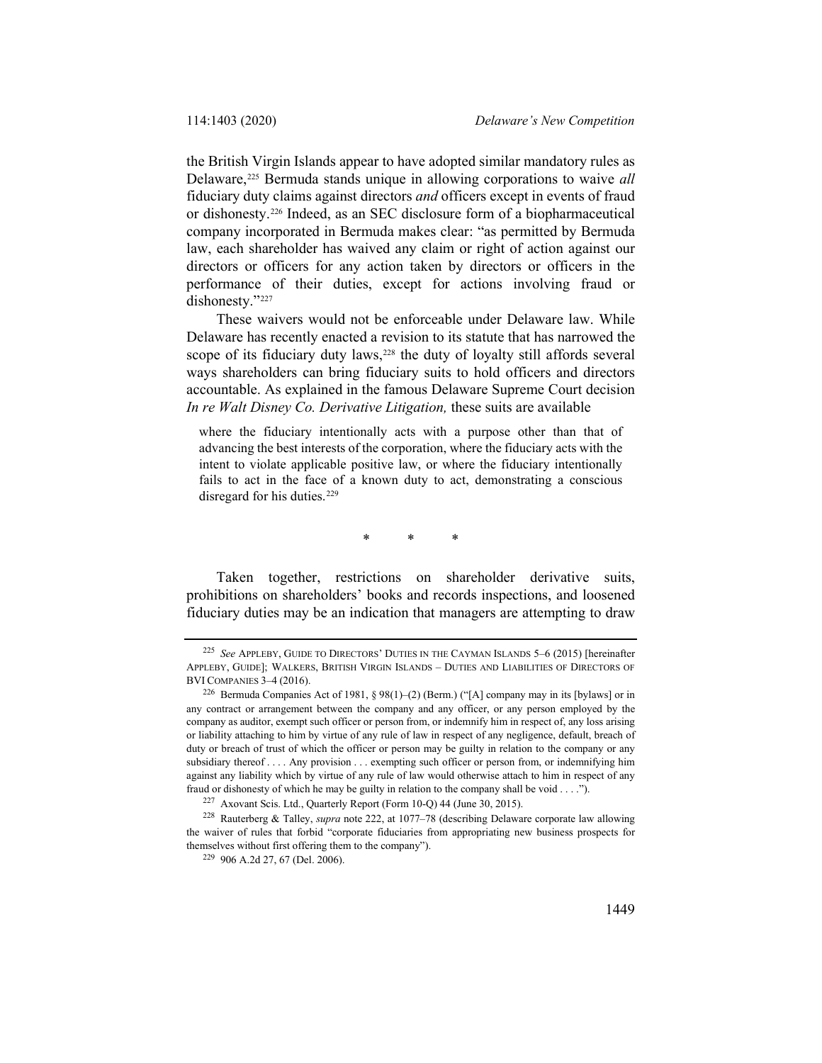the British Virgin Islands appear to have adopted similar mandatory rules as Delaware,[225] Bermuda stands unique in allowing corporations to waive *all* fiduciary duty claims against directors *and* officers except in events of fraud or dishonesty.[226] Indeed, as an SEC disclosure form of a biopharmaceutical company incorporated in Bermuda makes clear: "as permitted by Bermuda law, each shareholder has waived any claim or right of action against our directors or officers for any action taken by directors or officers in the performance of their duties, except for actions involving fraud or dishonesty."[227]

These waivers would not be enforceable under Delaware law. While Delaware has recently enacted a revision to its statute that has narrowed the scope of its fiduciary duty laws,[228] the duty of loyalty still affords several ways shareholders can bring fiduciary suits to hold officers and directors accountable. As explained in the famous Delaware Supreme Court decision *In re Walt Disney Co. Derivative Litigation,* these suits are available

> where the fiduciary intentionally acts with a purpose other than that of advancing the best interests of the corporation, where the fiduciary acts with the intent to violate applicable positive law, or where the fiduciary intentionally fails to act in the face of a known duty to act, demonstrating a conscious disregard for his duties.[229]

\* \* \*

Taken together, restrictions on shareholder derivative suits, prohibitions on shareholders' books and records inspections, and loosened fiduciary duties may be an indication that managers are attempting to draw

---

[225] *See* APPLEBY, GUIDE TO DIRECTORS' DUTIES IN THE CAYMAN ISLANDS 5–6 (2015) [hereinafter APPLEBY, GUIDE]; WALKERS, BRITISH VIRGIN ISLANDS – DUTIES AND LIABILITIES OF DIRECTORS OF BVI COMPANIES 3–4 (2016).

[226] Bermuda Companies Act of 1981, § 98(1)–(2) (Berm.) ("[A] company may in its [bylaws] or in any contract or arrangement between the company and any officer, or any person employed by the company as auditor, exempt such officer or person from, or indemnify him in respect of, any loss arising or liability attaching to him by virtue of any rule of law in respect of any negligence, default, breach of duty or breach of trust of which the officer or person may be guilty in relation to the company or any subsidiary thereof . . . . Any provision . . . exempting such officer or person from, or indemnifying him against any liability which by virtue of any rule of law would otherwise attach to him in respect of any fraud or dishonesty of which he may be guilty in relation to the company shall be void . . . .").

[227] Axovant Scis. Ltd., Quarterly Report (Form 10-Q) 44 (June 30, 2015).

[228] Rauterberg & Talley, *supra* note 222, at 1077–78 (describing Delaware corporate law allowing the waiver of rules that forbid "corporate fiduciaries from appropriating new business prospects for themselves without first offering them to the company").

[229] 906 A.2d 27, 67 (Del. 2006).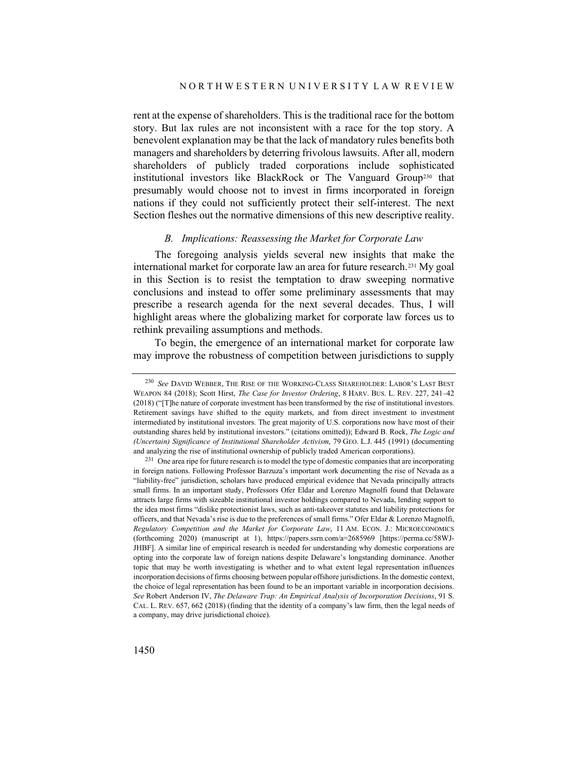rent at the expense of shareholders. This is the traditional race for the bottom story. But lax rules are not inconsistent with a race for the top story. A benevolent explanation may be that the lack of mandatory rules benefits both managers and shareholders by deterring frivolous lawsuits. After all, modern shareholders of publicly traded corporations include sophisticated institutional investors like BlackRock or The Vanguard Group[230] that presumably would choose not to invest in firms incorporated in foreign nations if they could not sufficiently protect their self-interest. The next Section fleshes out the normative dimensions of this new descriptive reality.

### *B. Implications: Reassessing the Market for Corporate Law*

The foregoing analysis yields several new insights that make the international market for corporate law an area for future research.[231] My goal in this Section is to resist the temptation to draw sweeping normative conclusions and instead to offer some preliminary assessments that may prescribe a research agenda for the next several decades. Thus, I will highlight areas where the globalizing market for corporate law forces us to rethink prevailing assumptions and methods.

To begin, the emergence of an international market for corporate law may improve the robustness of competition between jurisdictions to supply

---

[230] *See* DAVID WEBBER, THE RISE OF THE WORKING-CLASS SHAREHOLDER: LABOR'S LAST BEST WEAPON 84 (2018); Scott Hirst, *The Case for Investor Ordering*, 8 HARV. BUS. L. REV. 227, 241–42 (2018) ("[T]he nature of corporate investment has been transformed by the rise of institutional investors. Retirement savings have shifted to the equity markets, and from direct investment to investment intermediated by institutional investors. The great majority of U.S. corporations now have most of their outstanding shares held by institutional investors." (citations omitted)); Edward B. Rock, *The Logic and (Uncertain) Significance of Institutional Shareholder Activism*, 79 GEO. L.J. 445 (1991) (documenting and analyzing the rise of institutional ownership of publicly traded American corporations).

[231] One area ripe for future research is to model the type of domestic companies that are incorporating in foreign nations. Following Professor Barzuza's important work documenting the rise of Nevada as a "liability-free" jurisdiction, scholars have produced empirical evidence that Nevada principally attracts small firms. In an important study, Professors Ofer Eldar and Lorenzo Magnolfi found that Delaware attracts large firms with sizeable institutional investor holdings compared to Nevada, lending support to the idea most firms "dislike protectionist laws, such as anti-takeover statutes and liability protections for officers, and that Nevada's rise is due to the preferences of small firms." Ofer Eldar & Lorenzo Magnolfi, *Regulatory Competition and the Market for Corporate Law*, 11 AM. ECON. J.: MICROECONOMICS (forthcoming 2020) (manuscript at 1), https://papers.ssrn.com/a=2685969 [https://perma.cc/58WJ-JHBF]. A similar line of empirical research is needed for understanding why domestic corporations are opting into the corporate law of foreign nations despite Delaware's longstanding dominance. Another topic that may be worth investigating is whether and to what extent legal representation influences incorporation decisions of firms choosing between popular offshore jurisdictions. In the domestic context, the choice of legal representation has been found to be an important variable in incorporation decisions. *See* Robert Anderson IV, *The Delaware Trap: An Empirical Analysis of Incorporation Decisions*, 91 S. CAL. L. REV. 657, 662 (2018) (finding that the identity of a company's law firm, then the legal needs of a company, may drive jurisdictional choice).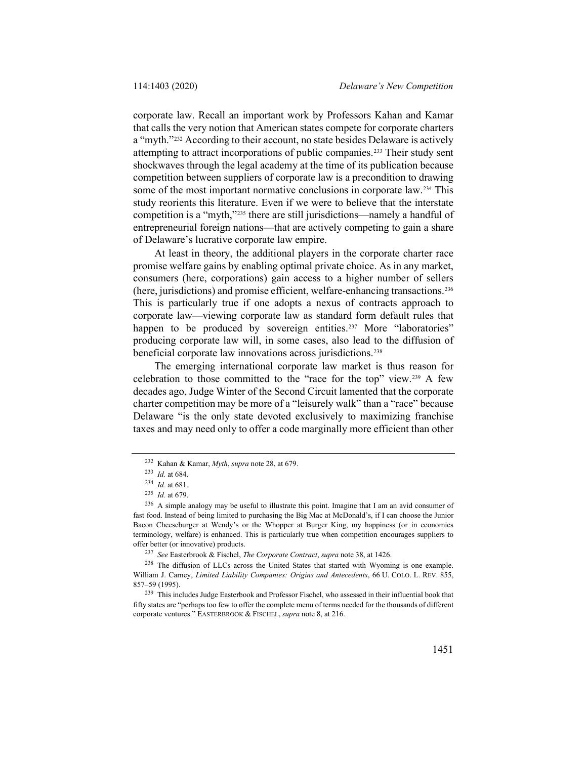corporate law. Recall an important work by Professors Kahan and Kamar that calls the very notion that American states compete for corporate charters a "myth."[232] According to their account, no state besides Delaware is actively attempting to attract incorporations of public companies.[233] Their study sent shockwaves through the legal academy at the time of its publication because competition between suppliers of corporate law is a precondition to drawing some of the most important normative conclusions in corporate law.[234] This study reorients this literature. Even if we were to believe that the interstate competition is a "myth,"[235] there are still jurisdictions—namely a handful of entrepreneurial foreign nations—that are actively competing to gain a share of Delaware's lucrative corporate law empire.

At least in theory, the additional players in the corporate charter race promise welfare gains by enabling optimal private choice. As in any market, consumers (here, corporations) gain access to a higher number of sellers (here, jurisdictions) and promise efficient, welfare-enhancing transactions.[236] This is particularly true if one adopts a nexus of contracts approach to corporate law—viewing corporate law as standard form default rules that happen to be produced by sovereign entities.[237] More "laboratories" producing corporate law will, in some cases, also lead to the diffusion of beneficial corporate law innovations across jurisdictions.[238]

The emerging international corporate law market is thus reason for celebration to those committed to the "race for the top" view.[239] A few decades ago, Judge Winter of the Second Circuit lamented that the corporate charter competition may be more of a "leisurely walk" than a "race" because Delaware "is the only state devoted exclusively to maximizing franchise taxes and may need only to offer a code marginally more efficient than other

---

[232] Kahan & Kamar, *Myth*, *supra* note 28, at 679.

[233] *Id.* at 684.

[234] *Id.* at 681.

[235] *Id.* at 679.

[236] A simple analogy may be useful to illustrate this point. Imagine that I am an avid consumer of fast food. Instead of being limited to purchasing the Big Mac at McDonald's, if I can choose the Junior Bacon Cheeseburger at Wendy's or the Whopper at Burger King, my happiness (or in economics terminology, welfare) is enhanced. This is particularly true when competition encourages suppliers to offer better (or innovative) products.

[237] *See* Easterbrook & Fischel, *The Corporate Contract*, *supra* note 38, at 1426.

[238] The diffusion of LLCs across the United States that started with Wyoming is one example. William J. Carney, *Limited Liability Companies: Origins and Antecedents*, 66 U. COLO. L. REV. 855, 857–59 (1995).

[239] This includes Judge Easterbook and Professor Fischel, who assessed in their influential book that fifty states are "perhaps too few to offer the complete menu of terms needed for the thousands of different corporate ventures." EASTERBROOK & FISCHEL, *supra* note 8, at 216.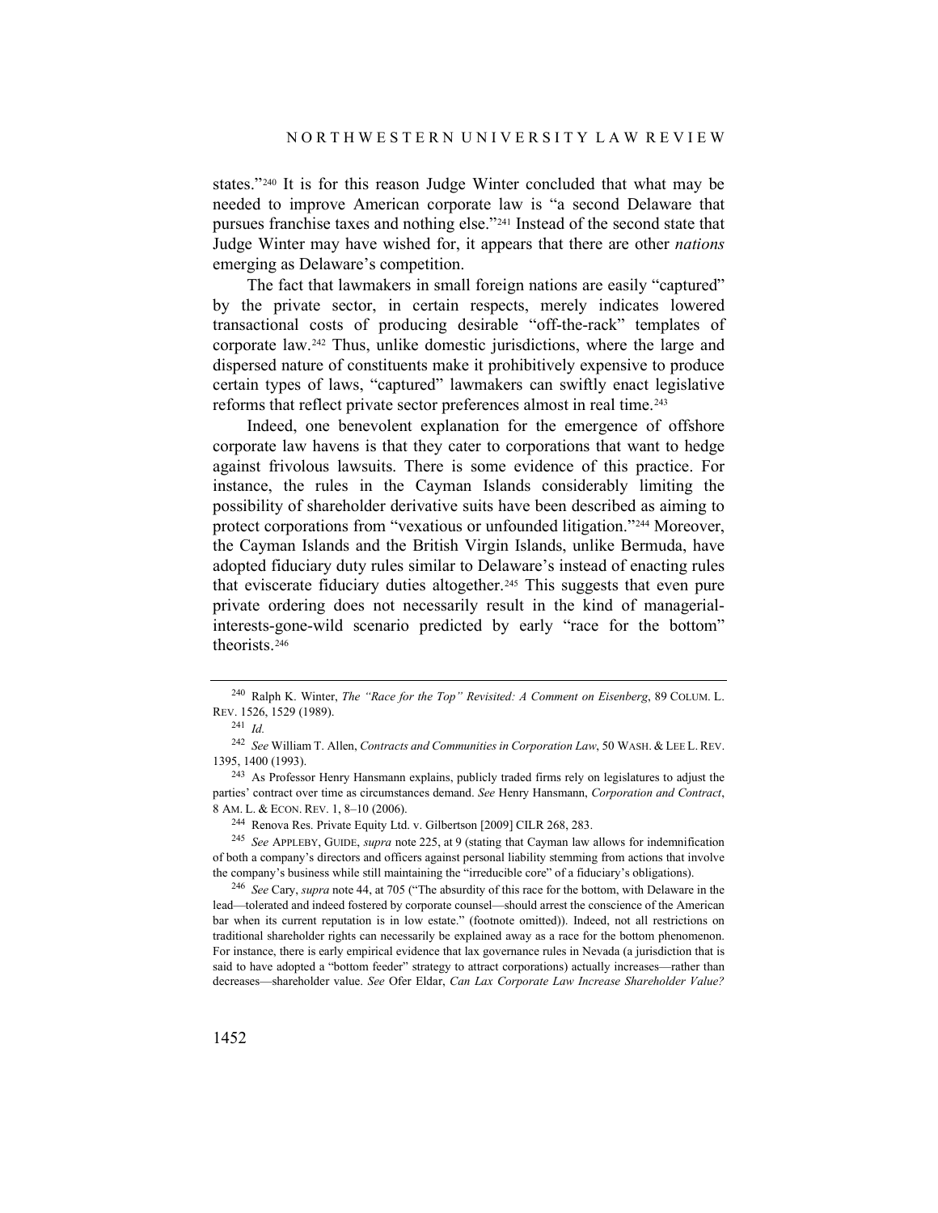states."[240] It is for this reason Judge Winter concluded that what may be needed to improve American corporate law is "a second Delaware that pursues franchise taxes and nothing else."[241] Instead of the second state that Judge Winter may have wished for, it appears that there are other *nations* emerging as Delaware's competition.

The fact that lawmakers in small foreign nations are easily "captured" by the private sector, in certain respects, merely indicates lowered transactional costs of producing desirable "off-the-rack" templates of corporate law.[242] Thus, unlike domestic jurisdictions, where the large and dispersed nature of constituents make it prohibitively expensive to produce certain types of laws, "captured" lawmakers can swiftly enact legislative reforms that reflect private sector preferences almost in real time.[243]

Indeed, one benevolent explanation for the emergence of offshore corporate law havens is that they cater to corporations that want to hedge against frivolous lawsuits. There is some evidence of this practice. For instance, the rules in the Cayman Islands considerably limiting the possibility of shareholder derivative suits have been described as aiming to protect corporations from "vexatious or unfounded litigation."[244] Moreover, the Cayman Islands and the British Virgin Islands, unlike Bermuda, have adopted fiduciary duty rules similar to Delaware's instead of enacting rules that eviscerate fiduciary duties altogether.[245] This suggests that even pure private ordering does not necessarily result in the kind of managerial-interests-gone-wild scenario predicted by early "race for the bottom" theorists.[246]

---

[240] Ralph K. Winter, *The "Race for the Top" Revisited: A Comment on Eisenberg*, 89 COLUM. L. REV. 1526, 1529 (1989).

[241] *Id.*

[242] *See* William T. Allen, *Contracts and Communities in Corporation Law*, 50 WASH. & LEE L. REV. 1395, 1400 (1993).

[243] As Professor Henry Hansmann explains, publicly traded firms rely on legislatures to adjust the parties' contract over time as circumstances demand. *See* Henry Hansmann, *Corporation and Contract*, 8 AM. L. & ECON. REV. 1, 8–10 (2006).

[244] Renova Res. Private Equity Ltd. v. Gilbertson [2009] CILR 268, 283.

[245] *See* APPLEBY, GUIDE, *supra* note 225, at 9 (stating that Cayman law allows for indemnification of both a company's directors and officers against personal liability stemming from actions that involve the company's business while still maintaining the "irreducible core" of a fiduciary's obligations).

[246] *See* Cary, *supra* note 44, at 705 ("The absurdity of this race for the bottom, with Delaware in the lead—tolerated and indeed fostered by corporate counsel—should arrest the conscience of the American bar when its current reputation is in low estate." (footnote omitted)). Indeed, not all restrictions on traditional shareholder rights can necessarily be explained away as a race for the bottom phenomenon. For instance, there is early empirical evidence that lax governance rules in Nevada (a jurisdiction that is said to have adopted a "bottom feeder" strategy to attract corporations) actually increases—rather than decreases—shareholder value. *See* Ofer Eldar, *Can Lax Corporate Law Increase Shareholder Value?*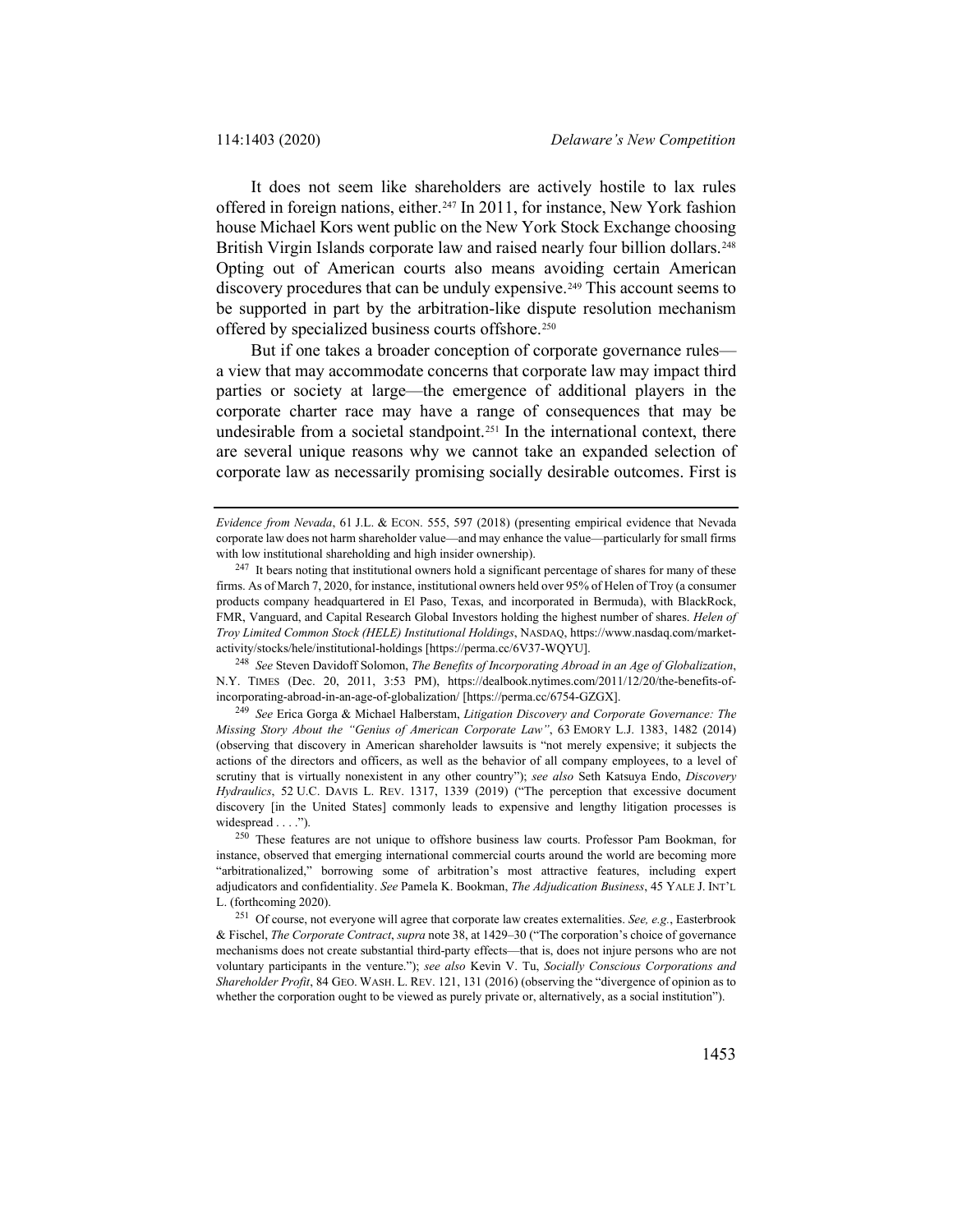It does not seem like shareholders are actively hostile to lax rules offered in foreign nations, either.[247] In 2011, for instance, New York fashion house Michael Kors went public on the New York Stock Exchange choosing British Virgin Islands corporate law and raised nearly four billion dollars.[248] Opting out of American courts also means avoiding certain American discovery procedures that can be unduly expensive.[249] This account seems to be supported in part by the arbitration-like dispute resolution mechanism offered by specialized business courts offshore.[250]

But if one takes a broader conception of corporate governance rules—a view that may accommodate concerns that corporate law may impact third parties or society at large—the emergence of additional players in the corporate charter race may have a range of consequences that may be undesirable from a societal standpoint.[251] In the international context, there are several unique reasons why we cannot take an expanded selection of corporate law as necessarily promising socially desirable outcomes. First is

---

*Evidence from Nevada*, 61 J.L. & ECON. 555, 597 (2018) (presenting empirical evidence that Nevada corporate law does not harm shareholder value—and may enhance the value—particularly for small firms with low institutional shareholding and high insider ownership).

[247] It bears noting that institutional owners hold a significant percentage of shares for many of these firms. As of March 7, 2020, for instance, institutional owners held over 95% of Helen of Troy (a consumer products company headquartered in El Paso, Texas, and incorporated in Bermuda), with BlackRock, FMR, Vanguard, and Capital Research Global Investors holding the highest number of shares. *Helen of Troy Limited Common Stock (HELE) Institutional Holdings*, NASDAQ, https://www.nasdaq.com/market-activity/stocks/hele/institutional-holdings [https://perma.cc/6V37-WQYU].

[248] *See* Steven Davidoff Solomon, *The Benefits of Incorporating Abroad in an Age of Globalization*, N.Y. TIMES (Dec. 20, 2011, 3:53 PM), https://dealbook.nytimes.com/2011/12/20/the-benefits-of-incorporating-abroad-in-an-age-of-globalization/ [https://perma.cc/6754-GZGX].

[249] *See* Erica Gorga & Michael Halberstam, *Litigation Discovery and Corporate Governance: The Missing Story About the "Genius of American Corporate Law"*, 63 EMORY L.J. 1383, 1482 (2014) (observing that discovery in American shareholder lawsuits is "not merely expensive; it subjects the actions of the directors and officers, as well as the behavior of all company employees, to a level of scrutiny that is virtually nonexistent in any other country"); *see also* Seth Katsuya Endo, *Discovery Hydraulics*, 52 U.C. DAVIS L. REV. 1317, 1339 (2019) ("The perception that excessive document discovery [in the United States] commonly leads to expensive and lengthy litigation processes is widespread . . . .").

[250] These features are not unique to offshore business law courts. Professor Pam Bookman, for instance, observed that emerging international commercial courts around the world are becoming more "arbitrationalized," borrowing some of arbitration's most attractive features, including expert adjudicators and confidentiality. *See* Pamela K. Bookman, *The Adjudication Business*, 45 YALE J. INT'L L. (forthcoming 2020).

[251] Of course, not everyone will agree that corporate law creates externalities. *See, e.g.*, Easterbrook & Fischel, *The Corporate Contract*, *supra* note 38, at 1429–30 ("The corporation's choice of governance mechanisms does not create substantial third-party effects—that is, does not injure persons who are not voluntary participants in the venture."); *see also* Kevin V. Tu, *Socially Conscious Corporations and Shareholder Profit*, 84 GEO. WASH. L. REV. 121, 131 (2016) (observing the "divergence of opinion as to whether the corporation ought to be viewed as purely private or, alternatively, as a social institution").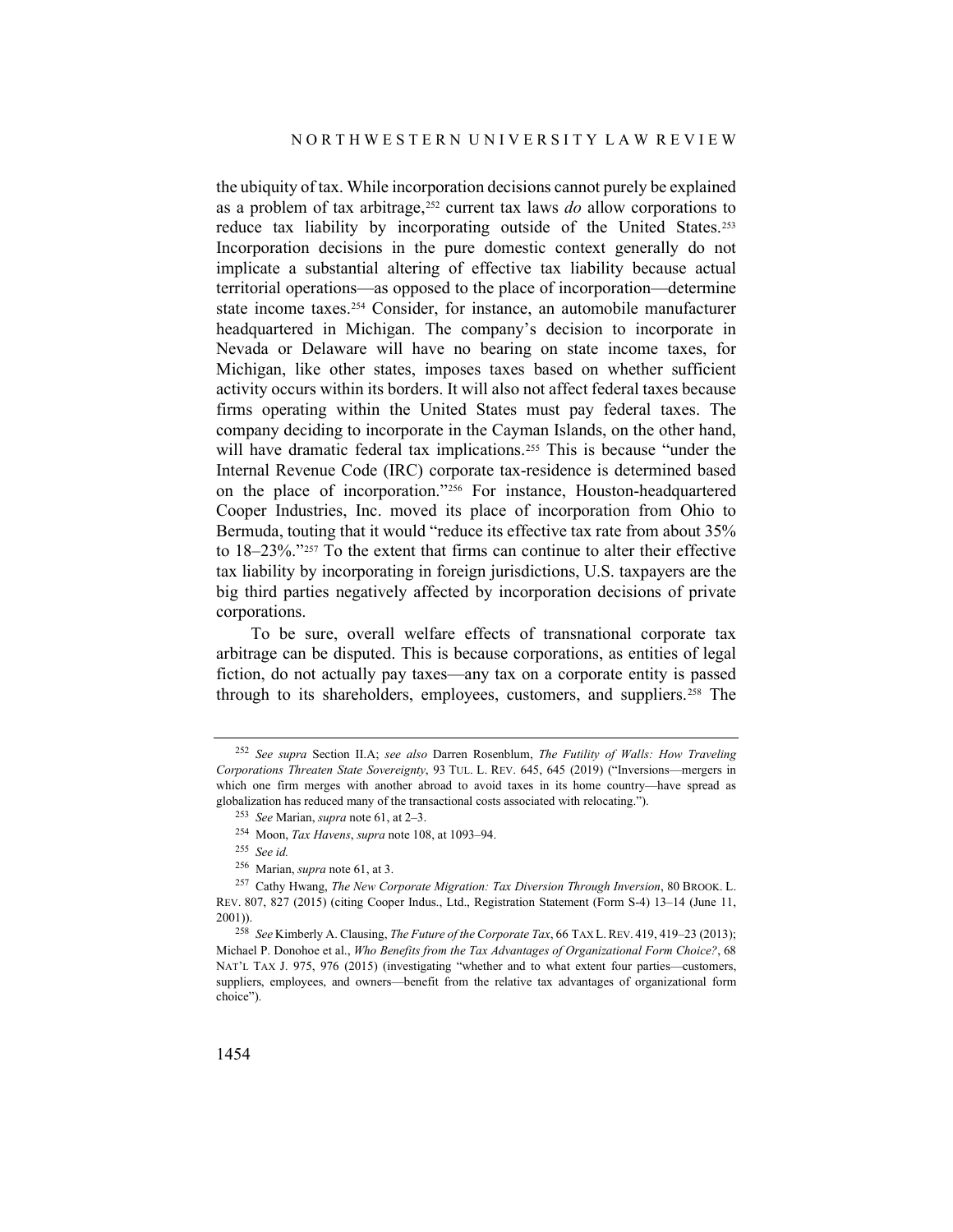the ubiquity of tax. While incorporation decisions cannot purely be explained as a problem of tax arbitrage,[252] current tax laws *do* allow corporations to reduce tax liability by incorporating outside of the United States.[253] Incorporation decisions in the pure domestic context generally do not implicate a substantial altering of effective tax liability because actual territorial operations—as opposed to the place of incorporation—determine state income taxes.[254] Consider, for instance, an automobile manufacturer headquartered in Michigan. The company's decision to incorporate in Nevada or Delaware will have no bearing on state income taxes, for Michigan, like other states, imposes taxes based on whether sufficient activity occurs within its borders. It will also not affect federal taxes because firms operating within the United States must pay federal taxes. The company deciding to incorporate in the Cayman Islands, on the other hand, will have dramatic federal tax implications.[255] This is because "under the Internal Revenue Code (IRC) corporate tax-residence is determined based on the place of incorporation."[256] For instance, Houston-headquartered Cooper Industries, Inc. moved its place of incorporation from Ohio to Bermuda, touting that it would "reduce its effective tax rate from about 35% to 18–23%."[257] To the extent that firms can continue to alter their effective tax liability by incorporating in foreign jurisdictions, U.S. taxpayers are the big third parties negatively affected by incorporation decisions of private corporations.

To be sure, overall welfare effects of transnational corporate tax arbitrage can be disputed. This is because corporations, as entities of legal fiction, do not actually pay taxes—any tax on a corporate entity is passed through to its shareholders, employees, customers, and suppliers.[258] The

---

[252] *See supra* Section II.A; *see also* Darren Rosenblum, *The Futility of Walls: How Traveling Corporations Threaten State Sovereignty*, 93 TUL. L. REV. 645, 645 (2019) ("Inversions—mergers in which one firm merges with another abroad to avoid taxes in its home country—have spread as globalization has reduced many of the transactional costs associated with relocating.").

[253] *See* Marian, *supra* note 61, at 2–3.

[254] Moon, *Tax Havens*, *supra* note 108, at 1093–94.

[255] *See id.*

[256] Marian, *supra* note 61, at 3.

[257] Cathy Hwang, *The New Corporate Migration: Tax Diversion Through Inversion*, 80 BROOK. L. REV. 807, 827 (2015) (citing Cooper Indus., Ltd., Registration Statement (Form S-4) 13–14 (June 11, 2001)).

[258] *See* Kimberly A. Clausing, *The Future of the Corporate Tax*, 66 TAX L. REV. 419, 419–23 (2013); Michael P. Donohoe et al., *Who Benefits from the Tax Advantages of Organizational Form Choice?*, 68 NAT'L TAX J. 975, 976 (2015) (investigating "whether and to what extent four parties—customers, suppliers, employees, and owners—benefit from the relative tax advantages of organizational form choice").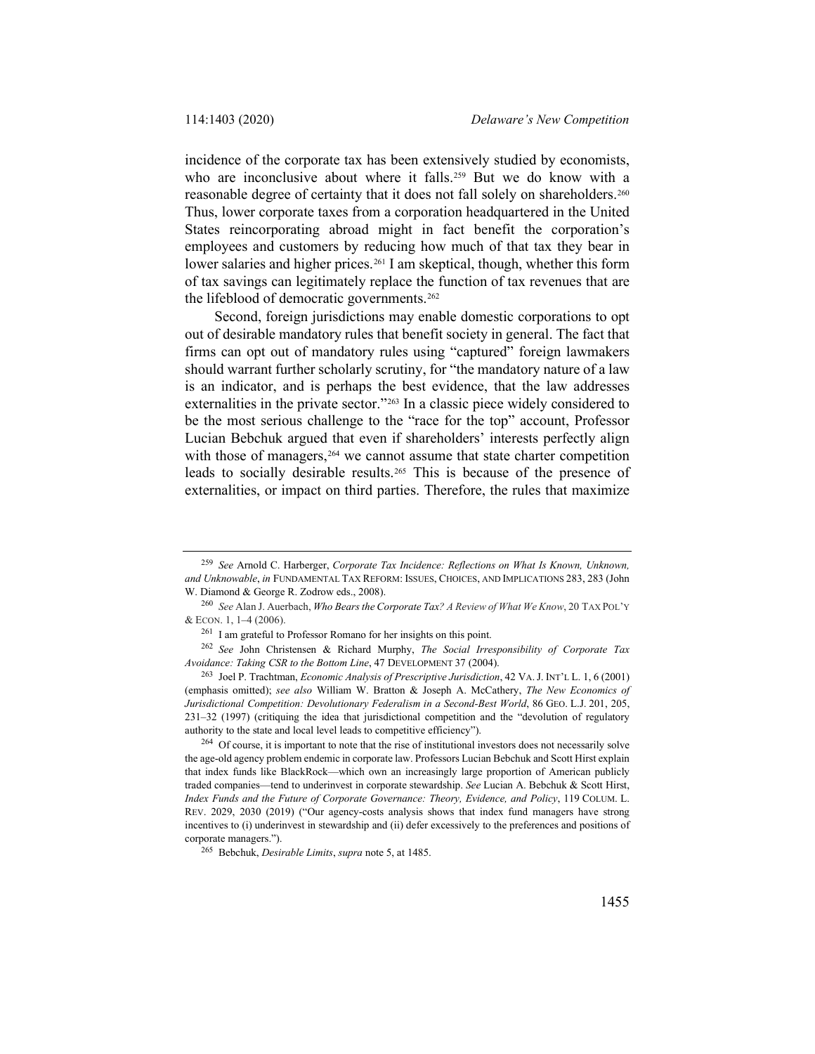incidence of the corporate tax has been extensively studied by economists, who are inconclusive about where it falls.[259] But we do know with a reasonable degree of certainty that it does not fall solely on shareholders.[260] Thus, lower corporate taxes from a corporation headquartered in the United States reincorporating abroad might in fact benefit the corporation's employees and customers by reducing how much of that tax they bear in lower salaries and higher prices.[261] I am skeptical, though, whether this form of tax savings can legitimately replace the function of tax revenues that are the lifeblood of democratic governments.[262]

Second, foreign jurisdictions may enable domestic corporations to opt out of desirable mandatory rules that benefit society in general. The fact that firms can opt out of mandatory rules using "captured" foreign lawmakers should warrant further scholarly scrutiny, for "the mandatory nature of a law is an indicator, and is perhaps the best evidence, that the law addresses externalities in the private sector."[263] In a classic piece widely considered to be the most serious challenge to the "race for the top" account, Professor Lucian Bebchuk argued that even if shareholders' interests perfectly align with those of managers,[264] we cannot assume that state charter competition leads to socially desirable results.[265] This is because of the presence of externalities, or impact on third parties. Therefore, the rules that maximize

---

[259] *See* Arnold C. Harberger, *Corporate Tax Incidence: Reflections on What Is Known, Unknown, and Unknowable*, *in* FUNDAMENTAL TAX REFORM: ISSUES, CHOICES, AND IMPLICATIONS 283, 283 (John W. Diamond & George R. Zodrow eds., 2008).

[260] *See* Alan J. Auerbach, *Who Bears the Corporate Tax? A Review of What We Know*, 20 TAX POL'Y & ECON. 1, 1–4 (2006).

[261] I am grateful to Professor Romano for her insights on this point.

[262] *See* John Christensen & Richard Murphy, *The Social Irresponsibility of Corporate Tax Avoidance: Taking CSR to the Bottom Line*, 47 DEVELOPMENT 37 (2004).

[263] Joel P. Trachtman, *Economic Analysis of Prescriptive Jurisdiction*, 42 VA. J. INT'L L. 1, 6 (2001) (emphasis omitted); *see also* William W. Bratton & Joseph A. McCathery, *The New Economics of Jurisdictional Competition: Devolutionary Federalism in a Second-Best World*, 86 GEO. L.J. 201, 205, 231–32 (1997) (critiquing the idea that jurisdictional competition and the "devolution of regulatory authority to the state and local level leads to competitive efficiency").

[264] Of course, it is important to note that the rise of institutional investors does not necessarily solve the age-old agency problem endemic in corporate law. Professors Lucian Bebchuk and Scott Hirst explain that index funds like BlackRock—which own an increasingly large proportion of American publicly traded companies—tend to underinvest in corporate stewardship. *See* Lucian A. Bebchuk & Scott Hirst, *Index Funds and the Future of Corporate Governance: Theory, Evidence, and Policy*, 119 COLUM. L. REV. 2029, 2030 (2019) ("Our agency-costs analysis shows that index fund managers have strong incentives to (i) underinvest in stewardship and (ii) defer excessively to the preferences and positions of corporate managers.").

[265] Bebchuk, *Desirable Limits*, *supra* note 5, at 1485.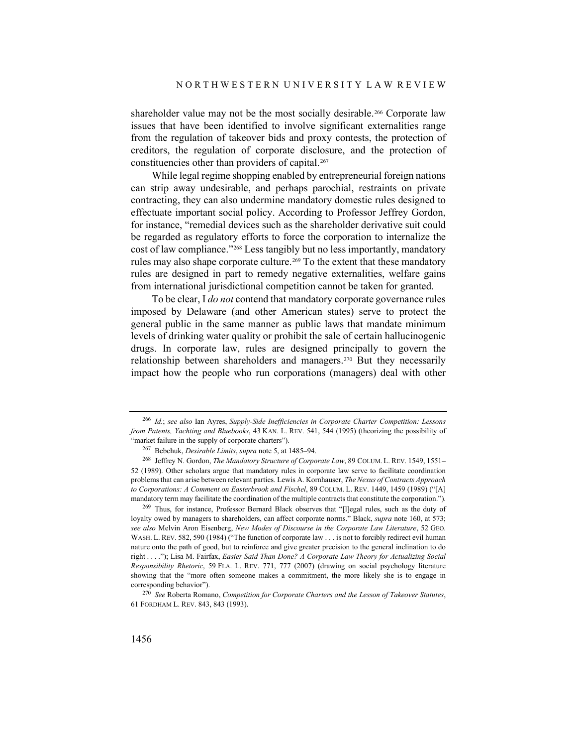shareholder value may not be the most socially desirable.[266] Corporate law issues that have been identified to involve significant externalities range from the regulation of takeover bids and proxy contests, the protection of creditors, the regulation of corporate disclosure, and the protection of constituencies other than providers of capital.[267]

While legal regime shopping enabled by entrepreneurial foreign nations can strip away undesirable, and perhaps parochial, restraints on private contracting, they can also undermine mandatory domestic rules designed to effectuate important social policy. According to Professor Jeffrey Gordon, for instance, "remedial devices such as the shareholder derivative suit could be regarded as regulatory efforts to force the corporation to internalize the cost of law compliance."[268] Less tangibly but no less importantly, mandatory rules may also shape corporate culture.[269] To the extent that these mandatory rules are designed in part to remedy negative externalities, welfare gains from international jurisdictional competition cannot be taken for granted.

To be clear, I *do not* contend that mandatory corporate governance rules imposed by Delaware (and other American states) serve to protect the general public in the same manner as public laws that mandate minimum levels of drinking water quality or prohibit the sale of certain hallucinogenic drugs. In corporate law, rules are designed principally to govern the relationship between shareholders and managers.[270] But they necessarily impact how the people who run corporations (managers) deal with other

---

[266] *Id.*; *see also* Ian Ayres, *Supply-Side Inefficiencies in Corporate Charter Competition: Lessons from Patents, Yachting and Bluebooks*, 43 KAN. L. REV. 541, 544 (1995) (theorizing the possibility of "market failure in the supply of corporate charters").

[267] Bebchuk, *Desirable Limits*, *supra* note 5, at 1485–94.

[268] Jeffrey N. Gordon, *The Mandatory Structure of Corporate Law*, 89 COLUM. L. REV. 1549, 1551–52 (1989). Other scholars argue that mandatory rules in corporate law serve to facilitate coordination problems that can arise between relevant parties. Lewis A. Kornhauser, *The Nexus of Contracts Approach to Corporations: A Comment on Easterbrook and Fischel*, 89 COLUM. L. REV. 1449, 1459 (1989) ("[A] mandatory term may facilitate the coordination of the multiple contracts that constitute the corporation.").

[269] Thus, for instance, Professor Bernard Black observes that "[l]egal rules, such as the duty of loyalty owed by managers to shareholders, can affect corporate norms." Black, *supra* note 160, at 573; *see also* Melvin Aron Eisenberg, *New Modes of Discourse in the Corporate Law Literature*, 52 GEO. WASH. L. REV. 582, 590 (1984) ("The function of corporate law . . . is not to forcibly redirect evil human nature onto the path of good, but to reinforce and give greater precision to the general inclination to do right . . . ."); Lisa M. Fairfax, *Easier Said Than Done? A Corporate Law Theory for Actualizing Social Responsibility Rhetoric*, 59 FLA. L. REV. 771, 777 (2007) (drawing on social psychology literature showing that the "more often someone makes a commitment, the more likely she is to engage in corresponding behavior").

[270] *See* Roberta Romano, *Competition for Corporate Charters and the Lesson of Takeover Statutes*, 61 FORDHAM L. REV. 843, 843 (1993).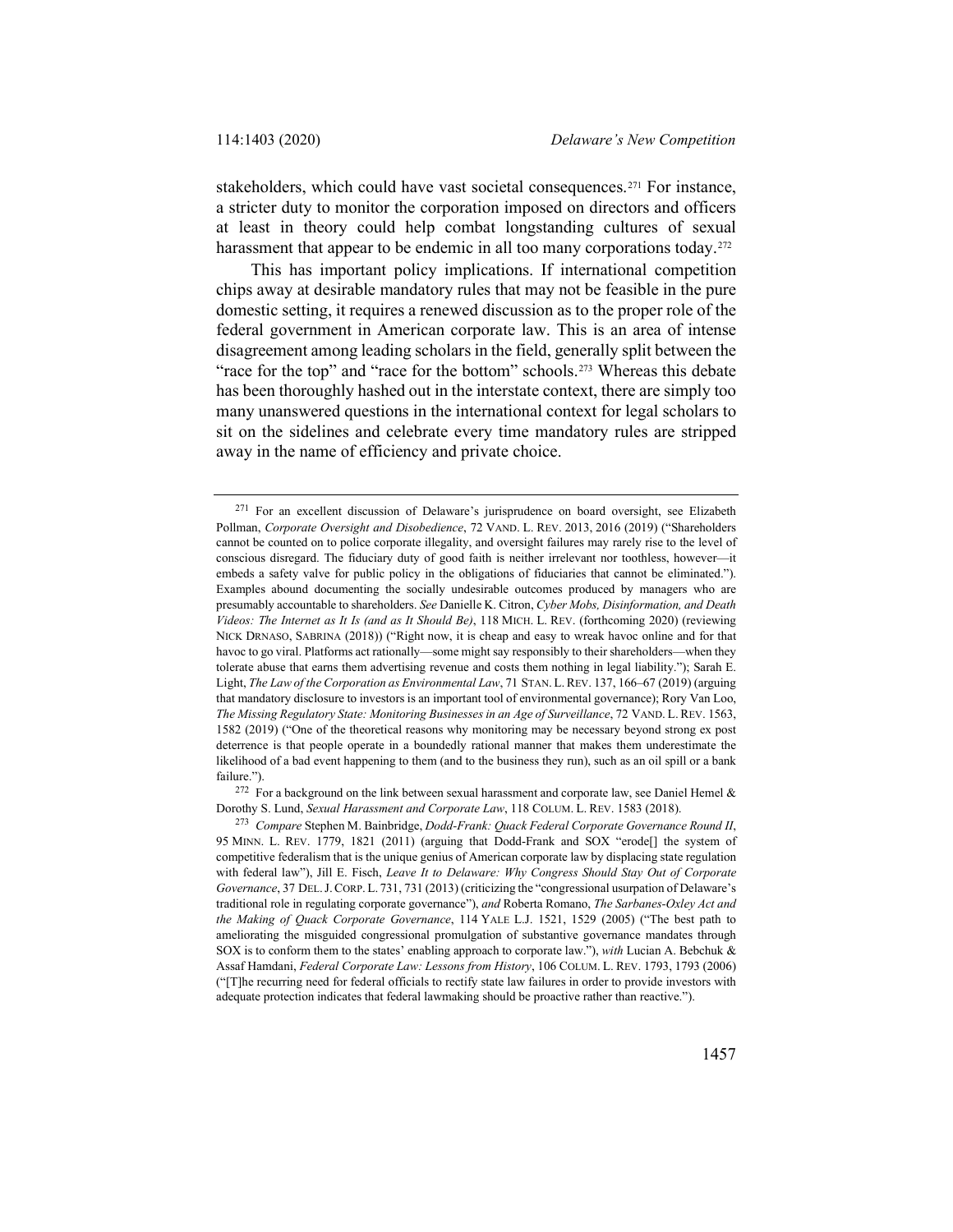stakeholders, which could have vast societal consequences.[271] For instance, a stricter duty to monitor the corporation imposed on directors and officers at least in theory could help combat longstanding cultures of sexual harassment that appear to be endemic in all too many corporations today.[272]

This has important policy implications. If international competition chips away at desirable mandatory rules that may not be feasible in the pure domestic setting, it requires a renewed discussion as to the proper role of the federal government in American corporate law. This is an area of intense disagreement among leading scholars in the field, generally split between the "race for the top" and "race for the bottom" schools.[273] Whereas this debate has been thoroughly hashed out in the interstate context, there are simply too many unanswered questions in the international context for legal scholars to sit on the sidelines and celebrate every time mandatory rules are stripped away in the name of efficiency and private choice.

---

[271] For an excellent discussion of Delaware's jurisprudence on board oversight, see Elizabeth Pollman, *Corporate Oversight and Disobedience*, 72 VAND. L. REV. 2013, 2016 (2019) ("Shareholders cannot be counted on to police corporate illegality, and oversight failures may rarely rise to the level of conscious disregard. The fiduciary duty of good faith is neither irrelevant nor toothless, however—it embeds a safety valve for public policy in the obligations of fiduciaries that cannot be eliminated."). Examples abound documenting the socially undesirable outcomes produced by managers who are presumably accountable to shareholders. *See* Danielle K. Citron, *Cyber Mobs, Disinformation, and Death Videos: The Internet as It Is (and as It Should Be)*, 118 MICH. L. REV. (forthcoming 2020) (reviewing NICK DRNASO, SABRINA (2018)) ("Right now, it is cheap and easy to wreak havoc online and for that havoc to go viral. Platforms act rationally—some might say responsibly to their shareholders—when they tolerate abuse that earns them advertising revenue and costs them nothing in legal liability."); Sarah E. Light, *The Law of the Corporation as Environmental Law*, 71 STAN. L. REV. 137, 166–67 (2019) (arguing that mandatory disclosure to investors is an important tool of environmental governance); Rory Van Loo, *The Missing Regulatory State: Monitoring Businesses in an Age of Surveillance*, 72 VAND. L. REV. 1563, 1582 (2019) ("One of the theoretical reasons why monitoring may be necessary beyond strong ex post deterrence is that people operate in a boundedly rational manner that makes them underestimate the likelihood of a bad event happening to them (and to the business they run), such as an oil spill or a bank failure.").

[272] For a background on the link between sexual harassment and corporate law, see Daniel Hemel & Dorothy S. Lund, *Sexual Harassment and Corporate Law*, 118 COLUM. L. REV. 1583 (2018).

[273] *Compare* Stephen M. Bainbridge, *Dodd-Frank: Quack Federal Corporate Governance Round II*, 95 MINN. L. REV. 1779, 1821 (2011) (arguing that Dodd-Frank and SOX "erode[] the system of competitive federalism that is the unique genius of American corporate law by displacing state regulation with federal law"), Jill E. Fisch, *Leave It to Delaware: Why Congress Should Stay Out of Corporate Governance*, 37 DEL. J. CORP. L. 731, 731 (2013) (criticizing the "congressional usurpation of Delaware's traditional role in regulating corporate governance"), *and* Roberta Romano, *The Sarbanes-Oxley Act and the Making of Quack Corporate Governance*, 114 YALE L.J. 1521, 1529 (2005) ("The best path to ameliorating the misguided congressional promulgation of substantive governance mandates through SOX is to conform them to the states' enabling approach to corporate law."), *with* Lucian A. Bebchuk & Assaf Hamdani, *Federal Corporate Law: Lessons from History*, 106 COLUM. L. REV. 1793, 1793 (2006) ("[T]he recurring need for federal officials to rectify state law failures in order to provide investors with adequate protection indicates that federal lawmaking should be proactive rather than reactive.").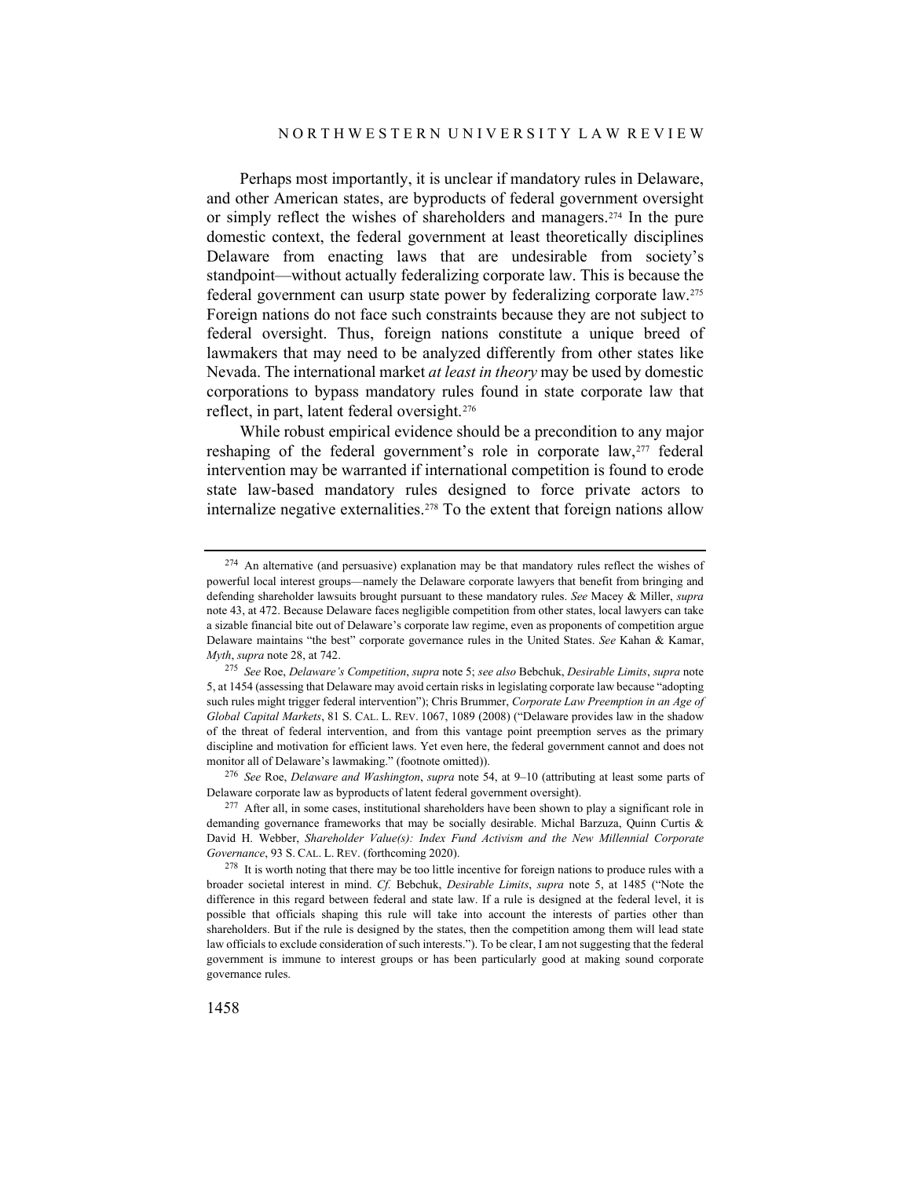Perhaps most importantly, it is unclear if mandatory rules in Delaware, and other American states, are byproducts of federal government oversight or simply reflect the wishes of shareholders and managers.[274] In the pure domestic context, the federal government at least theoretically disciplines Delaware from enacting laws that are undesirable from society's standpoint—without actually federalizing corporate law. This is because the federal government can usurp state power by federalizing corporate law.[275] Foreign nations do not face such constraints because they are not subject to federal oversight. Thus, foreign nations constitute a unique breed of lawmakers that may need to be analyzed differently from other states like Nevada. The international market *at least in theory* may be used by domestic corporations to bypass mandatory rules found in state corporate law that reflect, in part, latent federal oversight.[276]

While robust empirical evidence should be a precondition to any major reshaping of the federal government's role in corporate law,[277] federal intervention may be warranted if international competition is found to erode state law-based mandatory rules designed to force private actors to internalize negative externalities.[278] To the extent that foreign nations allow

---

[274] An alternative (and persuasive) explanation may be that mandatory rules reflect the wishes of powerful local interest groups—namely the Delaware corporate lawyers that benefit from bringing and defending shareholder lawsuits brought pursuant to these mandatory rules. *See* Macey & Miller, *supra* note 43, at 472. Because Delaware faces negligible competition from other states, local lawyers can take a sizable financial bite out of Delaware's corporate law regime, even as proponents of competition argue Delaware maintains "the best" corporate governance rules in the United States. *See* Kahan & Kamar, *Myth*, *supra* note 28, at 742.

[275] *See* Roe, *Delaware's Competition*, *supra* note 5; *see also* Bebchuk, *Desirable Limits*, *supra* note 5, at 1454 (assessing that Delaware may avoid certain risks in legislating corporate law because "adopting such rules might trigger federal intervention"); Chris Brummer, *Corporate Law Preemption in an Age of Global Capital Markets*, 81 S. CAL. L. REV. 1067, 1089 (2008) ("Delaware provides law in the shadow of the threat of federal intervention, and from this vantage point preemption serves as the primary discipline and motivation for efficient laws. Yet even here, the federal government cannot and does not monitor all of Delaware's lawmaking." (footnote omitted)).

[276] *See* Roe, *Delaware and Washington*, *supra* note 54, at 9–10 (attributing at least some parts of Delaware corporate law as byproducts of latent federal government oversight).

[277] After all, in some cases, institutional shareholders have been shown to play a significant role in demanding governance frameworks that may be socially desirable. Michal Barzuza, Quinn Curtis & David H. Webber, *Shareholder Value(s): Index Fund Activism and the New Millennial Corporate Governance*, 93 S. CAL. L. REV. (forthcoming 2020).

[278] It is worth noting that there may be too little incentive for foreign nations to produce rules with a broader societal interest in mind. *Cf.* Bebchuk, *Desirable Limits*, *supra* note 5, at 1485 ("Note the difference in this regard between federal and state law. If a rule is designed at the federal level, it is possible that officials shaping this rule will take into account the interests of parties other than shareholders. But if the rule is designed by the states, then the competition among them will lead state law officials to exclude consideration of such interests."). To be clear, I am not suggesting that the federal government is immune to interest groups or has been particularly good at making sound corporate governance rules.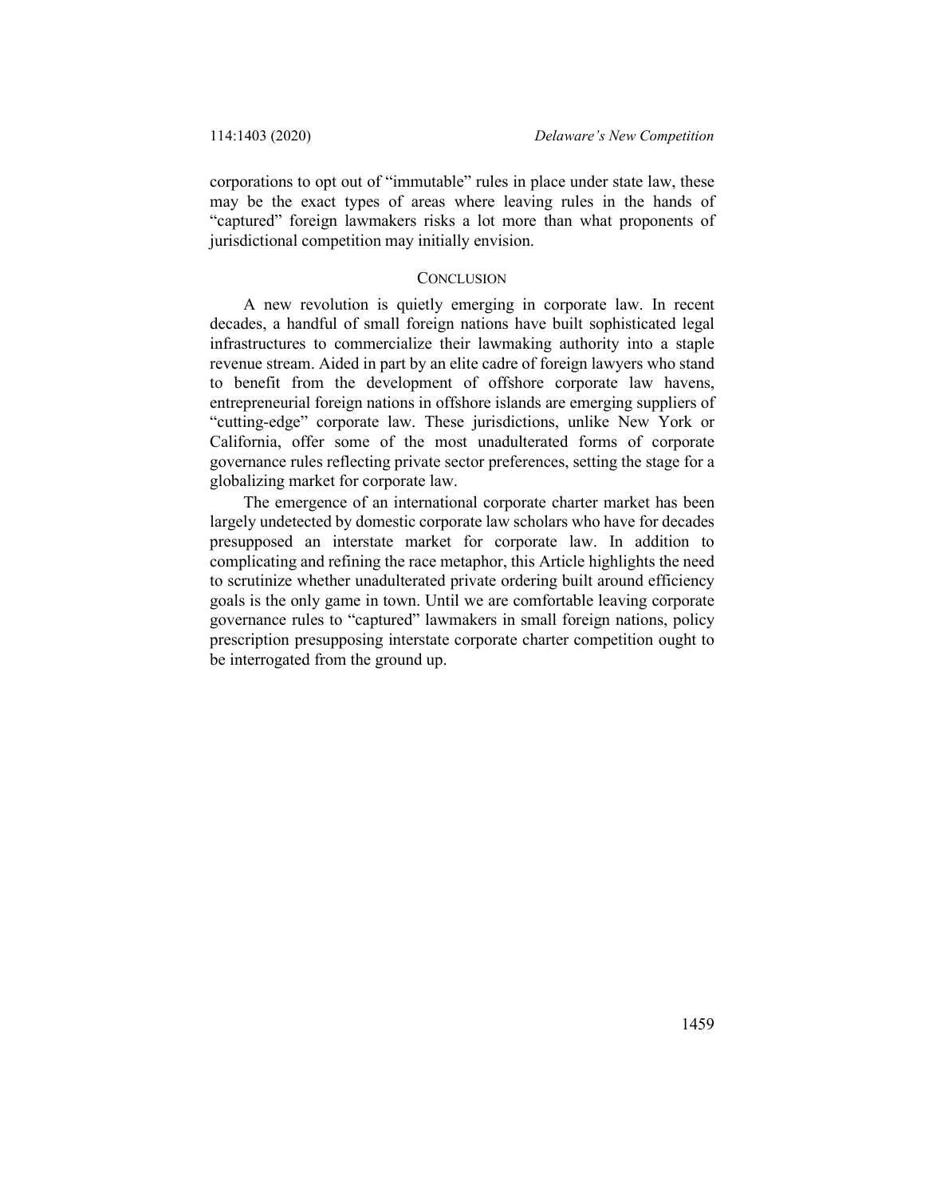corporations to opt out of "immutable" rules in place under state law, these may be the exact types of areas where leaving rules in the hands of "captured" foreign lawmakers risks a lot more than what proponents of jurisdictional competition may initially envision.

## CONCLUSION

A new revolution is quietly emerging in corporate law. In recent decades, a handful of small foreign nations have built sophisticated legal infrastructures to commercialize their lawmaking authority into a staple revenue stream. Aided in part by an elite cadre of foreign lawyers who stand to benefit from the development of offshore corporate law havens, entrepreneurial foreign nations in offshore islands are emerging suppliers of "cutting-edge" corporate law. These jurisdictions, unlike New York or California, offer some of the most unadulterated forms of corporate governance rules reflecting private sector preferences, setting the stage for a globalizing market for corporate law.

The emergence of an international corporate charter market has been largely undetected by domestic corporate law scholars who have for decades presupposed an interstate market for corporate law. In addition to complicating and refining the race metaphor, this Article highlights the need to scrutinize whether unadulterated private ordering built around efficiency goals is the only game in town. Until we are comfortable leaving corporate governance rules to "captured" lawmakers in small foreign nations, policy prescription presupposing interstate corporate charter competition ought to be interrogated from the ground up.